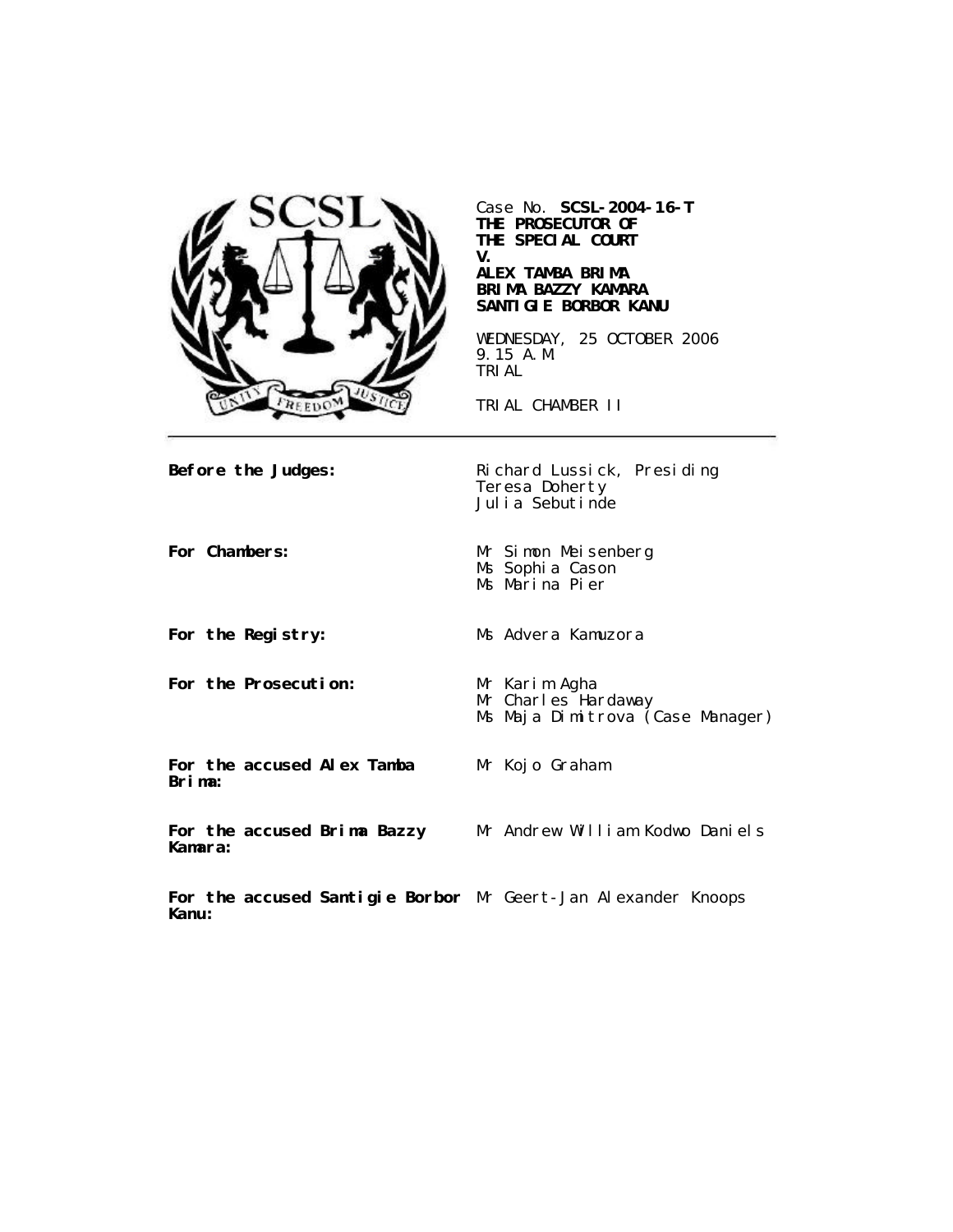Case No. **SCSL-2004-16-T**
**THE PROSECUTOR OF THE SPECIAL COURT**
**V.**
**ALEX TAMBA BRIMA**
**BRIMA BAZZY KAMARA**
**SANTIGIE BORBOR KANU**

WEDNESDAY, 25 OCTOBER 2006
9.15 A.M.
TRIAL

TRIAL CHAMBER II

| | |
|---|---|
| **Before the Judges:** | Richard Lussick, Presiding<br>Teresa Doherty<br>Julia Sebutinde |
| **For Chambers:** | Mr Simon Meisenberg<br>Ms Sophia Cason<br>Ms Marina Pier |
| **For the Registry:** | Ms Advera Kamuzora |
| **For the Prosecution:** | Mr Karim Agha<br>Mr Charles Hardaway<br>Ms Maja Dimitrova (Case Manager) |
| **For the accused Alex Tamba Brima:** | Mr Kojo Graham |
| **For the accused Brima Bazzy Kamara:** | Mr Andrew William Kodwo Daniels |
| **For the accused Santigie Borbor Kanu:** | Mr Geert-Jan Alexander Knoops |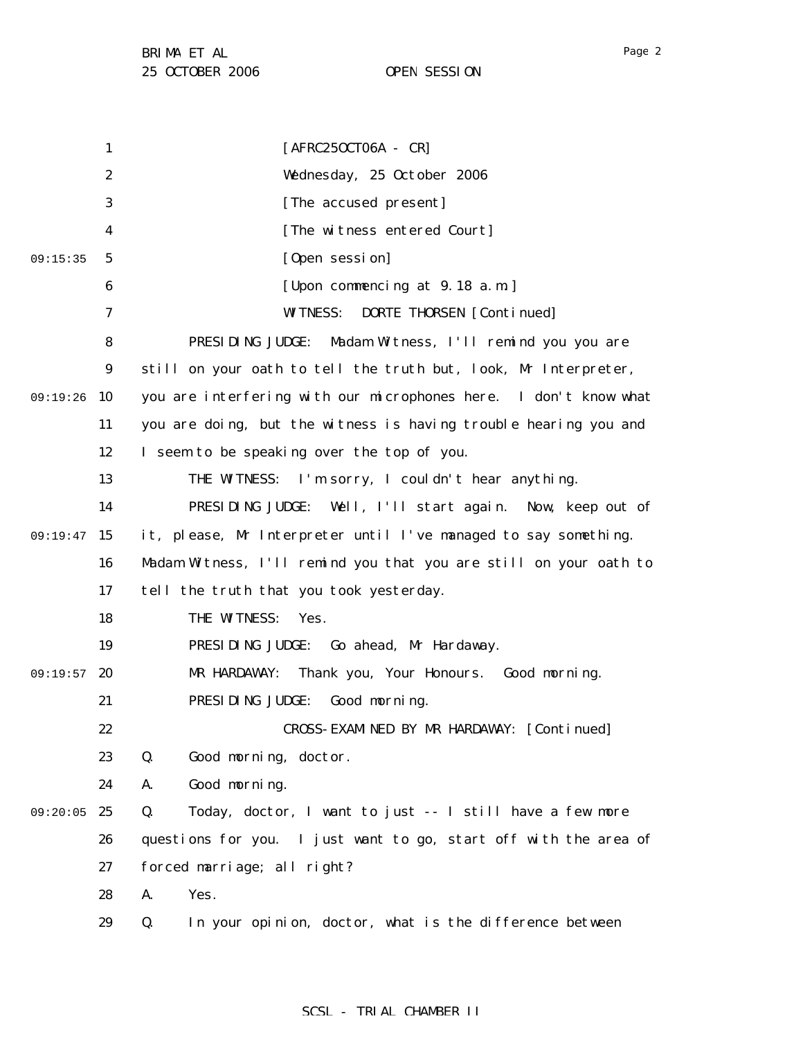[AFRC25OCT06A - CR]

Wednesday, 25 October 2006

[The accused present]

[The witness entered Court]

[Open session]

[Upon commencing at 9.18 a.m.]

WITNESS: DORTE THORSEN [Continued]

PRESIDING JUDGE: Madam Witness, I'll remind you you are still on your oath to tell the truth but, look, Mr Interpreter, you are interfering with our microphones here. I don't know what you are doing, but the witness is having trouble hearing you and I seem to be speaking over the top of you.

THE WITNESS: I'm sorry, I couldn't hear anything.

PRESIDING JUDGE: Well, I'll start again. Now, keep out of it, please, Mr Interpreter until I've managed to say something. Madam Witness, I'll remind you that you are still on your oath to tell the truth that you took yesterday.

THE WITNESS: Yes.

PRESIDING JUDGE: Go ahead, Mr Hardaway.

MR HARDAWAY: Thank you, Your Honours. Good morning.

PRESIDING JUDGE: Good morning.

CROSS-EXAMINED BY MR HARDAWAY: [Continued]

Q. Good morning, doctor.

A. Good morning.

Q. Today, doctor, I want to just -- I still have a few more questions for you. I just want to go, start off with the area of forced marriage; all right?

A. Yes.

Q. In your opinion, doctor, what is the difference between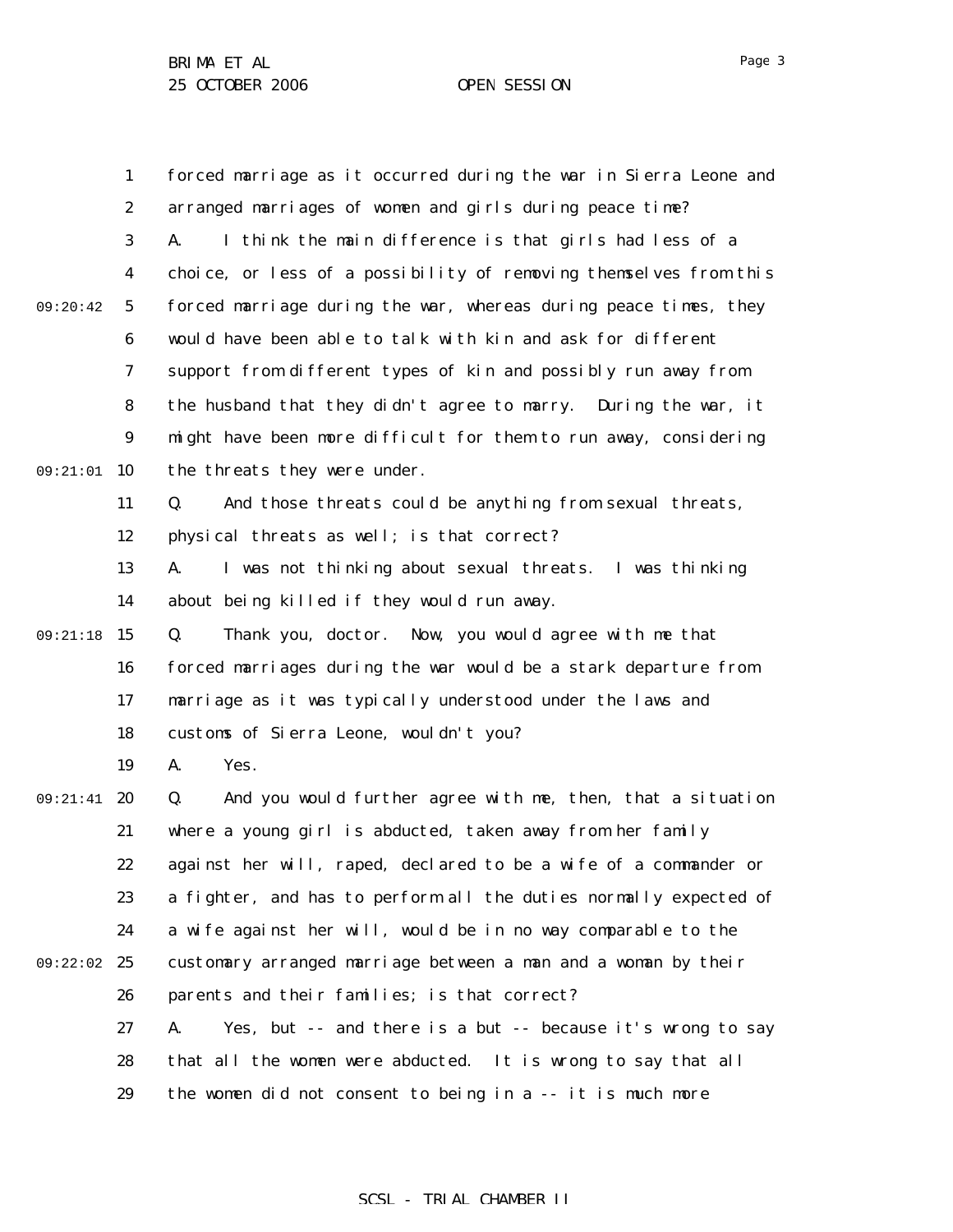forced marriage as it occurred during the war in Sierra Leone and arranged marriages of women and girls during peace time?

A. I think the main difference is that girls had less of a choice, or less of a possibility of removing themselves from this forced marriage during the war, whereas during peace times, they would have been able to talk with kin and ask for different support from different types of kin and possibly run away from the husband that they didn't agree to marry. During the war, it might have been more difficult for them to run away, considering the threats they were under.

Q. And those threats could be anything from sexual threats, physical threats as well; is that correct?

A. I was not thinking about sexual threats. I was thinking about being killed if they would run away.

Q. Thank you, doctor. Now, you would agree with me that forced marriages during the war would be a stark departure from marriage as it was typically understood under the laws and customs of Sierra Leone, wouldn't you?

A. Yes.

Q. And you would further agree with me, then, that a situation where a young girl is abducted, taken away from her family against her will, raped, declared to be a wife of a commander or a fighter, and has to perform all the duties normally expected of a wife against her will, would be in no way comparable to the customary arranged marriage between a man and a woman by their parents and their families; is that correct?

A. Yes, but -- and there is a but -- because it's wrong to say that all the women were abducted. It is wrong to say that all the women did not consent to being in a -- it is much more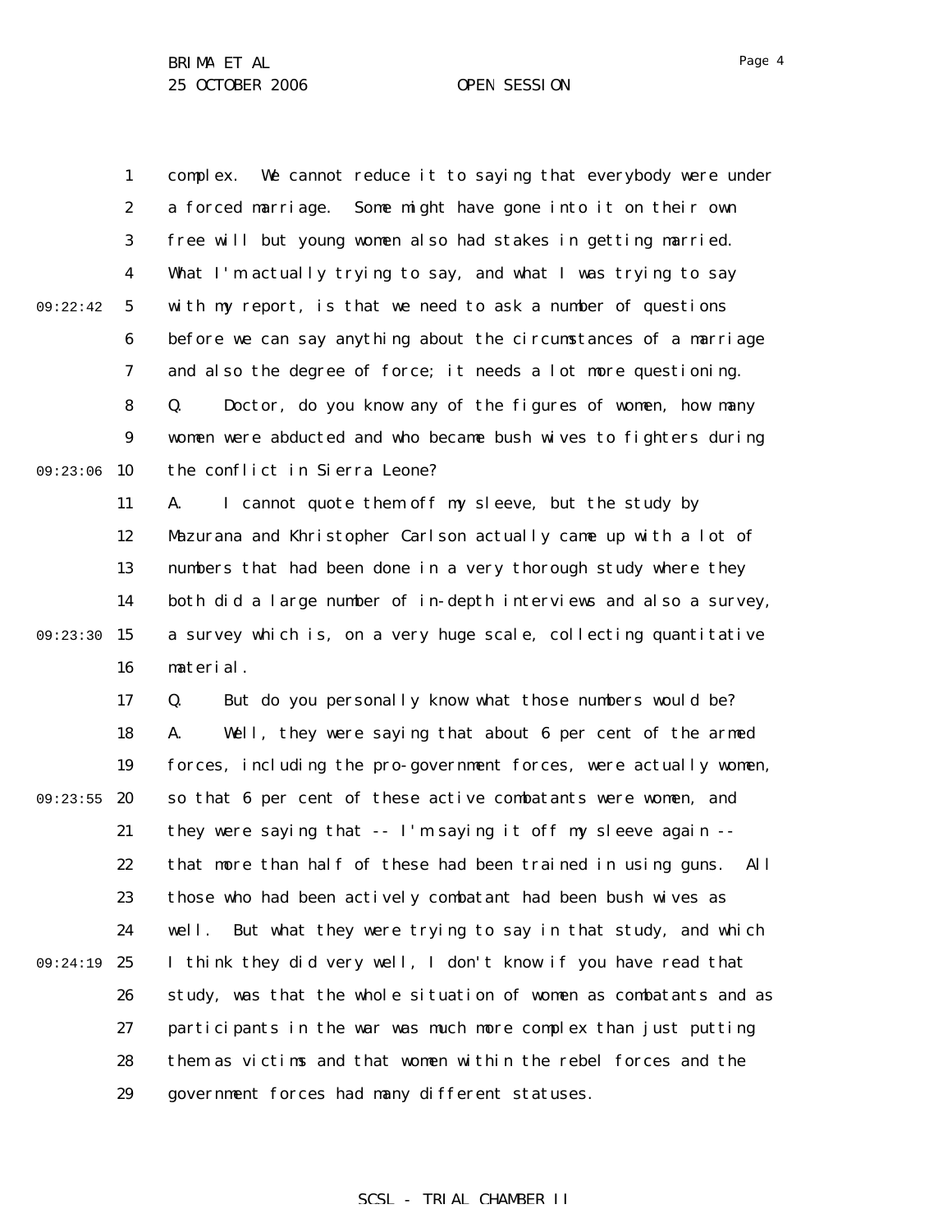complex. We cannot reduce it to saying that everybody were under a forced marriage. Some might have gone into it on their own free will but young women also had stakes in getting married. What I'm actually trying to say, and what I was trying to say with my report, is that we need to ask a number of questions before we can say anything about the circumstances of a marriage and also the degree of force; it needs a lot more questioning.

Q. Doctor, do you know any of the figures of women, how many women were abducted and who became bush wives to fighters during the conflict in Sierra Leone?

A. I cannot quote them off my sleeve, but the study by Mazurana and Khristopher Carlson actually came up with a lot of numbers that had been done in a very thorough study where they both did a large number of in-depth interviews and also a survey, a survey which is, on a very huge scale, collecting quantitative material.

Q. But do you personally know what those numbers would be?

A. Well, they were saying that about 6 per cent of the armed forces, including the pro-government forces, were actually women, so that 6 per cent of these active combatants were women, and they were saying that -- I'm saying it off my sleeve again -- that more than half of these had been trained in using guns. All those who had been actively combatant had been bush wives as well. But what they were trying to say in that study, and which I think they did very well, I don't know if you have read that study, was that the whole situation of women as combatants and as participants in the war was much more complex than just putting them as victims and that women within the rebel forces and the government forces had many different statuses.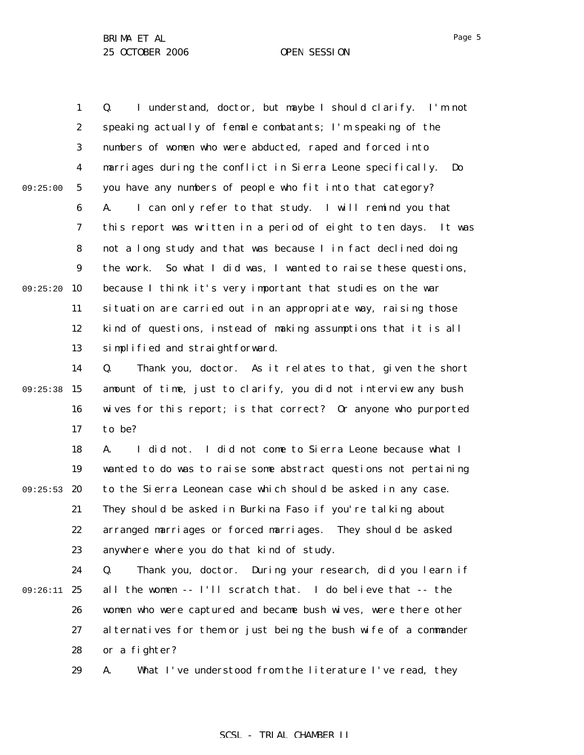Q. I understand, doctor, but maybe I should clarify. I'm not speaking actually of female combatants; I'm speaking of the numbers of women who were abducted, raped and forced into marriages during the conflict in Sierra Leone specifically. Do you have any numbers of people who fit into that category?

A. I can only refer to that study. I will remind you that this report was written in a period of eight to ten days. It was not a long study and that was because I in fact declined doing the work. So what I did was, I wanted to raise these questions, because I think it's very important that studies on the war situation are carried out in an appropriate way, raising those kind of questions, instead of making assumptions that it is all simplified and straightforward.

Q. Thank you, doctor. As it relates to that, given the short amount of time, just to clarify, you did not interview any bush wives for this report; is that correct? Or anyone who purported to be?

A. I did not. I did not come to Sierra Leone because what I wanted to do was to raise some abstract questions not pertaining to the Sierra Leonean case which should be asked in any case. They should be asked in Burkina Faso if you're talking about arranged marriages or forced marriages. They should be asked anywhere where you do that kind of study.

Q. Thank you, doctor. During your research, did you learn if all the women -- I'll scratch that. I do believe that -- the women who were captured and became bush wives, were there other alternatives for them or just being the bush wife of a commander or a fighter?

A. What I've understood from the literature I've read, they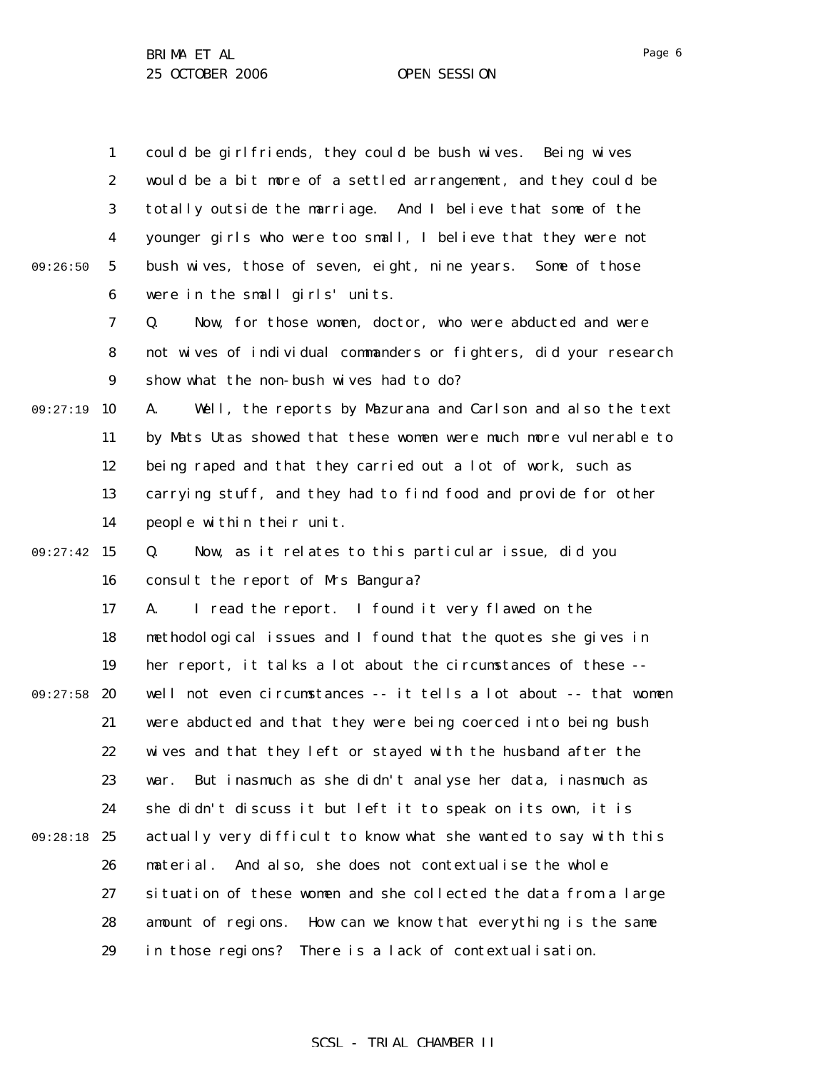could be girlfriends, they could be bush wives. Being wives would be a bit more of a settled arrangement, and they could be totally outside the marriage. And I believe that some of the younger girls who were too small, I believe that they were not bush wives, those of seven, eight, nine years. Some of those were in the small girls' units.

Q. Now, for those women, doctor, who were abducted and were not wives of individual commanders or fighters, did your research show what the non-bush wives had to do?

A. Well, the reports by Mazurana and Carlson and also the text by Mats Utas showed that these women were much more vulnerable to being raped and that they carried out a lot of work, such as carrying stuff, and they had to find food and provide for other people within their unit.

Q. Now, as it relates to this particular issue, did you consult the report of Mrs Bangura?

A. I read the report. I found it very flawed on the methodological issues and I found that the quotes she gives in her report, it talks a lot about the circumstances of these -- well not even circumstances -- it tells a lot about -- that women were abducted and that they were being coerced into being bush wives and that they left or stayed with the husband after the war. But inasmuch as she didn't analyse her data, inasmuch as she didn't discuss it but left it to speak on its own, it is actually very difficult to know what she wanted to say with this material. And also, she does not contextualise the whole situation of these women and she collected the data from a large amount of regions. How can we know that everything is the same in those regions? There is a lack of contextualisation.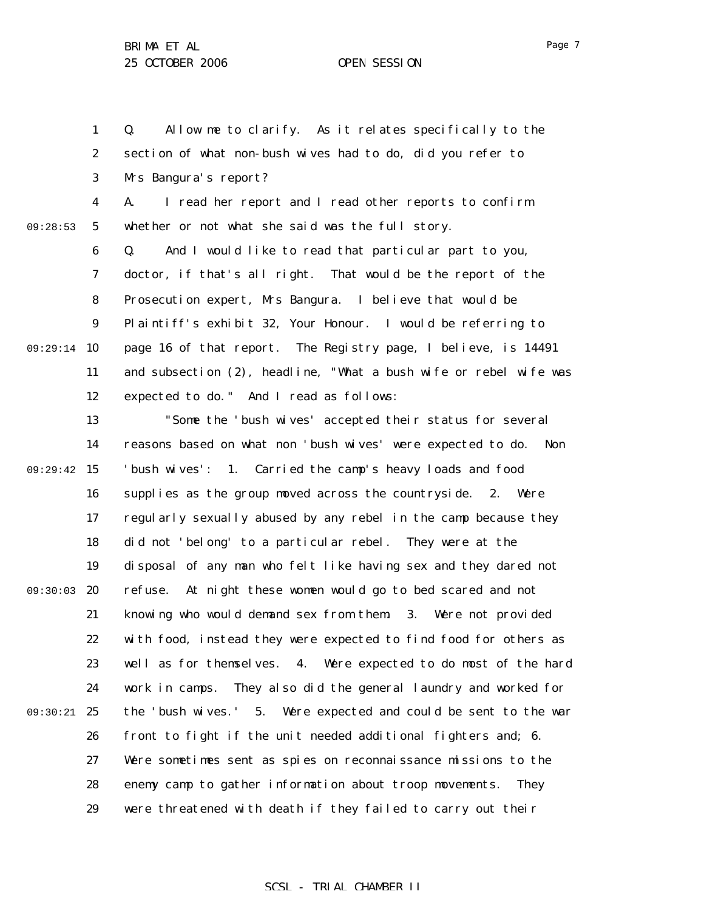Q. Allow me to clarify. As it relates specifically to the section of what non-bush wives had to do, did you refer to Mrs Bangura's report?

A. I read her report and I read other reports to confirm whether or not what she said was the full story.

Q. And I would like to read that particular part to you, doctor, if that's all right. That would be the report of the Prosecution expert, Mrs Bangura. I believe that would be Plaintiff's exhibit 32, Your Honour. I would be referring to page 16 of that report. The Registry page, I believe, is 14491 and subsection (2), headline, "What a bush wife or rebel wife was expected to do." And I read as follows:

"Some the 'bush wives' accepted their status for several reasons based on what non 'bush wives' were expected to do. Non 'bush wives': 1. Carried the camp's heavy loads and food supplies as the group moved across the countryside. 2. Were regularly sexually abused by any rebel in the camp because they did not 'belong' to a particular rebel. They were at the disposal of any man who felt like having sex and they dared not refuse. At night these women would go to bed scared and not knowing who would demand sex from them. 3. Were not provided with food, instead they were expected to find food for others as well as for themselves. 4. Were expected to do most of the hard work in camps. They also did the general laundry and worked for the 'bush wives.' 5. Were expected and could be sent to the war front to fight if the unit needed additional fighters and; 6. Were sometimes sent as spies on reconnaissance missions to the enemy camp to gather information about troop movements. They were threatened with death if they failed to carry out their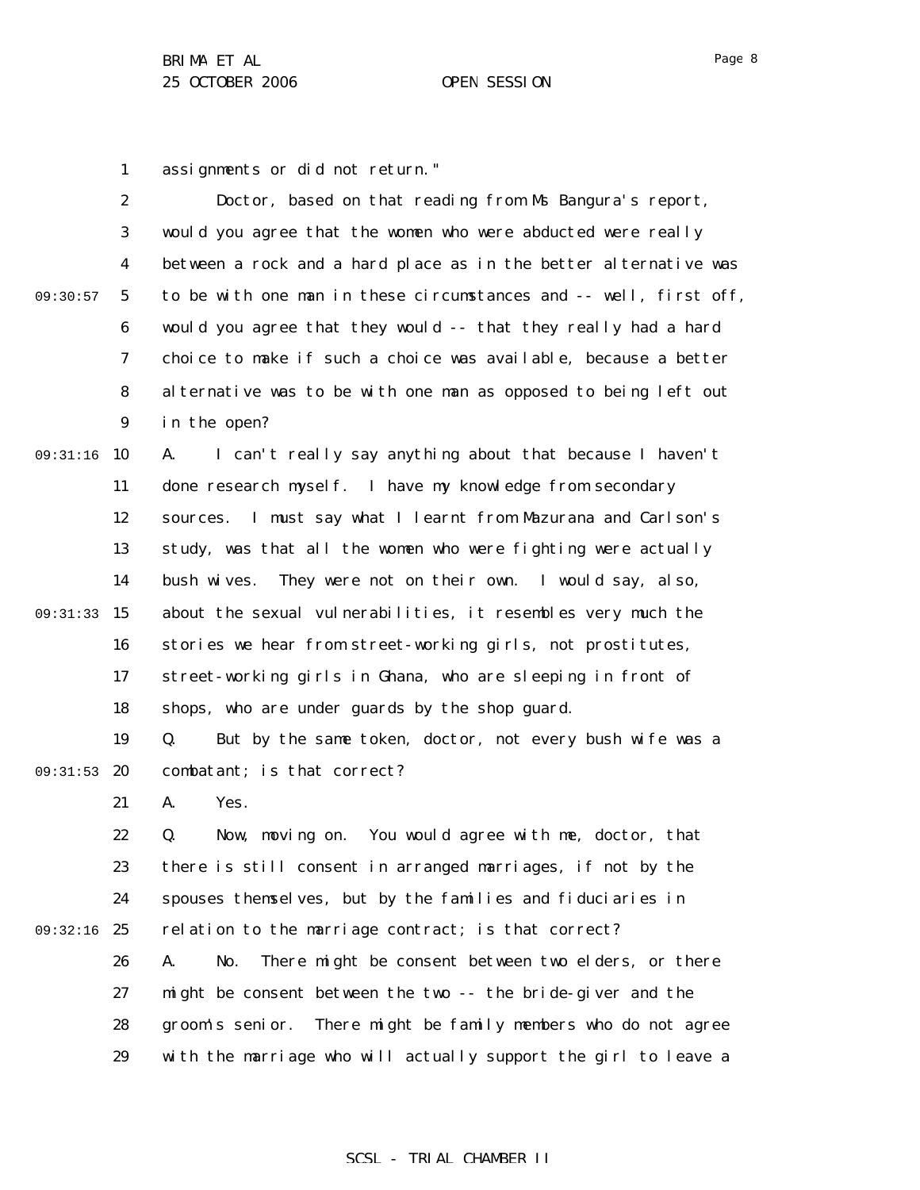assignments or did not return."

Doctor, based on that reading from Ms Bangura's report, would you agree that the women who were abducted were really between a rock and a hard place as in the better alternative was to be with one man in these circumstances and -- well, first off, would you agree that they would -- that they really had a hard choice to make if such a choice was available, because a better alternative was to be with one man as opposed to being left out in the open?

A. I can't really say anything about that because I haven't done research myself. I have my knowledge from secondary sources. I must say what I learnt from Mazurana and Carlson's study, was that all the women who were fighting were actually bush wives. They were not on their own. I would say, also, about the sexual vulnerabilities, it resembles very much the stories we hear from street-working girls, not prostitutes, street-working girls in Ghana, who are sleeping in front of shops, who are under guards by the shop guard.

Q. But by the same token, doctor, not every bush wife was a combatant; is that correct?

A. Yes.

Q. Now, moving on. You would agree with me, doctor, that there is still consent in arranged marriages, if not by the spouses themselves, but by the families and fiduciaries in relation to the marriage contract; is that correct?

A. No. There might be consent between two elders, or there might be consent between the two -- the bride-giver and the groom's senior. There might be family members who do not agree with the marriage who will actually support the girl to leave a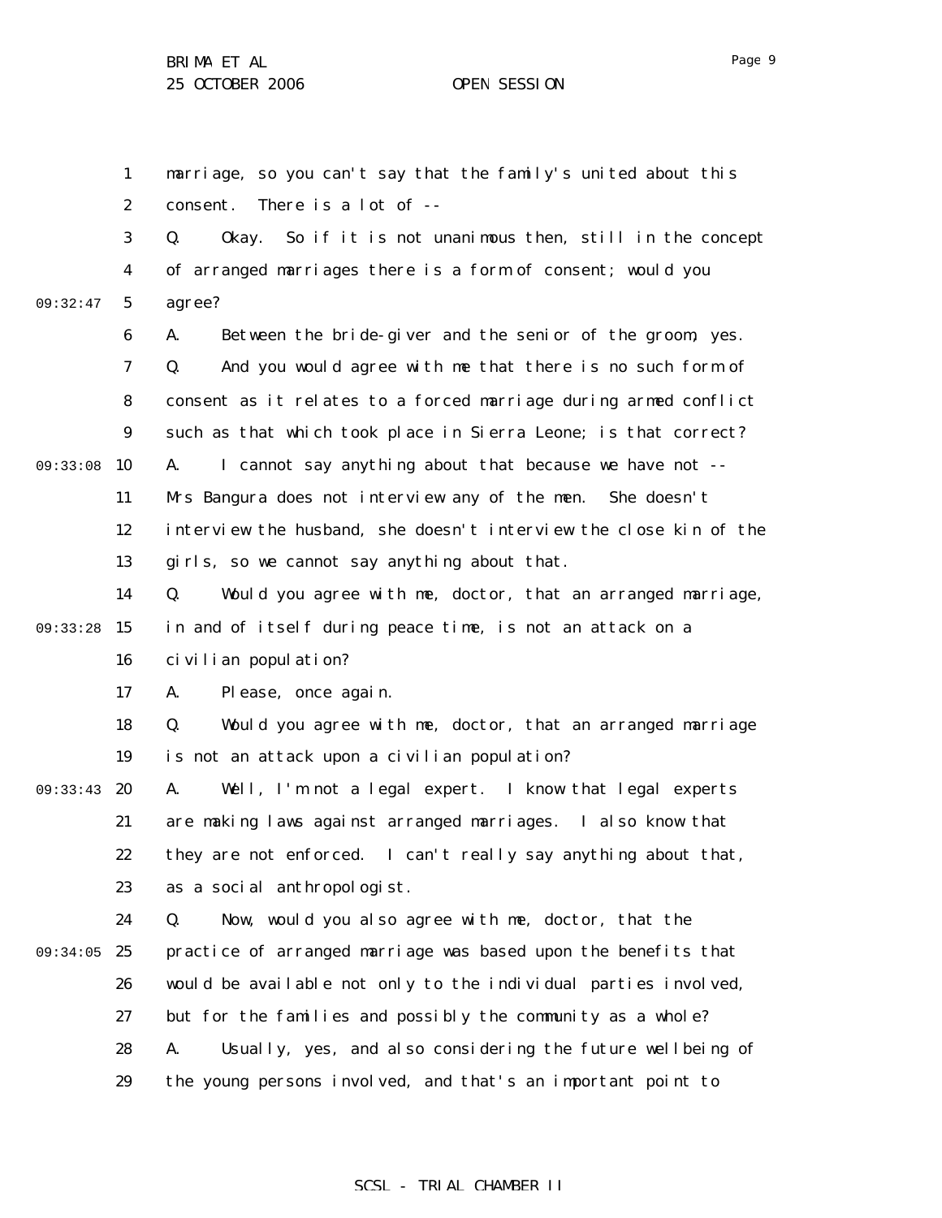marriage, so you can't say that the family's united about this consent. There is a lot of --

Q. Okay. So if it is not unanimous then, still in the concept of arranged marriages there is a form of consent; would you agree?

A. Between the bride-giver and the senior of the groom, yes.

Q. And you would agree with me that there is no such form of consent as it relates to a forced marriage during armed conflict such as that which took place in Sierra Leone; is that correct?

A. I cannot say anything about that because we have not -- Mrs Bangura does not interview any of the men. She doesn't interview the husband, she doesn't interview the close kin of the girls, so we cannot say anything about that.

Q. Would you agree with me, doctor, that an arranged marriage, in and of itself during peace time, is not an attack on a civilian population?

A. Please, once again.

Q. Would you agree with me, doctor, that an arranged marriage is not an attack upon a civilian population?

A. Well, I'm not a legal expert. I know that legal experts are making laws against arranged marriages. I also know that they are not enforced. I can't really say anything about that, as a social anthropologist.

Q. Now, would you also agree with me, doctor, that the practice of arranged marriage was based upon the benefits that would be available not only to the individual parties involved, but for the families and possibly the community as a whole?

A. Usually, yes, and also considering the future wellbeing of the young persons involved, and that's an important point to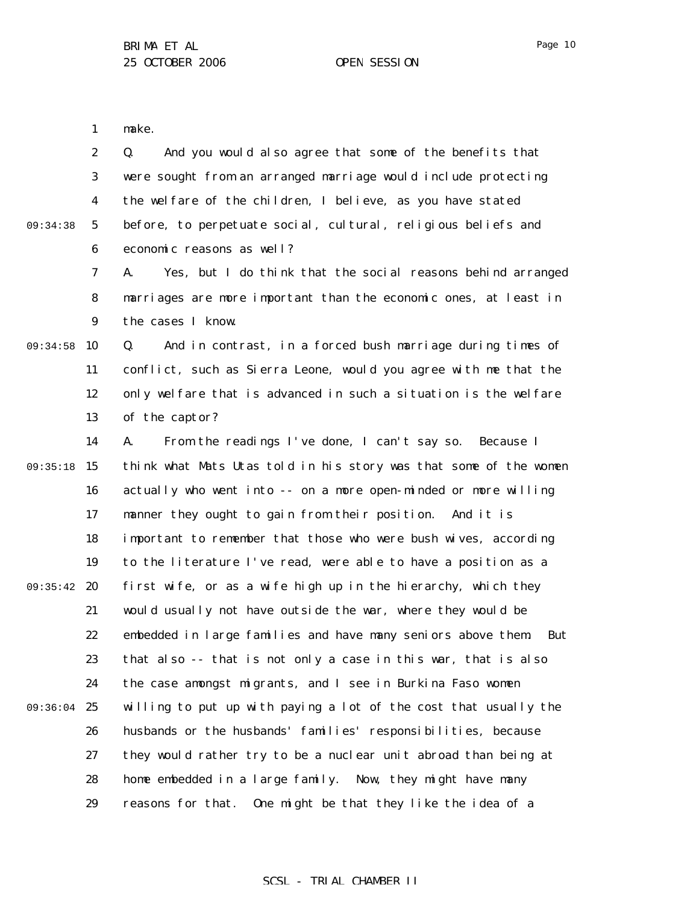make.

Q. And you would also agree that some of the benefits that were sought from an arranged marriage would include protecting the welfare of the children, I believe, as you have stated before, to perpetuate social, cultural, religious beliefs and economic reasons as well?

A. Yes, but I do think that the social reasons behind arranged marriages are more important than the economic ones, at least in the cases I know.

Q. And in contrast, in a forced bush marriage during times of conflict, such as Sierra Leone, would you agree with me that the only welfare that is advanced in such a situation is the welfare of the captor?

A. From the readings I've done, I can't say so. Because I think what Mats Utas told in his story was that some of the women actually who went into -- on a more open-minded or more willing manner they ought to gain from their position. And it is important to remember that those who were bush wives, according to the literature I've read, were able to have a position as a first wife, or as a wife high up in the hierarchy, which they would usually not have outside the war, where they would be embedded in large families and have many seniors above them. But that also -- that is not only a case in this war, that is also the case amongst migrants, and I see in Burkina Faso women willing to put up with paying a lot of the cost that usually the husbands or the husbands' families' responsibilities, because they would rather try to be a nuclear unit abroad than being at home embedded in a large family. Now, they might have many reasons for that. One might be that they like the idea of a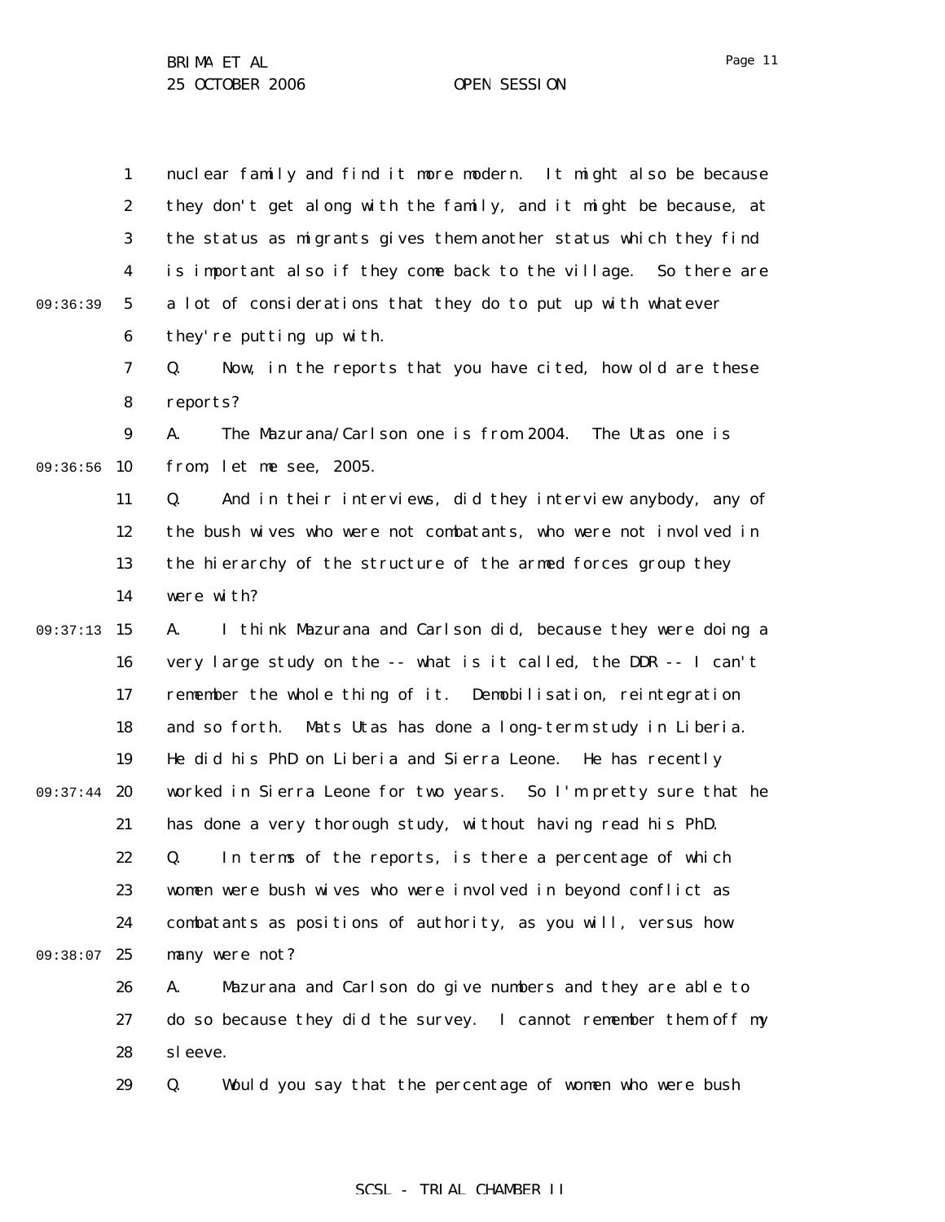nuclear family and find it more modern. It might also be because they don't get along with the family, and it might be because, at the status as migrants gives them another status which they find is important also if they come back to the village. So there are a lot of considerations that they do to put up with whatever they're putting up with.

Q. Now, in the reports that you have cited, how old are these reports?

A. The Mazurana/Carlson one is from 2004. The Utas one is from, let me see, 2005.

Q. And in their interviews, did they interview anybody, any of the bush wives who were not combatants, who were not involved in the hierarchy of the structure of the armed forces group they were with?

A. I think Mazurana and Carlson did, because they were doing a very large study on the -- what is it called, the DDR -- I can't remember the whole thing of it. Demobilisation, reintegration and so forth. Mats Utas has done a long-term study in Liberia. He did his PhD on Liberia and Sierra Leone. He has recently worked in Sierra Leone for two years. So I'm pretty sure that he has done a very thorough study, without having read his PhD.

Q. In terms of the reports, is there a percentage of which women were bush wives who were involved in beyond conflict as combatants as positions of authority, as you will, versus how many were not?

A. Mazurana and Carlson do give numbers and they are able to do so because they did the survey. I cannot remember them off my sleeve.

Q. Would you say that the percentage of women who were bush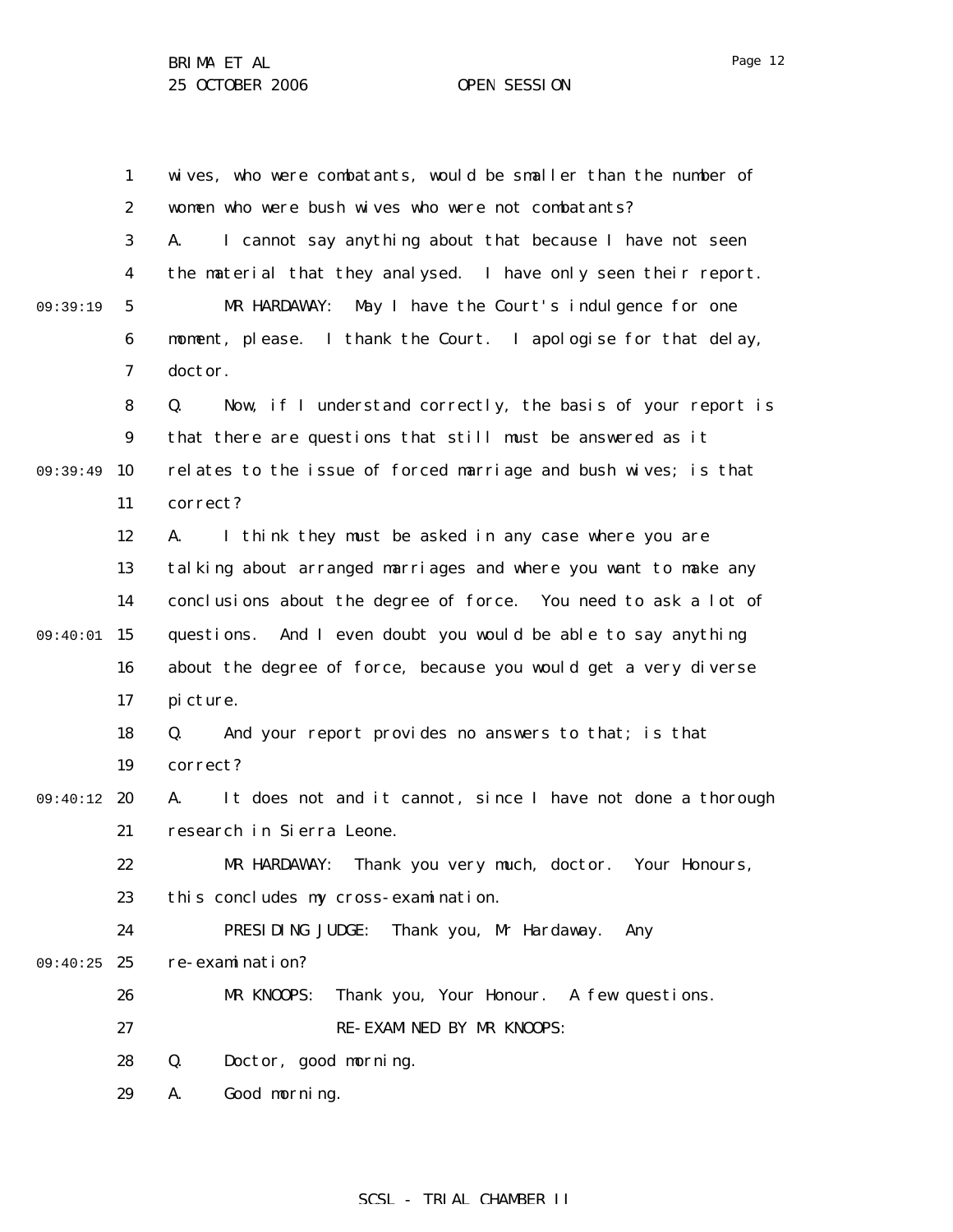wives, who were combatants, would be smaller than the number of women who were bush wives who were not combatants?

A. I cannot say anything about that because I have not seen the material that they analysed. I have only seen their report.

MR HARDAWAY: May I have the Court's indulgence for one moment, please. I thank the Court. I apologise for that delay, doctor.

Q. Now, if I understand correctly, the basis of your report is that there are questions that still must be answered as it relates to the issue of forced marriage and bush wives; is that correct?

A. I think they must be asked in any case where you are talking about arranged marriages and where you want to make any conclusions about the degree of force. You need to ask a lot of questions. And I even doubt you would be able to say anything about the degree of force, because you would get a very diverse picture.

Q. And your report provides no answers to that; is that correct?

A. It does not and it cannot, since I have not done a thorough research in Sierra Leone.

MR HARDAWAY: Thank you very much, doctor. Your Honours, this concludes my cross-examination.

PRESIDING JUDGE: Thank you, Mr Hardaway. Any re-examination?

MR KNOOPS: Thank you, Your Honour. A few questions.

RE-EXAMINED BY MR KNOOPS:

Q. Doctor, good morning.

A. Good morning.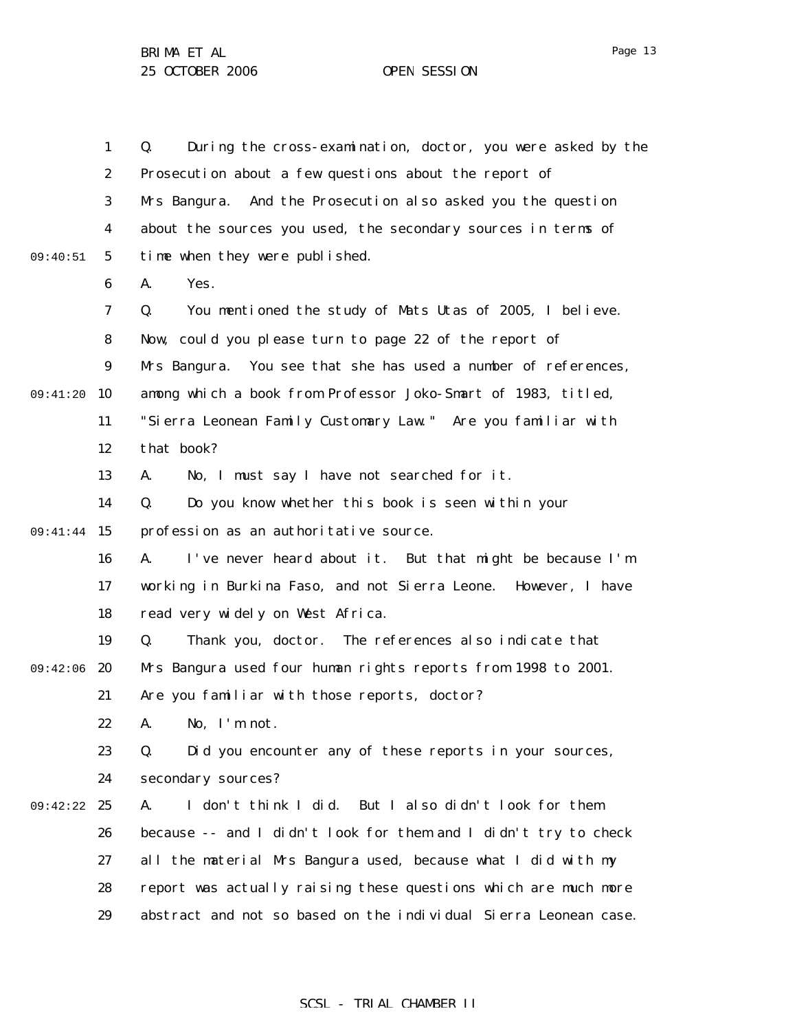Q. During the cross-examination, doctor, you were asked by the Prosecution about a few questions about the report of Mrs Bangura. And the Prosecution also asked you the question about the sources you used, the secondary sources in terms of time when they were published.

A. Yes.

Q. You mentioned the study of Mats Utas of 2005, I believe. Now, could you please turn to page 22 of the report of Mrs Bangura. You see that she has used a number of references, among which a book from Professor Joko-Smart of 1983, titled, "Sierra Leonean Family Customary Law." Are you familiar with that book?

A. No, I must say I have not searched for it.

Q. Do you know whether this book is seen within your profession as an authoritative source.

A. I've never heard about it. But that might be because I'm working in Burkina Faso, and not Sierra Leone. However, I have read very widely on West Africa.

Q. Thank you, doctor. The references also indicate that Mrs Bangura used four human rights reports from 1998 to 2001. Are you familiar with those reports, doctor?

A. No, I'm not.

Q. Did you encounter any of these reports in your sources, secondary sources?

A. I don't think I did. But I also didn't look for them because -- and I didn't look for them and I didn't try to check all the material Mrs Bangura used, because what I did with my report was actually raising these questions which are much more abstract and not so based on the individual Sierra Leonean case.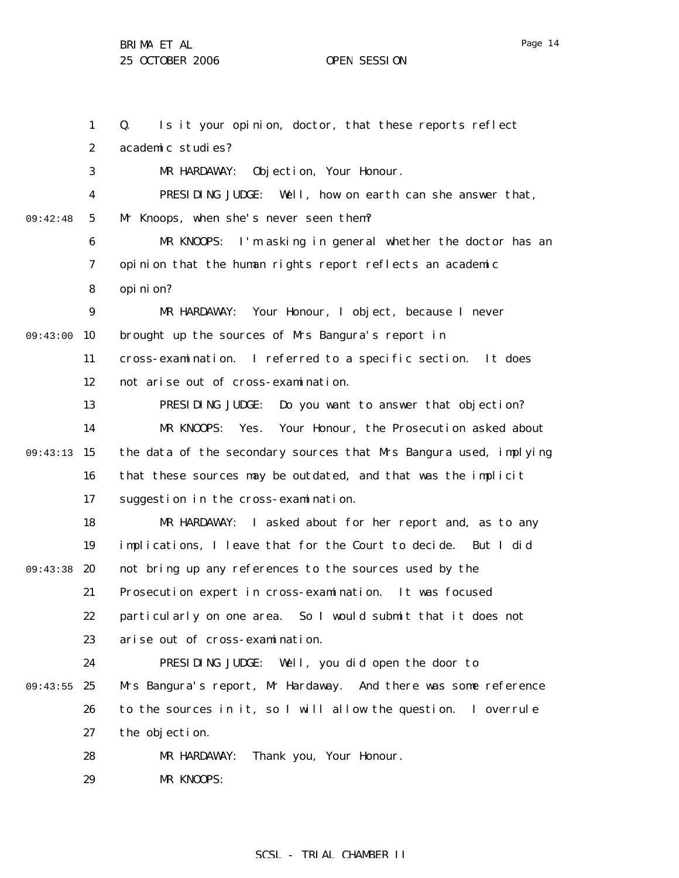Q. Is it your opinion, doctor, that these reports reflect academic studies?

MR HARDAWAY: Objection, Your Honour.

PRESIDING JUDGE: Well, how on earth can she answer that, Mr Knoops, when she's never seen them?

MR KNOOPS: I'm asking in general whether the doctor has an opinion that the human rights report reflects an academic opinion?

MR HARDAWAY: Your Honour, I object, because I never brought up the sources of Mrs Bangura's report in cross-examination. I referred to a specific section. It does not arise out of cross-examination.

PRESIDING JUDGE: Do you want to answer that objection?

MR KNOOPS: Yes. Your Honour, the Prosecution asked about the data of the secondary sources that Mrs Bangura used, implying that these sources may be outdated, and that was the implicit suggestion in the cross-examination.

MR HARDAWAY: I asked about for her report and, as to any implications, I leave that for the Court to decide. But I did not bring up any references to the sources used by the Prosecution expert in cross-examination. It was focused particularly on one area. So I would submit that it does not arise out of cross-examination.

PRESIDING JUDGE: Well, you did open the door to Mrs Bangura's report, Mr Hardaway. And there was some reference to the sources in it, so I will allow the question. I overrule the objection.

MR HARDAWAY: Thank you, Your Honour.

MR KNOOPS: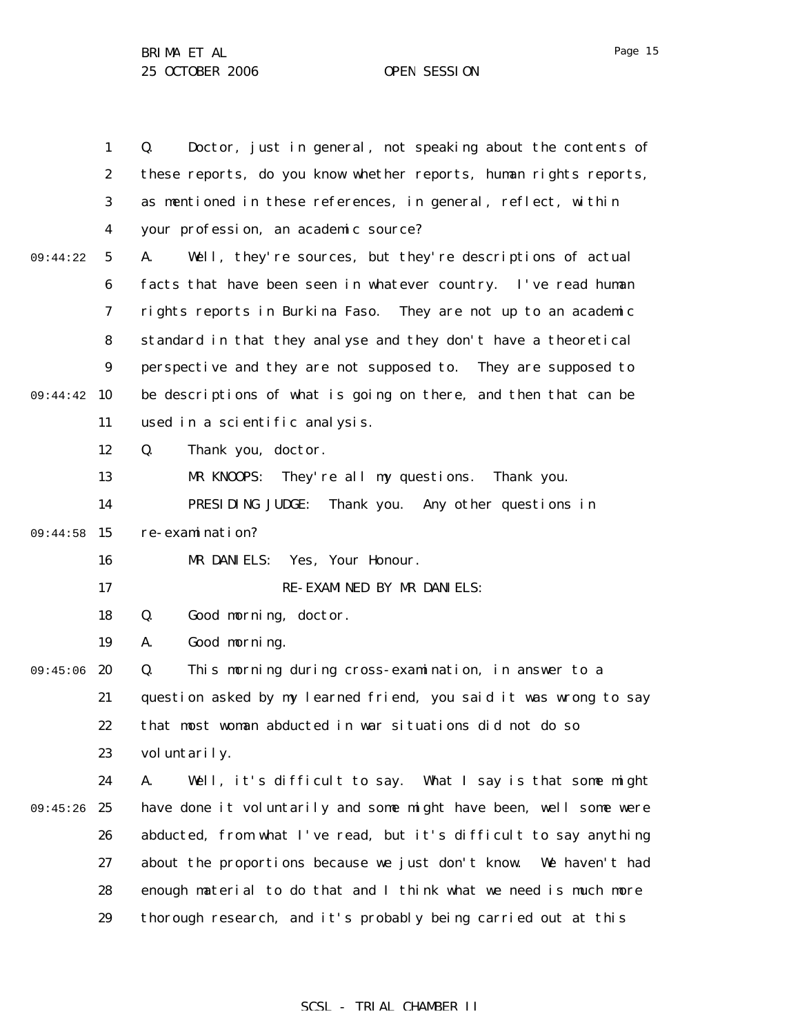Q. Doctor, just in general, not speaking about the contents of these reports, do you know whether reports, human rights reports, as mentioned in these references, in general, reflect, within your profession, an academic source?

A. Well, they're sources, but they're descriptions of actual facts that have been seen in whatever country. I've read human rights reports in Burkina Faso. They are not up to an academic standard in that they analyse and they don't have a theoretical perspective and they are not supposed to. They are supposed to be descriptions of what is going on there, and then that can be used in a scientific analysis.

Q. Thank you, doctor.

MR KNOOPS: They're all my questions. Thank you.

PRESIDING JUDGE: Thank you. Any other questions in re-examination?

MR DANIELS: Yes, Your Honour.

RE-EXAMINED BY MR DANIELS:

Q. Good morning, doctor.

A. Good morning.

Q. This morning during cross-examination, in answer to a question asked by my learned friend, you said it was wrong to say that most woman abducted in war situations did not do so voluntarily.

A. Well, it's difficult to say. What I say is that some might have done it voluntarily and some might have been, well some were abducted, from what I've read, but it's difficult to say anything about the proportions because we just don't know. We haven't had enough material to do that and I think what we need is much more thorough research, and it's probably being carried out at this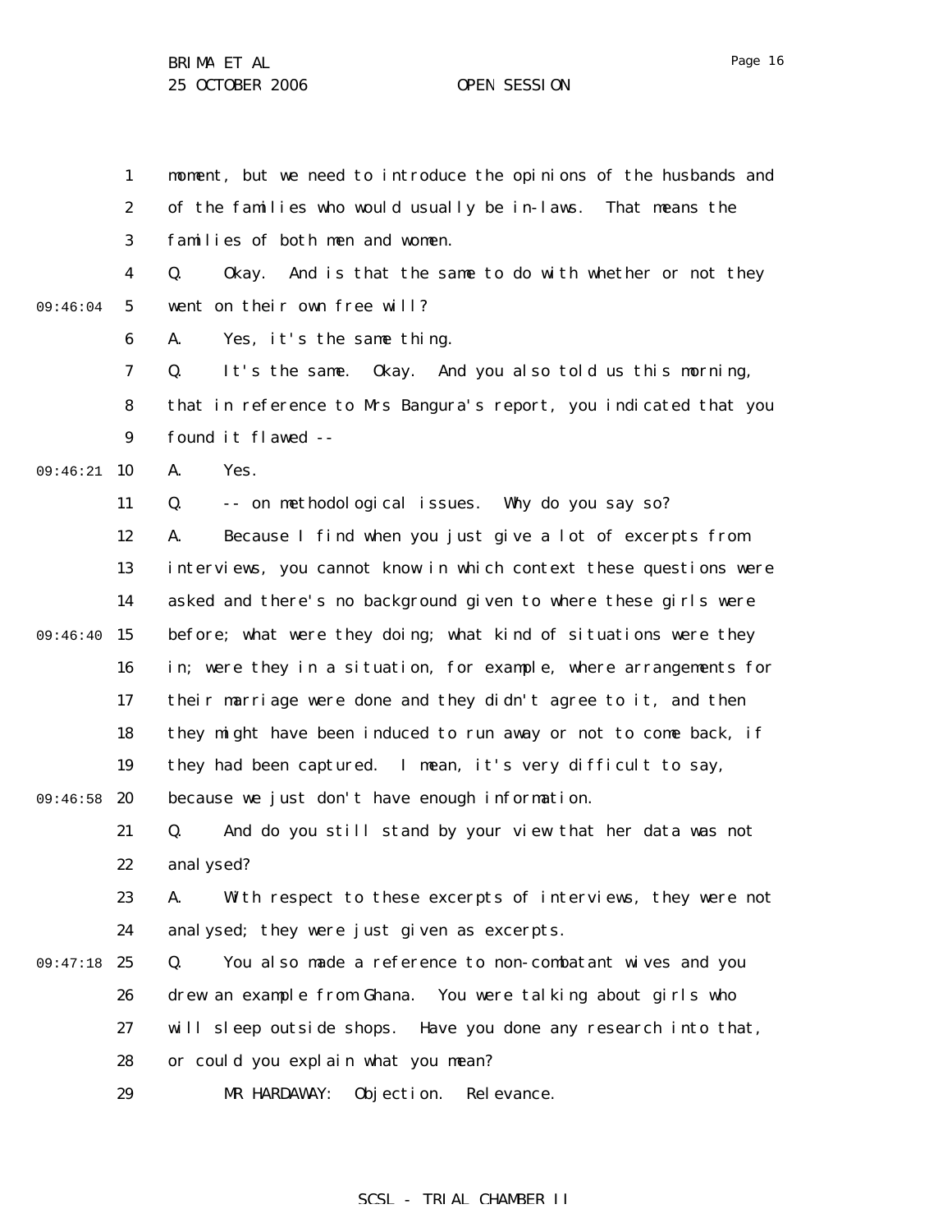moment, but we need to introduce the opinions of the husbands and of the families who would usually be in-laws. That means the families of both men and women.

Q. Okay. And is that the same to do with whether or not they went on their own free will?

A. Yes, it's the same thing.

Q. It's the same. Okay. And you also told us this morning, that in reference to Mrs Bangura's report, you indicated that you found it flawed --

A. Yes.

Q. -- on methodological issues. Why do you say so?

A. Because I find when you just give a lot of excerpts from interviews, you cannot know in which context these questions were asked and there's no background given to where these girls were before; what were they doing; what kind of situations were they in; were they in a situation, for example, where arrangements for their marriage were done and they didn't agree to it, and then they might have been induced to run away or not to come back, if they had been captured. I mean, it's very difficult to say, because we just don't have enough information.

Q. And do you still stand by your view that her data was not analysed?

A. With respect to these excerpts of interviews, they were not analysed; they were just given as excerpts.

Q. You also made a reference to non-combatant wives and you drew an example from Ghana. You were talking about girls who will sleep outside shops. Have you done any research into that, or could you explain what you mean?

MR HARDAWAY: Objection. Relevance.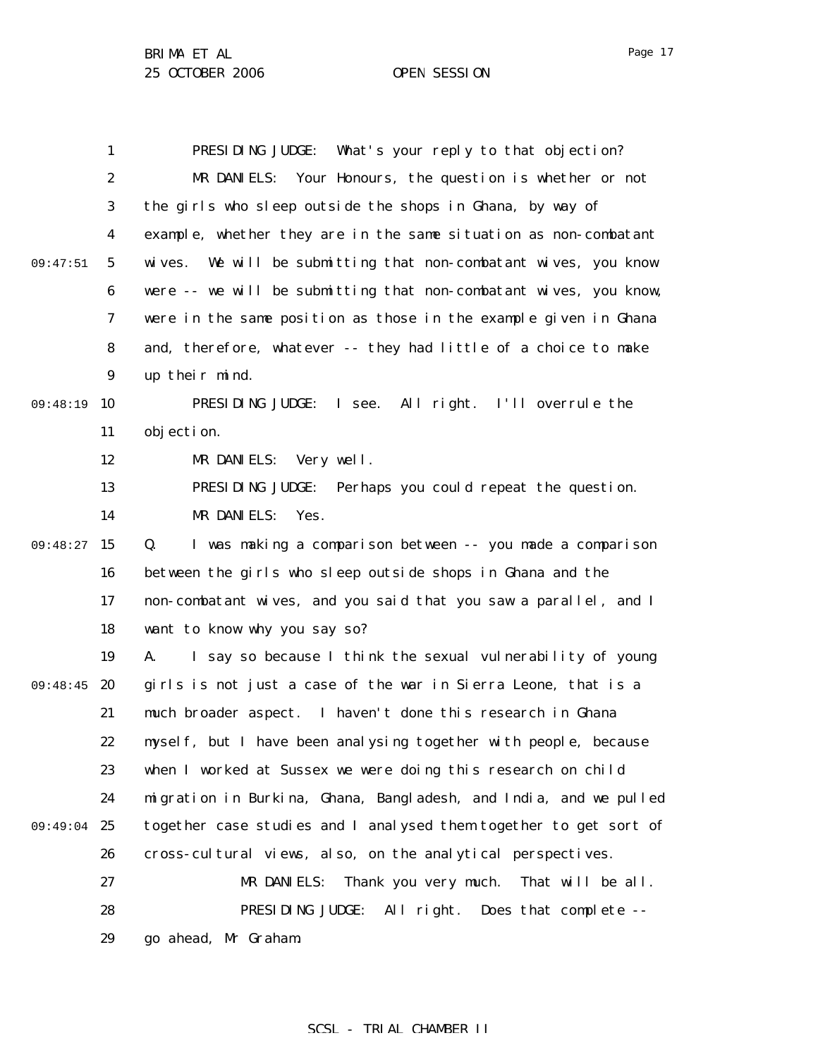PRESIDING JUDGE: What's your reply to that objection?

MR DANIELS: Your Honours, the question is whether or not the girls who sleep outside the shops in Ghana, by way of example, whether they are in the same situation as non-combatant wives. We will be submitting that non-combatant wives, you know were -- we will be submitting that non-combatant wives, you know, were in the same position as those in the example given in Ghana and, therefore, whatever -- they had little of a choice to make up their mind.

PRESIDING JUDGE: I see. All right. I'll overrule the objection.

MR DANIELS: Very well.

PRESIDING JUDGE: Perhaps you could repeat the question.

MR DANIELS: Yes.

Q. I was making a comparison between -- you made a comparison between the girls who sleep outside shops in Ghana and the non-combatant wives, and you said that you saw a parallel, and I want to know why you say so?

A. I say so because I think the sexual vulnerability of young girls is not just a case of the war in Sierra Leone, that is a much broader aspect. I haven't done this research in Ghana myself, but I have been analysing together with people, because when I worked at Sussex we were doing this research on child migration in Burkina, Ghana, Bangladesh, and India, and we pulled together case studies and I analysed them together to get sort of cross-cultural views, also, on the analytical perspectives.

MR DANIELS: Thank you very much. That will be all.

PRESIDING JUDGE: All right. Does that complete -- go ahead, Mr Graham.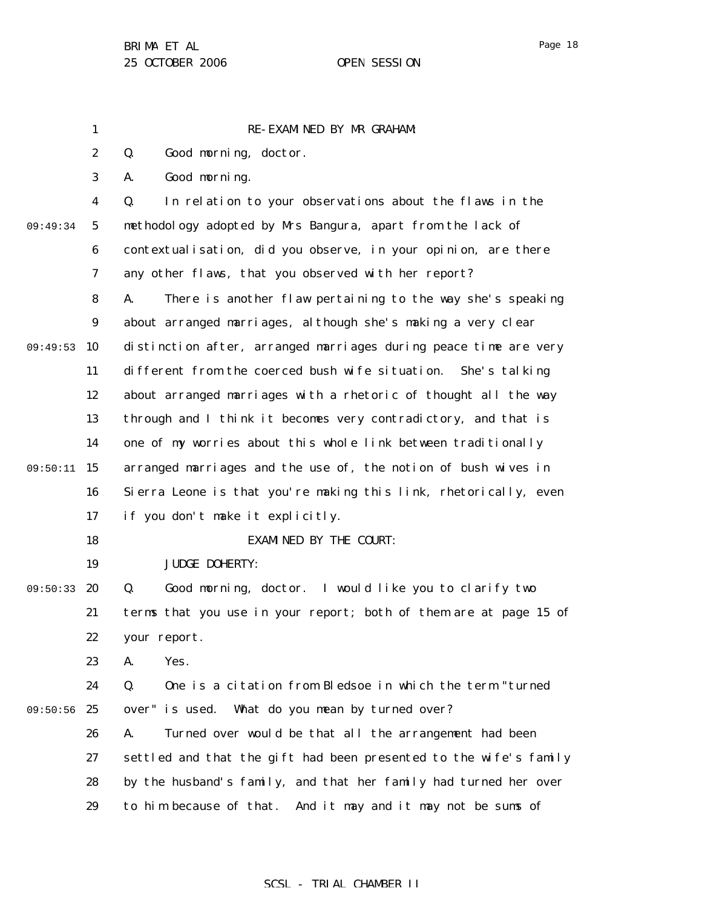RE-EXAMINED BY MR GRAHAM:

Q. Good morning, doctor.

A. Good morning.

Q. In relation to your observations about the flaws in the methodology adopted by Mrs Bangura, apart from the lack of contextualisation, did you observe, in your opinion, are there any other flaws, that you observed with her report?

A. There is another flaw pertaining to the way she's speaking about arranged marriages, although she's making a very clear distinction after, arranged marriages during peace time are very different from the coerced bush wife situation. She's talking about arranged marriages with a rhetoric of thought all the way through and I think it becomes very contradictory, and that is one of my worries about this whole link between traditionally arranged marriages and the use of, the notion of bush wives in Sierra Leone is that you're making this link, rhetorically, even if you don't make it explicitly.

EXAMINED BY THE COURT:

JUDGE DOHERTY:

Q. Good morning, doctor. I would like you to clarify two terms that you use in your report; both of them are at page 15 of your report.

A. Yes.

Q. One is a citation from Bledsoe in which the term "turned over" is used. What do you mean by turned over?

A. Turned over would be that all the arrangement had been settled and that the gift had been presented to the wife's family by the husband's family, and that her family had turned her over to him because of that. And it may and it may not be sums of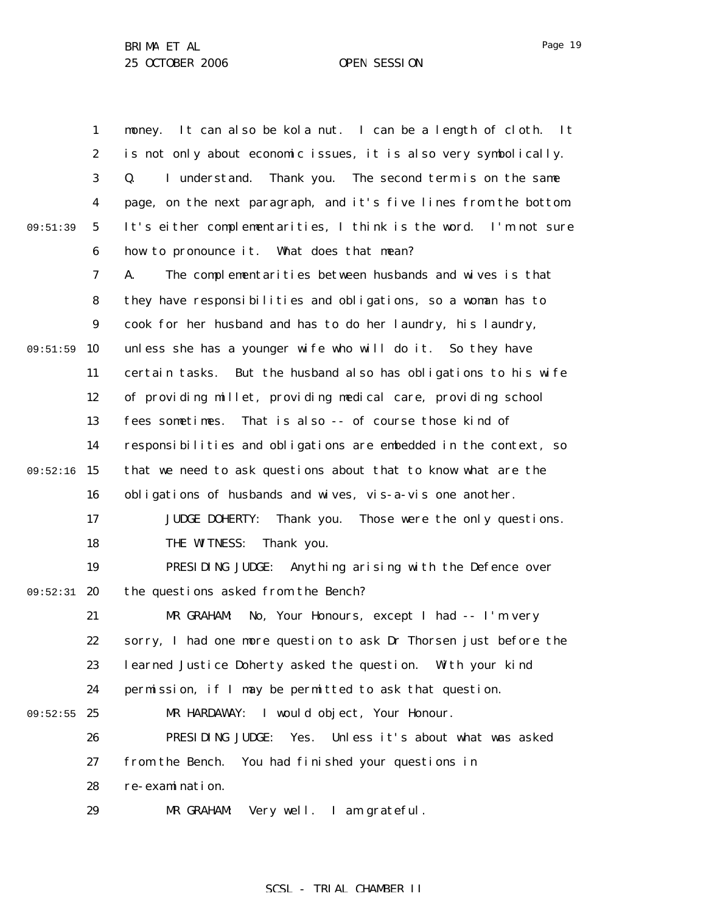money. It can also be kola nut. I can be a length of cloth. It is not only about economic issues, it is also very symbolically.

Q. I understand. Thank you. The second term is on the same page, on the next paragraph, and it's five lines from the bottom. It's either complementarities, I think is the word. I'm not sure how to pronounce it. What does that mean?

A. The complementarities between husbands and wives is that they have responsibilities and obligations, so a woman has to cook for her husband and has to do her laundry, his laundry, unless she has a younger wife who will do it. So they have certain tasks. But the husband also has obligations to his wife of providing millet, providing medical care, providing school fees sometimes. That is also -- of course those kind of responsibilities and obligations are embedded in the context, so that we need to ask questions about that to know what are the obligations of husbands and wives, vis-a-vis one another.

JUDGE DOHERTY: Thank you. Those were the only questions.

THE WITNESS: Thank you.

PRESIDING JUDGE: Anything arising with the Defence over the questions asked from the Bench?

MR GRAHAM: No, Your Honours, except I had -- I'm very sorry, I had one more question to ask Dr Thorsen just before the learned Justice Doherty asked the question. With your kind permission, if I may be permitted to ask that question.

MR HARDAWAY: I would object, Your Honour.

PRESIDING JUDGE: Yes. Unless it's about what was asked from the Bench. You had finished your questions in re-examination.

MR GRAHAM: Very well. I am grateful.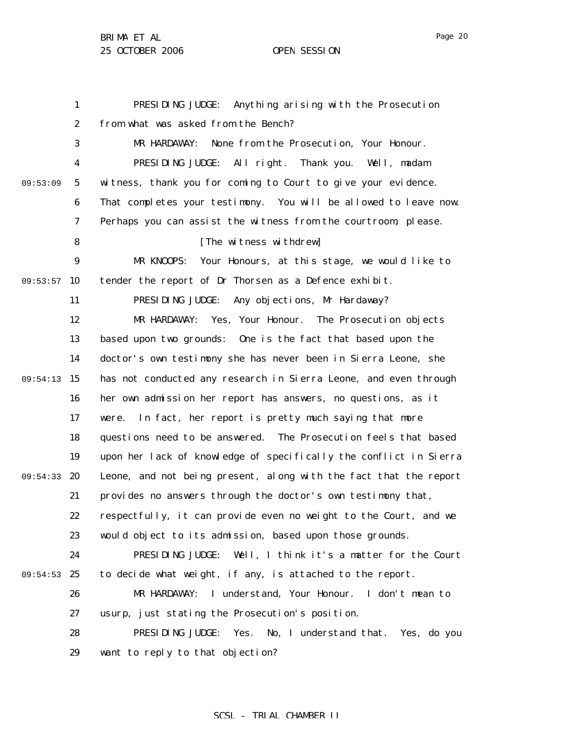PRESIDING JUDGE: Anything arising with the Prosecution from what was asked from the Bench?

MR HARDAWAY: None from the Prosecution, Your Honour.

PRESIDING JUDGE: All right. Thank you. Well, madam witness, thank you for coming to Court to give your evidence. That completes your testimony. You will be allowed to leave now. Perhaps you can assist the witness from the courtroom, please.

[The witness withdrew]

MR KNOOPS: Your Honours, at this stage, we would like to tender the report of Dr Thorsen as a Defence exhibit.

PRESIDING JUDGE: Any objections, Mr Hardaway?

MR HARDAWAY: Yes, Your Honour. The Prosecution objects based upon two grounds: One is the fact that based upon the doctor's own testimony she has never been in Sierra Leone, she has not conducted any research in Sierra Leone, and even through her own admission her report has answers, no questions, as it were. In fact, her report is pretty much saying that more questions need to be answered. The Prosecution feels that based upon her lack of knowledge of specifically the conflict in Sierra Leone, and not being present, along with the fact that the report provides no answers through the doctor's own testimony that, respectfully, it can provide even no weight to the Court, and we would object to its admission, based upon those grounds.

PRESIDING JUDGE: Well, I think it's a matter for the Court to decide what weight, if any, is attached to the report.

MR HARDAWAY: I understand, Your Honour. I don't mean to usurp, just stating the Prosecution's position.

PRESIDING JUDGE: Yes. No, I understand that. Yes, do you want to reply to that objection?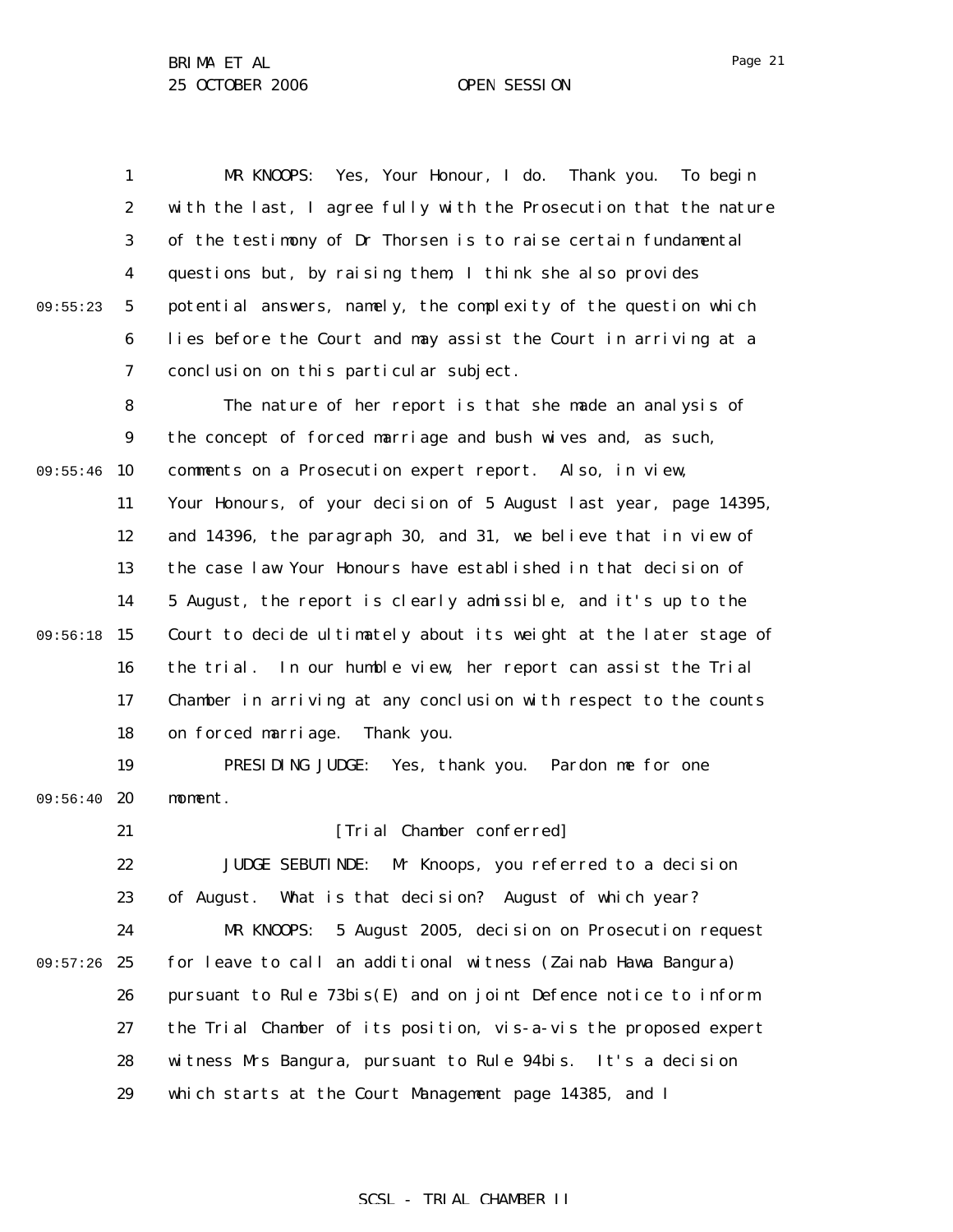MR KNOOPS: Yes, Your Honour, I do. Thank you. To begin with the last, I agree fully with the Prosecution that the nature of the testimony of Dr Thorsen is to raise certain fundamental questions but, by raising them, I think she also provides potential answers, namely, the complexity of the question which lies before the Court and may assist the Court in arriving at a conclusion on this particular subject.

The nature of her report is that she made an analysis of the concept of forced marriage and bush wives and, as such, comments on a Prosecution expert report. Also, in view, Your Honours, of your decision of 5 August last year, page 14395, and 14396, the paragraph 30, and 31, we believe that in view of the case law Your Honours have established in that decision of 5 August, the report is clearly admissible, and it's up to the Court to decide ultimately about its weight at the later stage of the trial. In our humble view, her report can assist the Trial Chamber in arriving at any conclusion with respect to the counts on forced marriage. Thank you.

PRESIDING JUDGE: Yes, thank you. Pardon me for one moment.

[Trial Chamber conferred]

JUDGE SEBUTINDE: Mr Knoops, you referred to a decision of August. What is that decision? August of which year?

MR KNOOPS: 5 August 2005, decision on Prosecution request for leave to call an additional witness (Zainab Hawa Bangura) pursuant to Rule 73bis(E) and on joint Defence notice to inform the Trial Chamber of its position, vis-a-vis the proposed expert witness Mrs Bangura, pursuant to Rule 94bis. It's a decision which starts at the Court Management page 14385, and I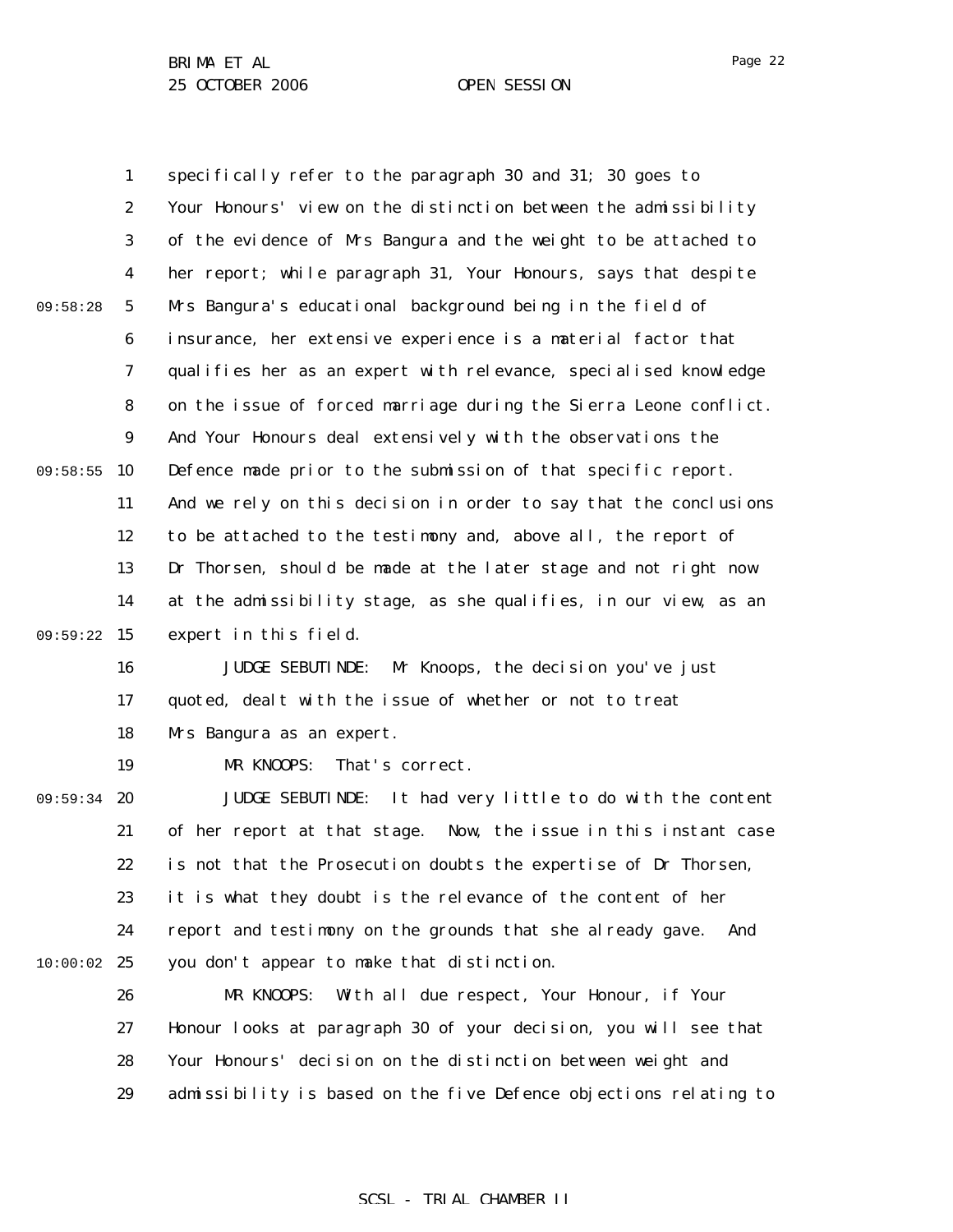specifically refer to the paragraph 30 and 31; 30 goes to Your Honours' view on the distinction between the admissibility of the evidence of Mrs Bangura and the weight to be attached to her report; while paragraph 31, Your Honours, says that despite Mrs Bangura's educational background being in the field of insurance, her extensive experience is a material factor that qualifies her as an expert with relevance, specialised knowledge on the issue of forced marriage during the Sierra Leone conflict. And Your Honours deal extensively with the observations the Defence made prior to the submission of that specific report. And we rely on this decision in order to say that the conclusions to be attached to the testimony and, above all, the report of Dr Thorsen, should be made at the later stage and not right now at the admissibility stage, as she qualifies, in our view, as an expert in this field.

JUDGE SEBUTINDE: Mr Knoops, the decision you've just quoted, dealt with the issue of whether or not to treat Mrs Bangura as an expert.

MR KNOOPS: That's correct.

JUDGE SEBUTINDE: It had very little to do with the content of her report at that stage. Now, the issue in this instant case is not that the Prosecution doubts the expertise of Dr Thorsen, it is what they doubt is the relevance of the content of her report and testimony on the grounds that she already gave. And you don't appear to make that distinction.

MR KNOOPS: With all due respect, Your Honour, if Your Honour looks at paragraph 30 of your decision, you will see that Your Honours' decision on the distinction between weight and admissibility is based on the five Defence objections relating to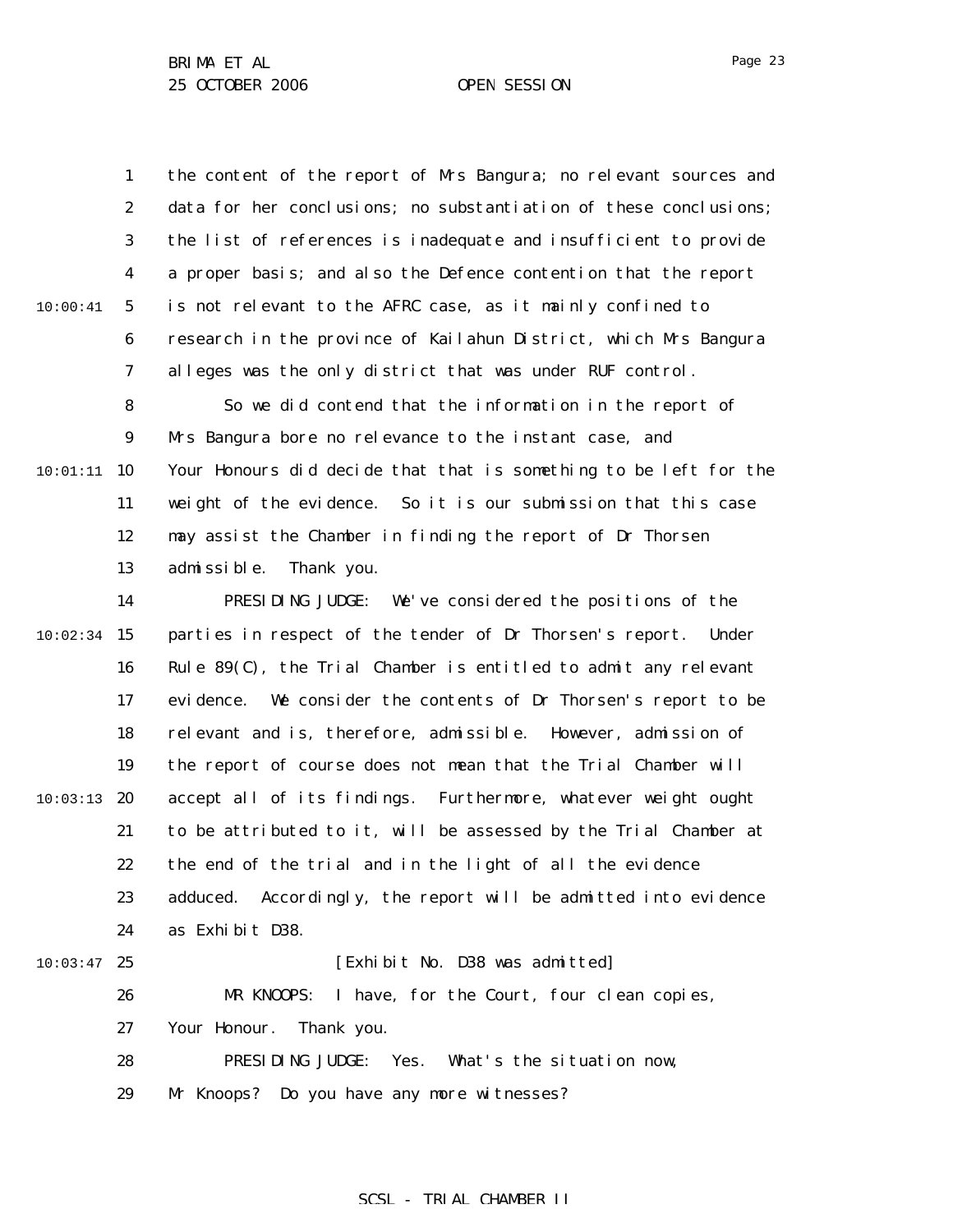the content of the report of Mrs Bangura; no relevant sources and data for her conclusions; no substantiation of these conclusions; the list of references is inadequate and insufficient to provide a proper basis; and also the Defence contention that the report is not relevant to the AFRC case, as it mainly confined to research in the province of Kailahun District, which Mrs Bangura alleges was the only district that was under RUF control.

So we did contend that the information in the report of Mrs Bangura bore no relevance to the instant case, and Your Honours did decide that that is something to be left for the weight of the evidence. So it is our submission that this case may assist the Chamber in finding the report of Dr Thorsen admissible. Thank you.

PRESIDING JUDGE: We've considered the positions of the parties in respect of the tender of Dr Thorsen's report. Under Rule 89(C), the Trial Chamber is entitled to admit any relevant evidence. We consider the contents of Dr Thorsen's report to be relevant and is, therefore, admissible. However, admission of the report of course does not mean that the Trial Chamber will accept all of its findings. Furthermore, whatever weight ought to be attributed to it, will be assessed by the Trial Chamber at the end of the trial and in the light of all the evidence adduced. Accordingly, the report will be admitted into evidence as Exhibit D38.

[Exhibit No. D38 was admitted]

MR KNOOPS: I have, for the Court, four clean copies, Your Honour. Thank you.

PRESIDING JUDGE: Yes. What's the situation now, Mr Knoops? Do you have any more witnesses?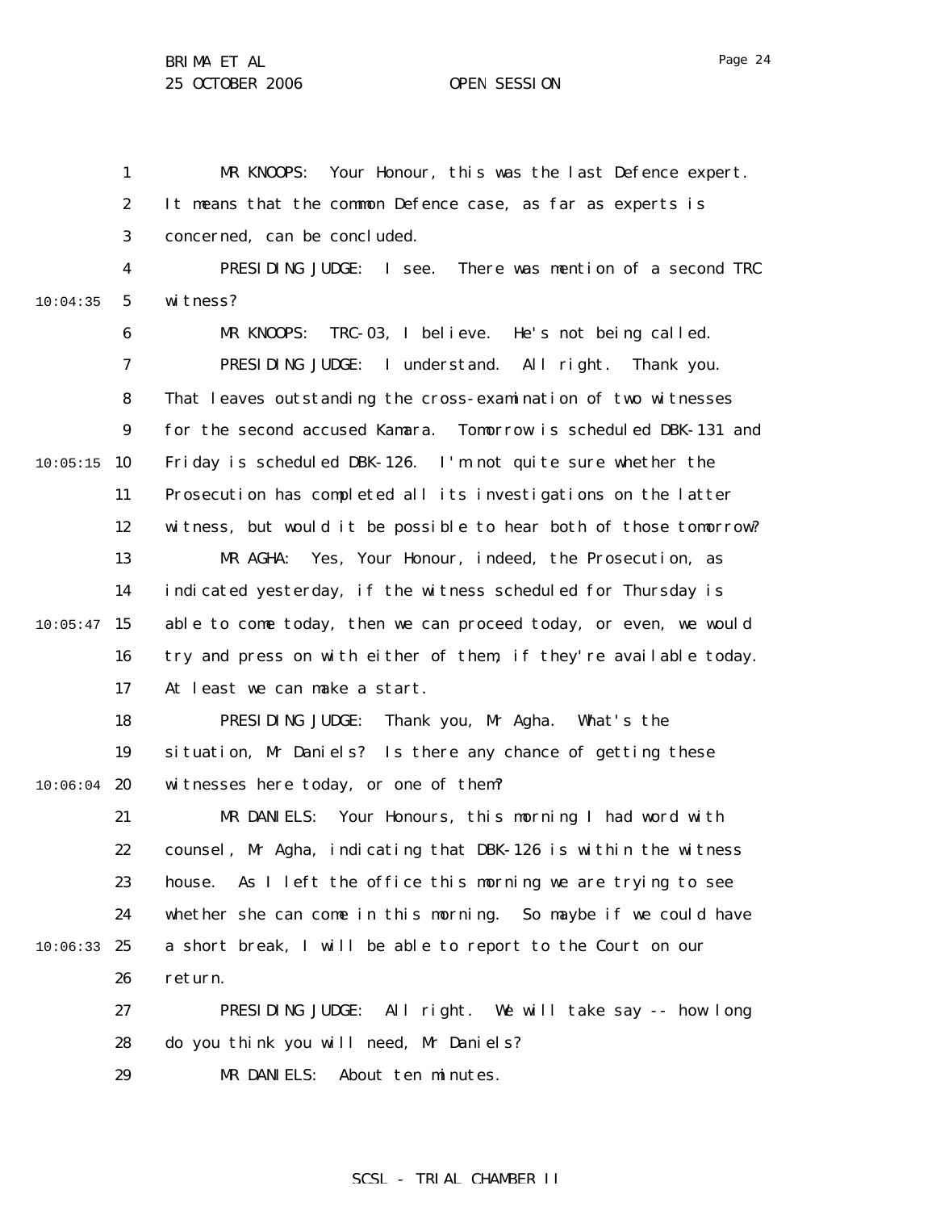MR KNOOPS: Your Honour, this was the last Defence expert. It means that the common Defence case, as far as experts is concerned, can be concluded.

PRESIDING JUDGE: I see. There was mention of a second TRC witness?

MR KNOOPS: TRC-03, I believe. He's not being called.

PRESIDING JUDGE: I understand. All right. Thank you. That leaves outstanding the cross-examination of two witnesses for the second accused Kamara. Tomorrow is scheduled DBK-131 and Friday is scheduled DBK-126. I'm not quite sure whether the Prosecution has completed all its investigations on the latter witness, but would it be possible to hear both of those tomorrow?

MR AGHA: Yes, Your Honour, indeed, the Prosecution, as indicated yesterday, if the witness scheduled for Thursday is able to come today, then we can proceed today, or even, we would try and press on with either of them, if they're available today. At least we can make a start.

PRESIDING JUDGE: Thank you, Mr Agha. What's the situation, Mr Daniels? Is there any chance of getting these witnesses here today, or one of them?

MR DANIELS: Your Honours, this morning I had word with counsel, Mr Agha, indicating that DBK-126 is within the witness house. As I left the office this morning we are trying to see whether she can come in this morning. So maybe if we could have a short break, I will be able to report to the Court on our return.

PRESIDING JUDGE: All right. We will take say -- how long do you think you will need, Mr Daniels?

MR DANIELS: About ten minutes.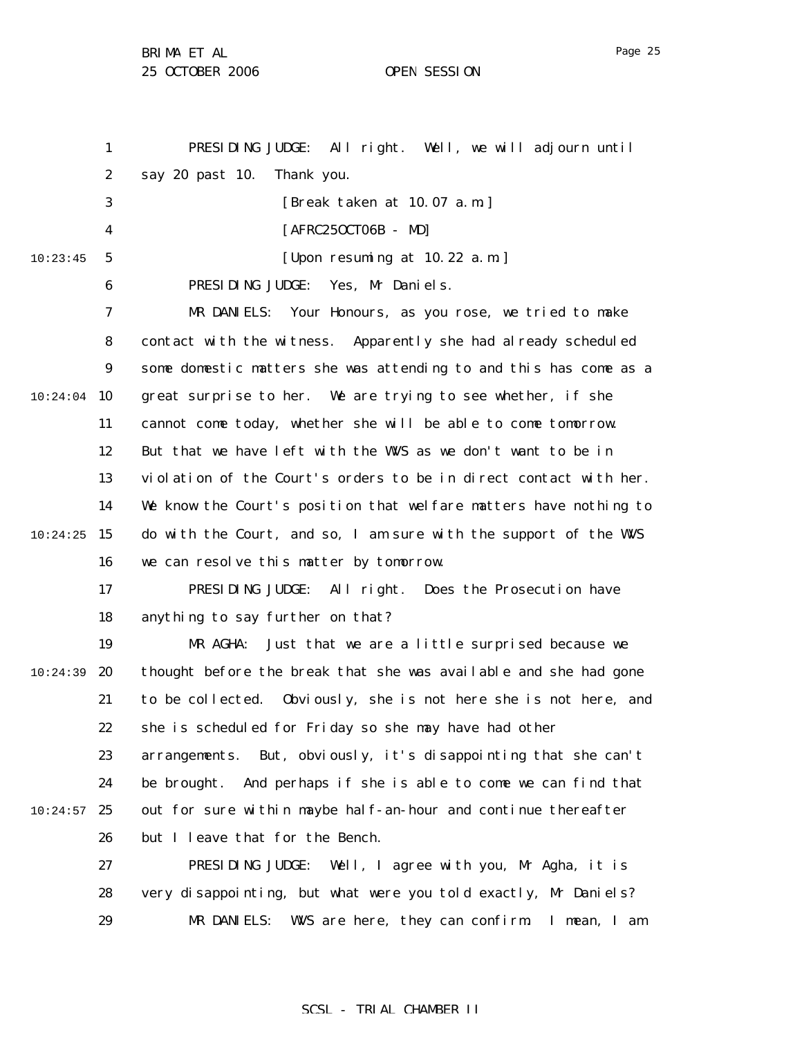PRESIDING JUDGE: All right. Well, we will adjourn until say 20 past 10. Thank you.

[Break taken at 10.07 a.m.]

[AFRC25OCT06B - MD]

[Upon resuming at 10.22 a.m.]

PRESIDING JUDGE: Yes, Mr Daniels.

MR DANIELS: Your Honours, as you rose, we tried to make contact with the witness. Apparently she had already scheduled some domestic matters she was attending to and this has come as a great surprise to her. We are trying to see whether, if she cannot come today, whether she will be able to come tomorrow. But that we have left with the WVS as we don't want to be in violation of the Court's orders to be in direct contact with her. We know the Court's position that welfare matters have nothing to do with the Court, and so, I am sure with the support of the WVS we can resolve this matter by tomorrow.

PRESIDING JUDGE: All right. Does the Prosecution have anything to say further on that?

MR AGHA: Just that we are a little surprised because we thought before the break that she was available and she had gone to be collected. Obviously, she is not here she is not here, and she is scheduled for Friday so she may have had other arrangements. But, obviously, it's disappointing that she can't be brought. And perhaps if she is able to come we can find that out for sure within maybe half-an-hour and continue thereafter but I leave that for the Bench.

PRESIDING JUDGE: Well, I agree with you, Mr Agha, it is very disappointing, but what were you told exactly, Mr Daniels?

MR DANIELS: WVS are here, they can confirm. I mean, I am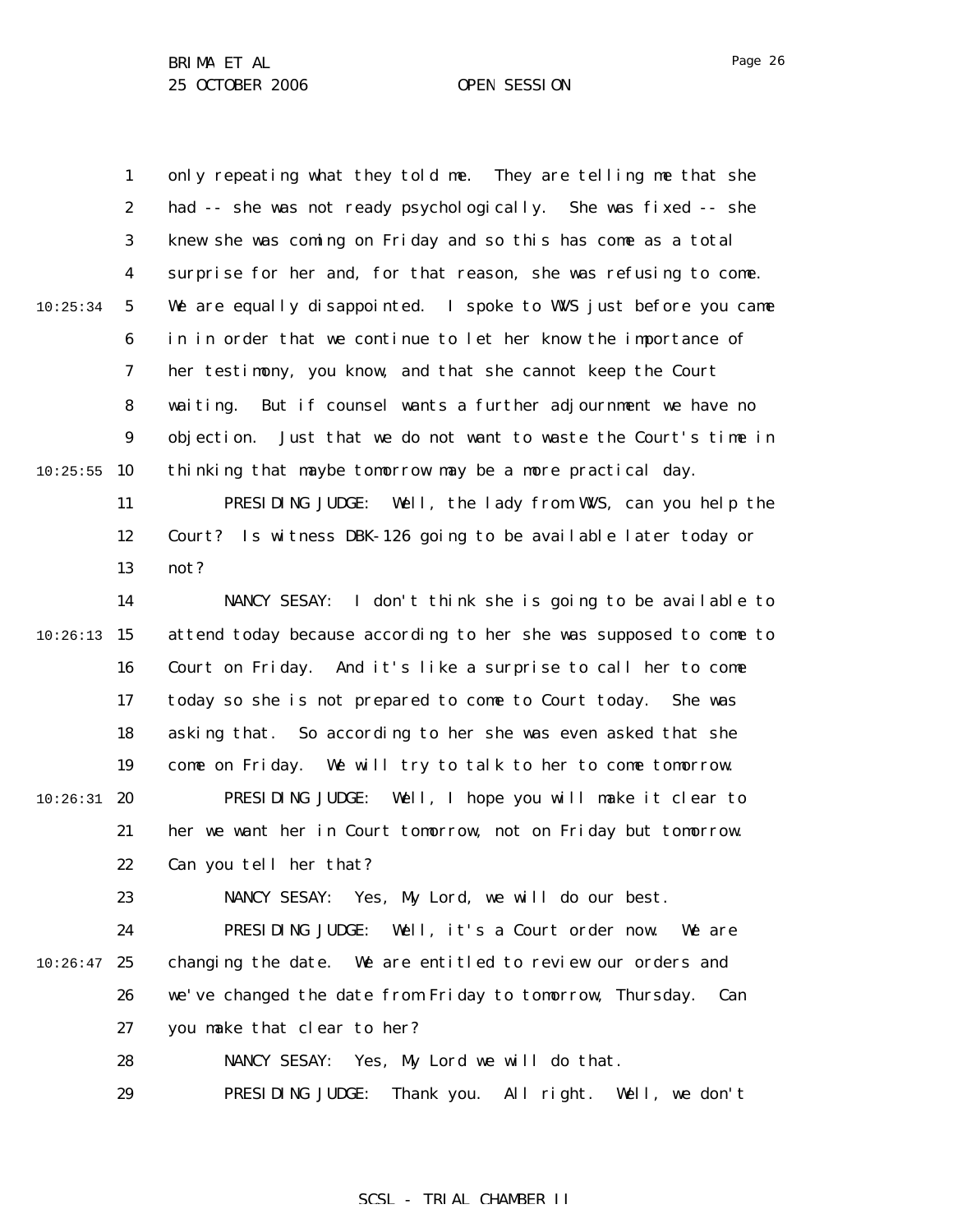only repeating what they told me. They are telling me that she had -- she was not ready psychologically. She was fixed -- she knew she was coming on Friday and so this has come as a total surprise for her and, for that reason, she was refusing to come. We are equally disappointed. I spoke to WVS just before you came in in order that we continue to let her know the importance of her testimony, you know, and that she cannot keep the Court waiting. But if counsel wants a further adjournment we have no objection. Just that we do not want to waste the Court's time in thinking that maybe tomorrow may be a more practical day.

PRESIDING JUDGE: Well, the lady from WVS, can you help the Court? Is witness DBK-126 going to be available later today or not?

NANCY SESAY: I don't think she is going to be available to attend today because according to her she was supposed to come to Court on Friday. And it's like a surprise to call her to come today so she is not prepared to come to Court today. She was asking that. So according to her she was even asked that she come on Friday. We will try to talk to her to come tomorrow.

PRESIDING JUDGE: Well, I hope you will make it clear to her we want her in Court tomorrow, not on Friday but tomorrow. Can you tell her that?

NANCY SESAY: Yes, My Lord, we will do our best.

PRESIDING JUDGE: Well, it's a Court order now. We are changing the date. We are entitled to review our orders and we've changed the date from Friday to tomorrow, Thursday. Can you make that clear to her?

NANCY SESAY: Yes, My Lord we will do that.

PRESIDING JUDGE: Thank you. All right. Well, we don't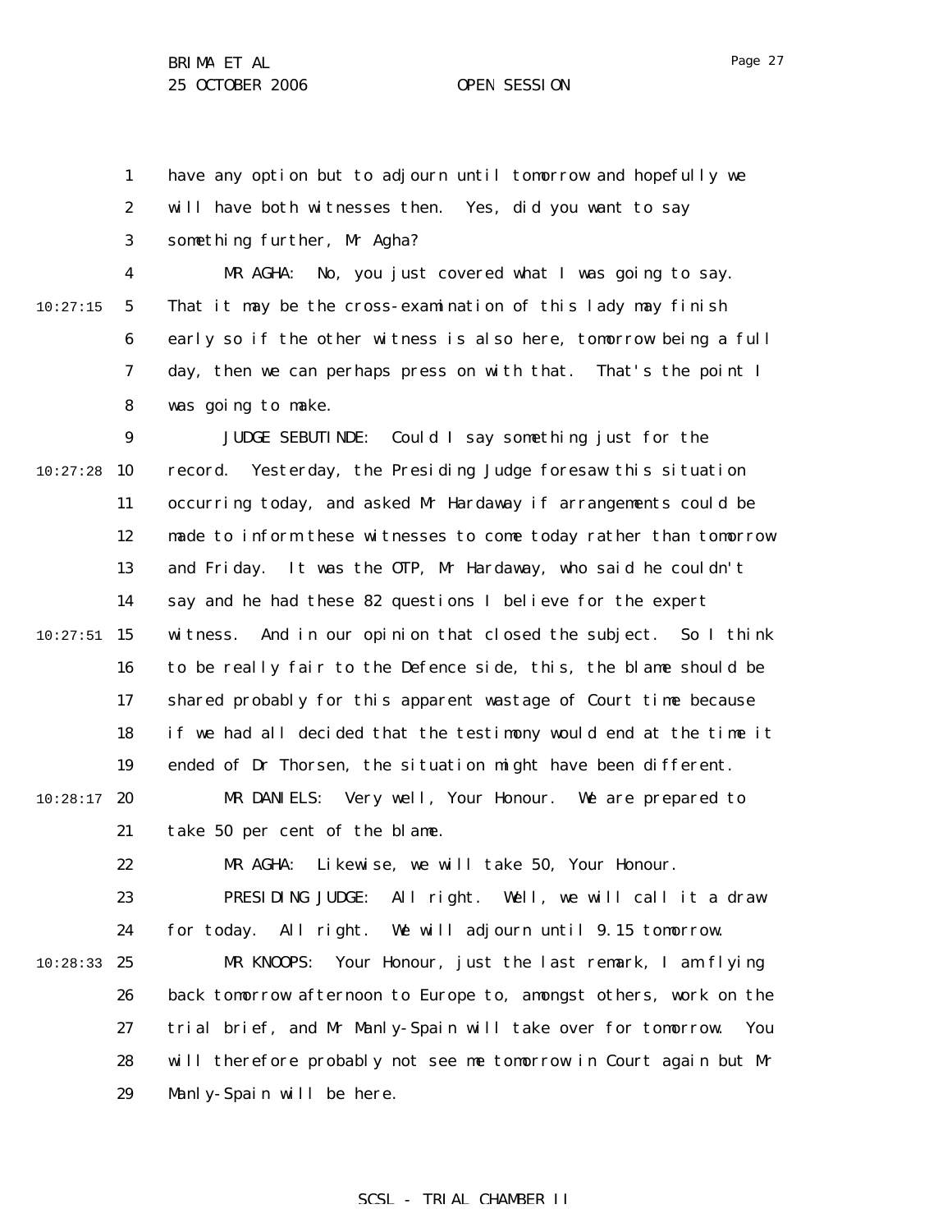have any option but to adjourn until tomorrow and hopefully we will have both witnesses then. Yes, did you want to say something further, Mr Agha?

MR AGHA: No, you just covered what I was going to say. That it may be the cross-examination of this lady may finish early so if the other witness is also here, tomorrow being a full day, then we can perhaps press on with that. That's the point I was going to make.

JUDGE SEBUTINDE: Could I say something just for the record. Yesterday, the Presiding Judge foresaw this situation occurring today, and asked Mr Hardaway if arrangements could be made to inform these witnesses to come today rather than tomorrow and Friday. It was the OTP, Mr Hardaway, who said he couldn't say and he had these 82 questions I believe for the expert witness. And in our opinion that closed the subject. So I think to be really fair to the Defence side, this, the blame should be shared probably for this apparent wastage of Court time because if we had all decided that the testimony would end at the time it ended of Dr Thorsen, the situation might have been different.

MR DANIELS: Very well, Your Honour. We are prepared to take 50 per cent of the blame.

MR AGHA: Likewise, we will take 50, Your Honour.

PRESIDING JUDGE: All right. Well, we will call it a draw for today. All right. We will adjourn until 9.15 tomorrow.

MR KNOOPS: Your Honour, just the last remark, I am flying back tomorrow afternoon to Europe to, amongst others, work on the trial brief, and Mr Manly-Spain will take over for tomorrow. You will therefore probably not see me tomorrow in Court again but Mr Manly-Spain will be here.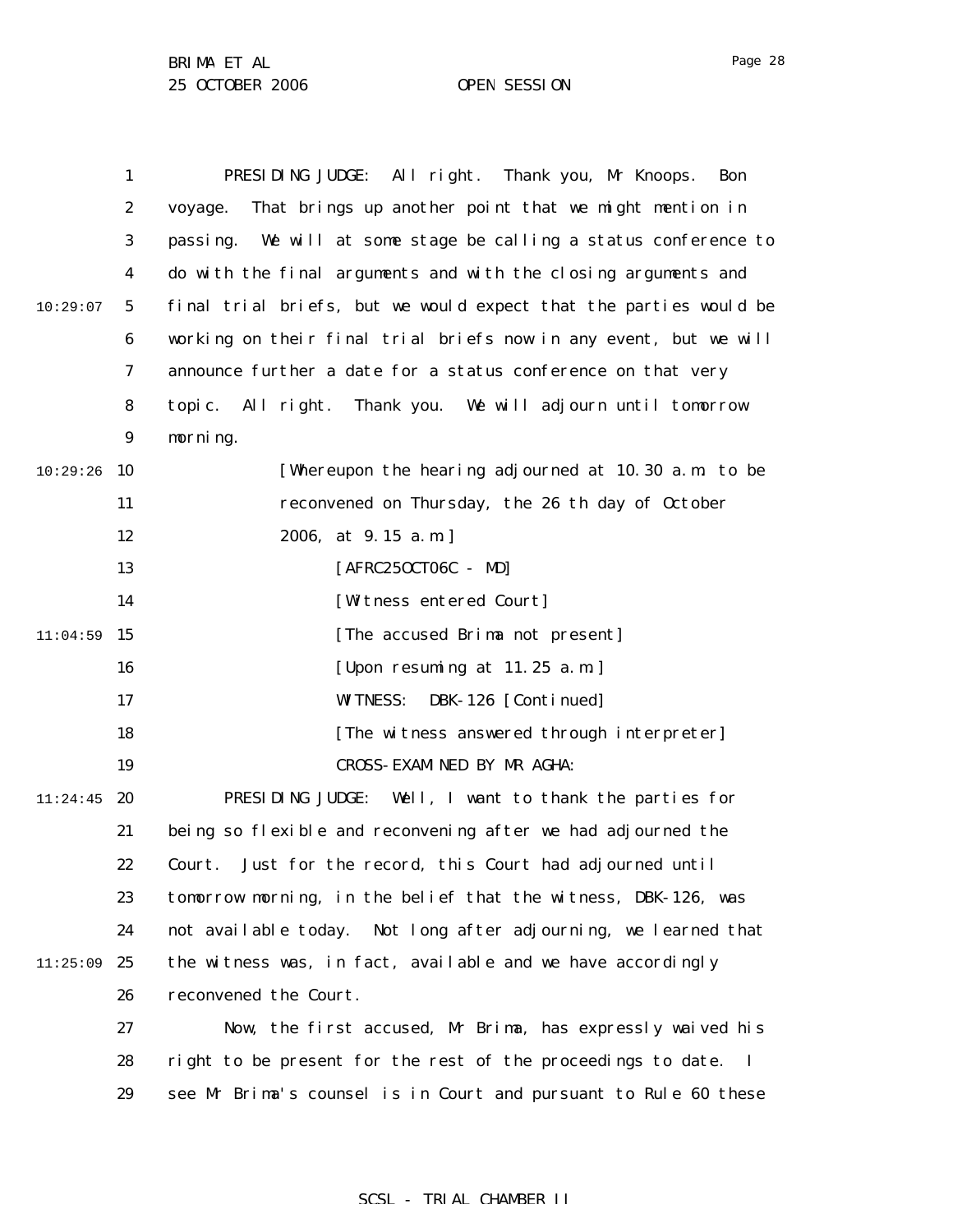PRESIDING JUDGE: All right. Thank you, Mr Knoops. Bon voyage. That brings up another point that we might mention in passing. We will at some stage be calling a status conference to do with the final arguments and with the closing arguments and final trial briefs, but we would expect that the parties would be working on their final trial briefs now in any event, but we will announce further a date for a status conference on that very topic. All right. Thank you. We will adjourn until tomorrow morning.

[Whereupon the hearing adjourned at 10.30 a.m. to be reconvened on Thursday, the 26 th day of October 2006, at 9.15 a.m.]

[AFRC25OCT06C - MD]

[Witness entered Court]

[The accused Brima not present]

[Upon resuming at 11.25 a.m.]

WITNESS: DBK-126 [Continued]

[The witness answered through interpreter]

CROSS-EXAMINED BY MR AGHA:

PRESIDING JUDGE: Well, I want to thank the parties for being so flexible and reconvening after we had adjourned the Court. Just for the record, this Court had adjourned until tomorrow morning, in the belief that the witness, DBK-126, was not available today. Not long after adjourning, we learned that the witness was, in fact, available and we have accordingly reconvened the Court.

Now, the first accused, Mr Brima, has expressly waived his right to be present for the rest of the proceedings to date. I see Mr Brima's counsel is in Court and pursuant to Rule 60 these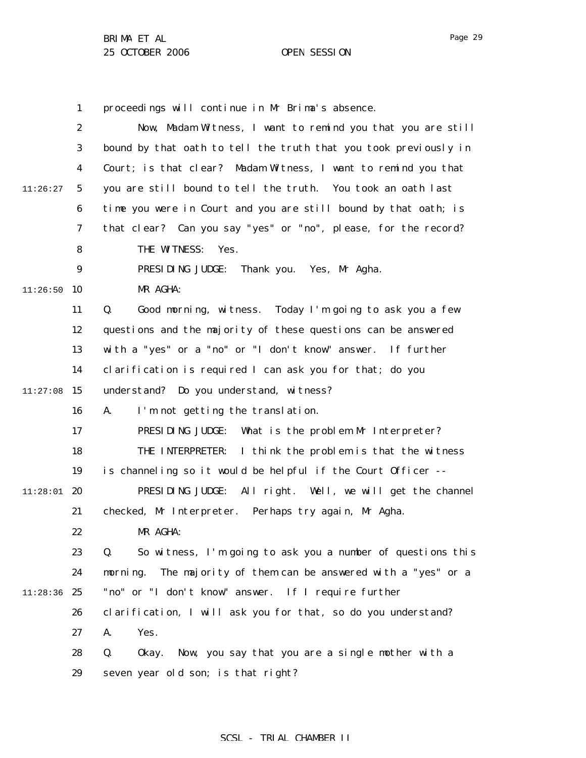1 proceedings will continue in Mr Brima's absence.

2 Now, Madam Witness, I want to remind you that you are still

3 bound by that oath to tell the truth that you took previously in

4 Court; is that clear? Madam Witness, I want to remind you that

11:26:27 5 you are still bound to tell the truth. You took an oath last

6 time you were in Court and you are still bound by that oath; is

7 that clear? Can you say "yes" or "no", please, for the record?

8 THE WITNESS: Yes.

9 PRESIDING JUDGE: Thank you. Yes, Mr Agha.

11:26:50 10 MR AGHA:

11 Q. Good morning, witness. Today I'm going to ask you a few

12 questions and the majority of these questions can be answered

13 with a "yes" or a "no" or "I don't know" answer. If further

14 clarification is required I can ask you for that; do you

11:27:08 15 understand? Do you understand, witness?

16 A. I'm not getting the translation.

17 PRESIDING JUDGE: What is the problem Mr Interpreter?

18 THE INTERPRETER: I think the problem is that the witness

19 is channeling so it would be helpful if the Court Officer --

11:28:01 20 PRESIDING JUDGE: All right. Well, we will get the channel

21 checked, Mr Interpreter. Perhaps try again, Mr Agha.

22 MR AGHA:

23 Q. So witness, I'm going to ask you a number of questions this

24 morning. The majority of them can be answered with a "yes" or a

11:28:36 25 "no" or "I don't know" answer. If I require further

26 clarification, I will ask you for that, so do you understand?

27 A. Yes.

28 Q. Okay. Now, you say that you are a single mother with a

29 seven year old son; is that right?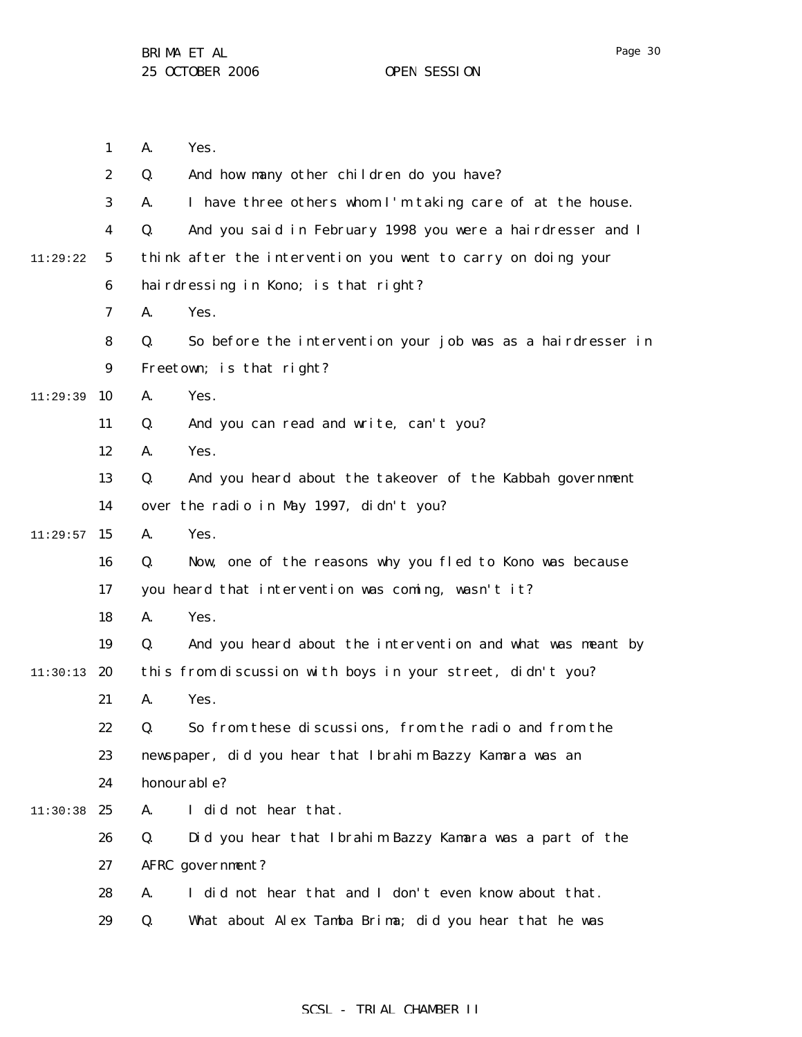A. Yes.

Q. And how many other children do you have?

A. I have three others whom I'm taking care of at the house.

Q. And you said in February 1998 you were a hairdresser and I think after the intervention you went to carry on doing your hairdressing in Kono; is that right?

A. Yes.

Q. So before the intervention your job was as a hairdresser in Freetown; is that right?

A. Yes.

Q. And you can read and write, can't you?

A. Yes.

Q. And you heard about the takeover of the Kabbah government over the radio in May 1997, didn't you?

A. Yes.

Q. Now, one of the reasons why you fled to Kono was because you heard that intervention was coming, wasn't it?

A. Yes.

Q. And you heard about the intervention and what was meant by this from discussion with boys in your street, didn't you?

A. Yes.

Q. So from these discussions, from the radio and from the newspaper, did you hear that Ibrahim Bazzy Kamara was an honourable?

A. I did not hear that.

Q. Did you hear that Ibrahim Bazzy Kamara was a part of the AFRC government?

A. I did not hear that and I don't even know about that.

Q. What about Alex Tamba Brima; did you hear that he was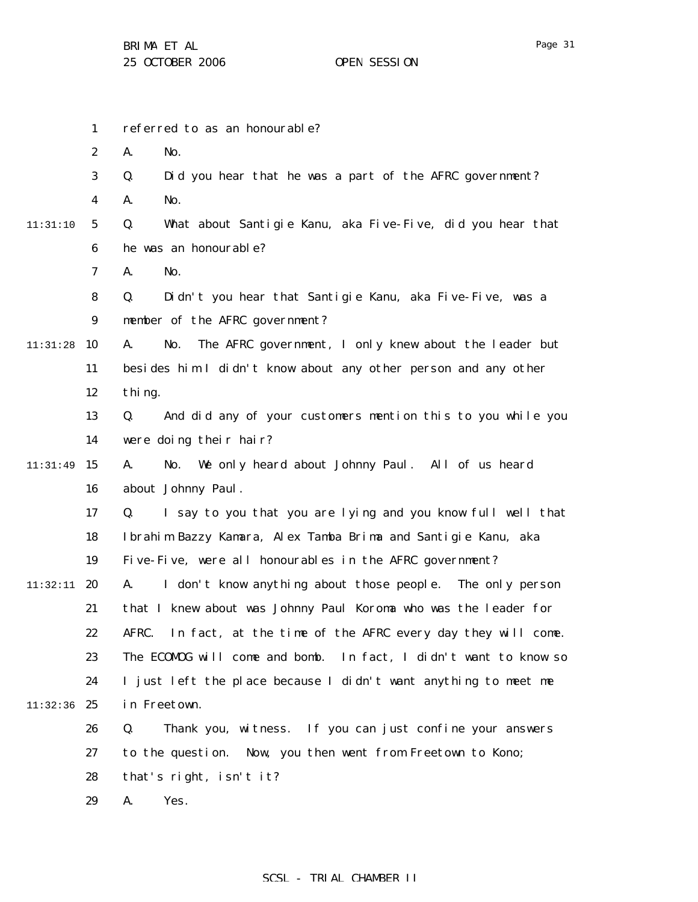referred to as an honourable?

A. No.

Q. Did you hear that he was a part of the AFRC government?

A. No.

Q. What about Santigie Kanu, aka Five-Five, did you hear that he was an honourable?

A. No.

Q. Didn't you hear that Santigie Kanu, aka Five-Five, was a member of the AFRC government?

A. No. The AFRC government, I only knew about the leader but besides him I didn't know about any other person and any other thing.

Q. And did any of your customers mention this to you while you were doing their hair?

A. No. We only heard about Johnny Paul. All of us heard about Johnny Paul.

Q. I say to you that you are lying and you know full well that Ibrahim Bazzy Kamara, Alex Tamba Brima and Santigie Kanu, aka Five-Five, were all honourables in the AFRC government?

A. I don't know anything about those people. The only person that I knew about was Johnny Paul Koroma who was the leader for AFRC. In fact, at the time of the AFRC every day they will come. The ECOMOG will come and bomb. In fact, I didn't want to know so I just left the place because I didn't want anything to meet me in Freetown.

Q. Thank you, witness. If you can just confine your answers to the question. Now, you then went from Freetown to Kono; that's right, isn't it?

A. Yes.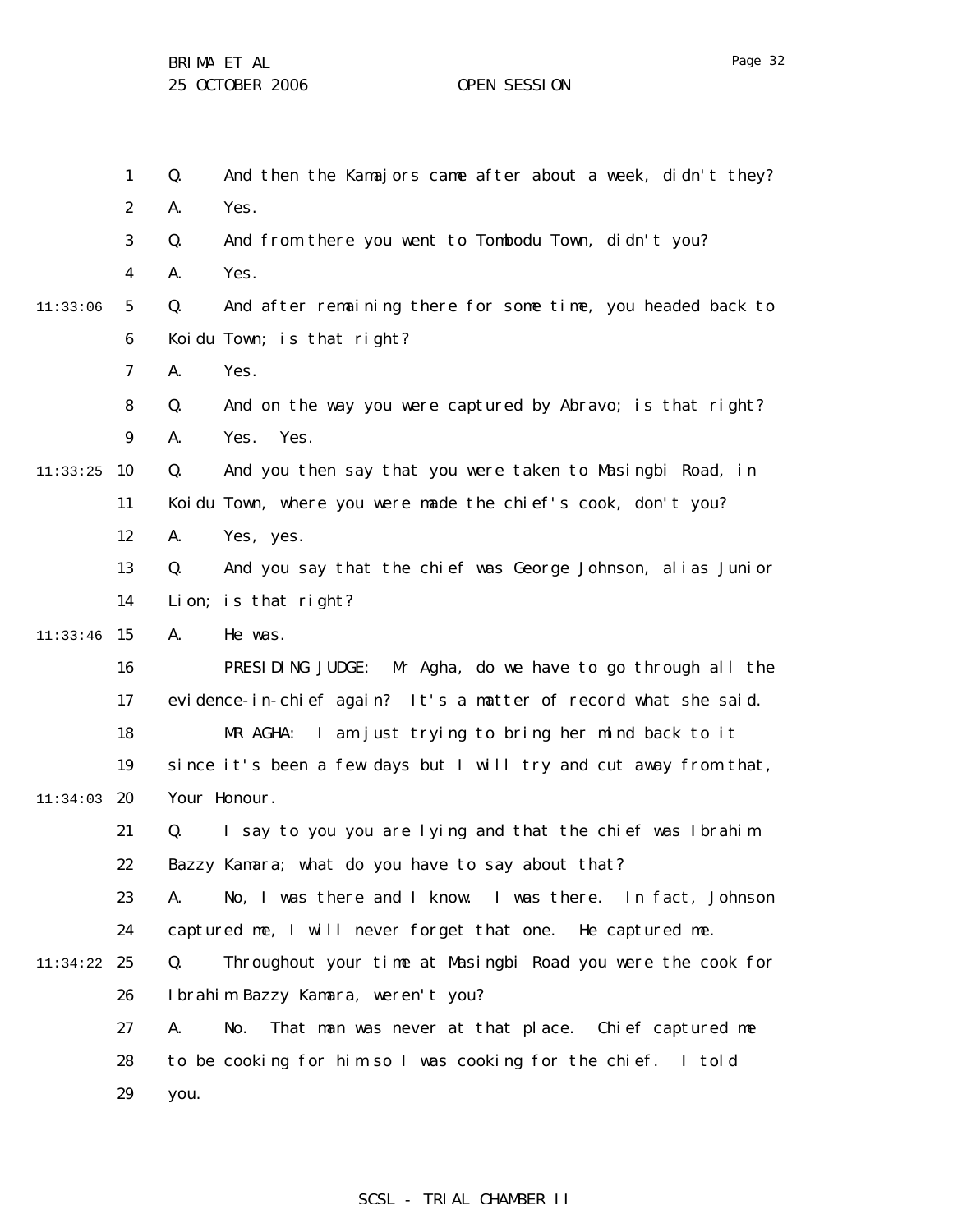Q. And then the Kamajors came after about a week, didn't they?

A. Yes.

Q. And from there you went to Tombodu Town, didn't you?

A. Yes.

Q. And after remaining there for some time, you headed back to Koidu Town; is that right?

A. Yes.

Q. And on the way you were captured by Abravo; is that right?

A. Yes. Yes.

Q. And you then say that you were taken to Masingbi Road, in Koidu Town, where you were made the chief's cook, don't you?

A. Yes, yes.

Q. And you say that the chief was George Johnson, alias Junior Lion; is that right?

A. He was.

PRESIDING JUDGE: Mr Agha, do we have to go through all the evidence-in-chief again? It's a matter of record what she said.

MR AGHA: I am just trying to bring her mind back to it since it's been a few days but I will try and cut away from that, Your Honour.

Q. I say to you you are lying and that the chief was Ibrahim Bazzy Kamara; what do you have to say about that?

A. No, I was there and I know. I was there. In fact, Johnson captured me, I will never forget that one. He captured me.

Q. Throughout your time at Masingbi Road you were the cook for Ibrahim Bazzy Kamara, weren't you?

A. No. That man was never at that place. Chief captured me to be cooking for him so I was cooking for the chief. I told you.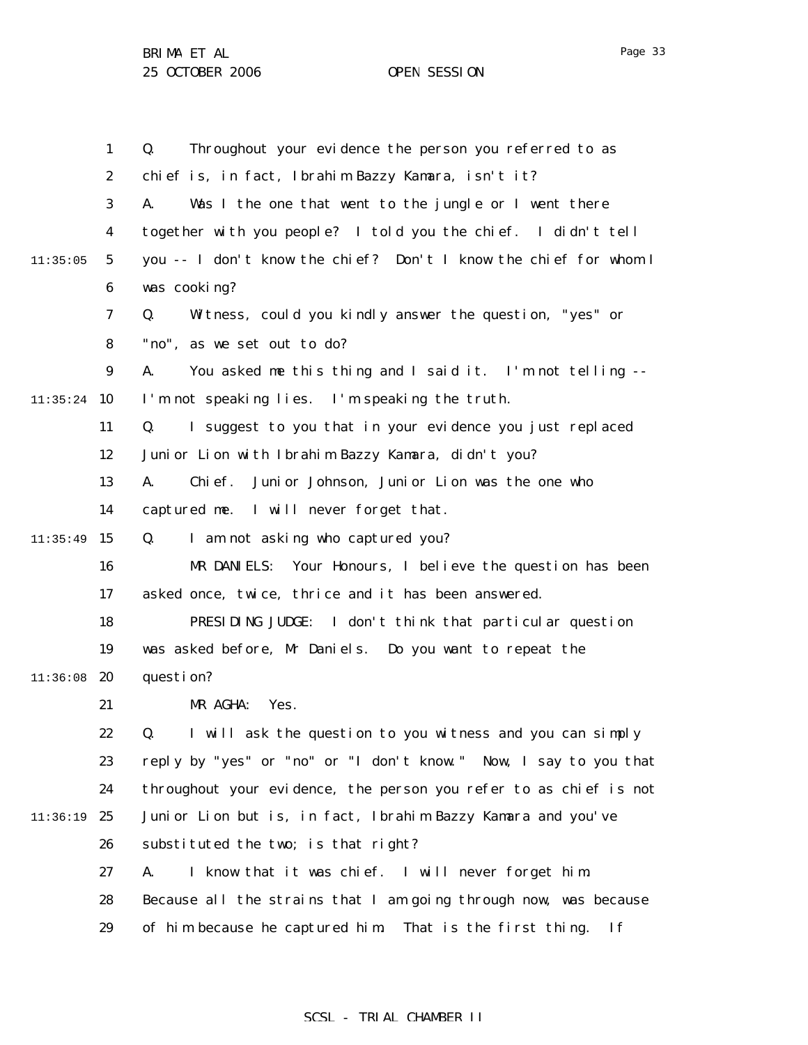Q. Throughout your evidence the person you referred to as chief is, in fact, Ibrahim Bazzy Kamara, isn't it?

A. Was I the one that went to the jungle or I went there together with you people? I told you the chief. I didn't tell you -- I don't know the chief? Don't I know the chief for whom I was cooking?

Q. Witness, could you kindly answer the question, "yes" or "no", as we set out to do?

A. You asked me this thing and I said it. I'm not telling -- I'm not speaking lies. I'm speaking the truth.

Q. I suggest to you that in your evidence you just replaced Junior Lion with Ibrahim Bazzy Kamara, didn't you?

A. Chief. Junior Johnson, Junior Lion was the one who captured me. I will never forget that.

Q. I am not asking who captured you?

MR DANIELS: Your Honours, I believe the question has been asked once, twice, thrice and it has been answered.

PRESIDING JUDGE: I don't think that particular question was asked before, Mr Daniels. Do you want to repeat the question?

MR AGHA: Yes.

Q. I will ask the question to you witness and you can simply reply by "yes" or "no" or "I don't know." Now, I say to you that throughout your evidence, the person you refer to as chief is not Junior Lion but is, in fact, Ibrahim Bazzy Kamara and you've substituted the two; is that right?

A. I know that it was chief. I will never forget him. Because all the strains that I am going through now, was because of him because he captured him. That is the first thing. If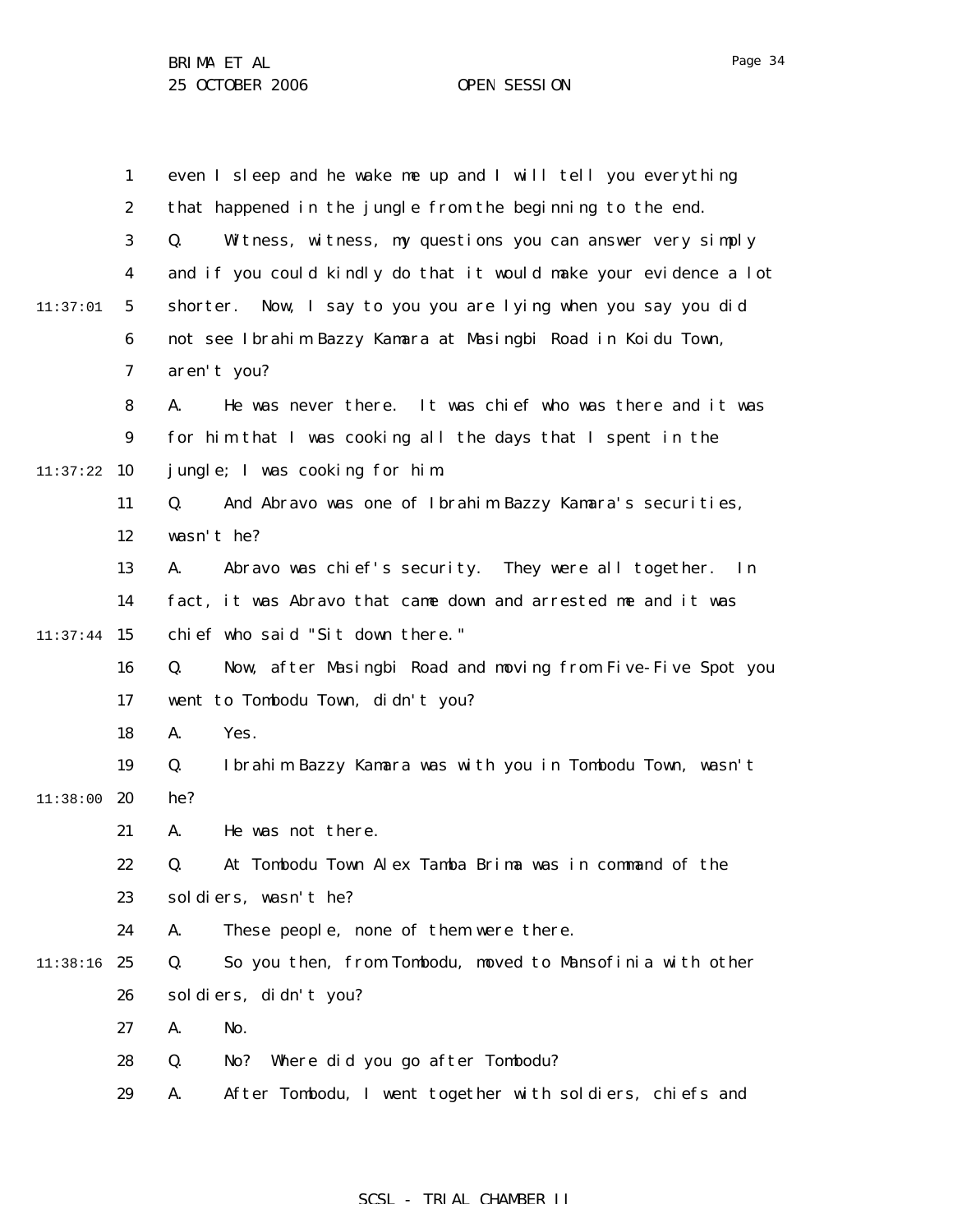even I sleep and he wake me up and I will tell you everything that happened in the jungle from the beginning to the end.

Q. Witness, witness, my questions you can answer very simply and if you could kindly do that it would make your evidence a lot shorter. Now, I say to you you are lying when you say you did not see Ibrahim Bazzy Kamara at Masingbi Road in Koidu Town, aren't you?

A. He was never there. It was chief who was there and it was for him that I was cooking all the days that I spent in the jungle; I was cooking for him.

Q. And Abravo was one of Ibrahim Bazzy Kamara's securities, wasn't he?

A. Abravo was chief's security. They were all together. In fact, it was Abravo that came down and arrested me and it was chief who said "Sit down there."

Q. Now, after Masingbi Road and moving from Five-Five Spot you went to Tombodu Town, didn't you?

A. Yes.

Q. Ibrahim Bazzy Kamara was with you in Tombodu Town, wasn't he?

A. He was not there.

Q. At Tombodu Town Alex Tamba Brima was in command of the soldiers, wasn't he?

A. These people, none of them were there.

Q. So you then, from Tombodu, moved to Mansofinia with other soldiers, didn't you?

A. No.

Q. No? Where did you go after Tombodu?

A. After Tombodu, I went together with soldiers, chiefs and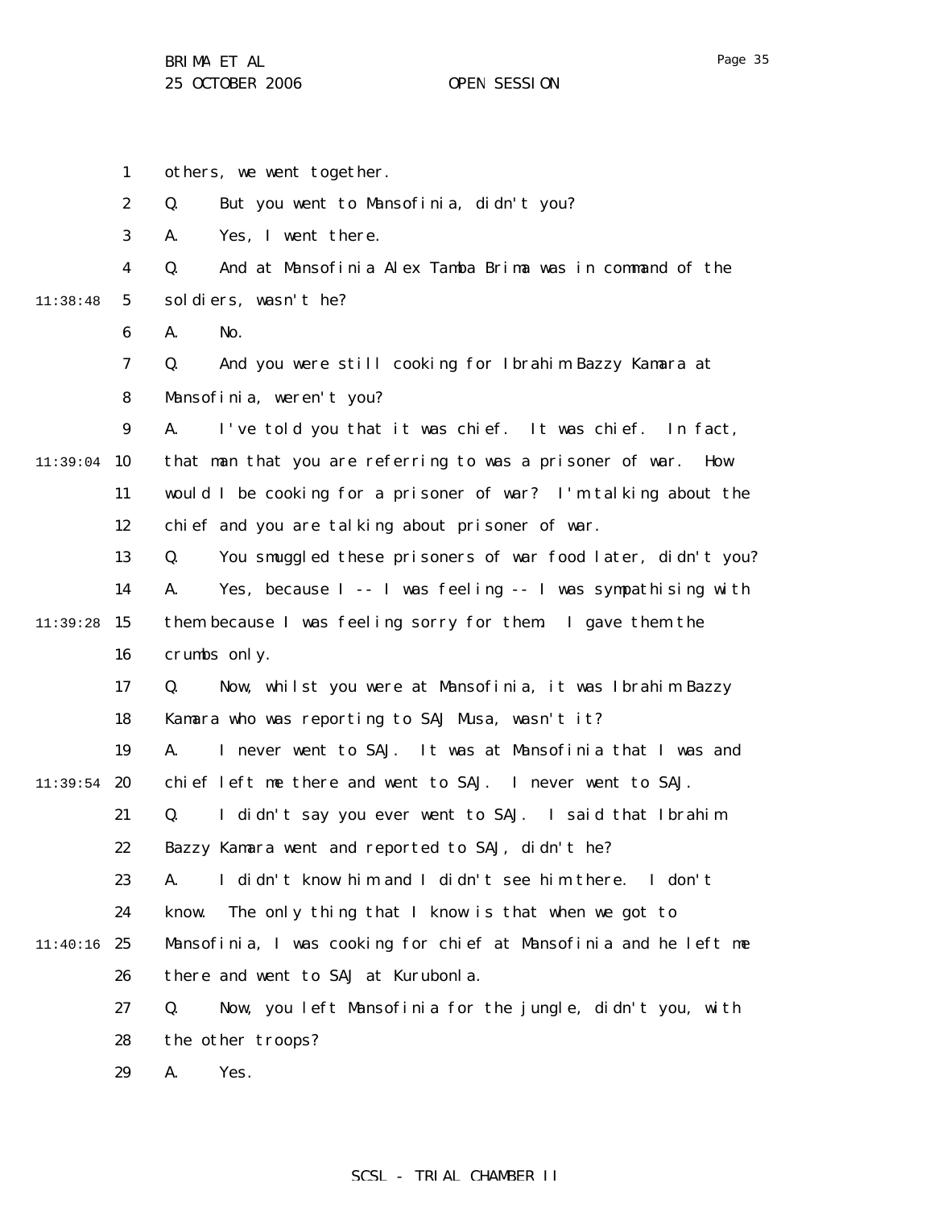others, we went together.

Q. But you went to Mansofinia, didn't you?

A. Yes, I went there.

Q. And at Mansofinia Alex Tamba Brima was in command of the soldiers, wasn't he?

A. No.

Q. And you were still cooking for Ibrahim Bazzy Kamara at Mansofinia, weren't you?

A. I've told you that it was chief. It was chief. In fact, that man that you are referring to was a prisoner of war. How would I be cooking for a prisoner of war? I'm talking about the chief and you are talking about prisoner of war.

Q. You smuggled these prisoners of war food later, didn't you?

A. Yes, because I -- I was feeling -- I was sympathising with them because I was feeling sorry for them. I gave them the crumbs only.

Q. Now, whilst you were at Mansofinia, it was Ibrahim Bazzy Kamara who was reporting to SAJ Musa, wasn't it?

A. I never went to SAJ. It was at Mansofinia that I was and chief left me there and went to SAJ. I never went to SAJ.

Q. I didn't say you ever went to SAJ. I said that Ibrahim Bazzy Kamara went and reported to SAJ, didn't he?

A. I didn't know him and I didn't see him there. I don't know. The only thing that I know is that when we got to Mansofinia, I was cooking for chief at Mansofinia and he left me there and went to SAJ at Kurubonla.

Q. Now, you left Mansofinia for the jungle, didn't you, with the other troops?

A. Yes.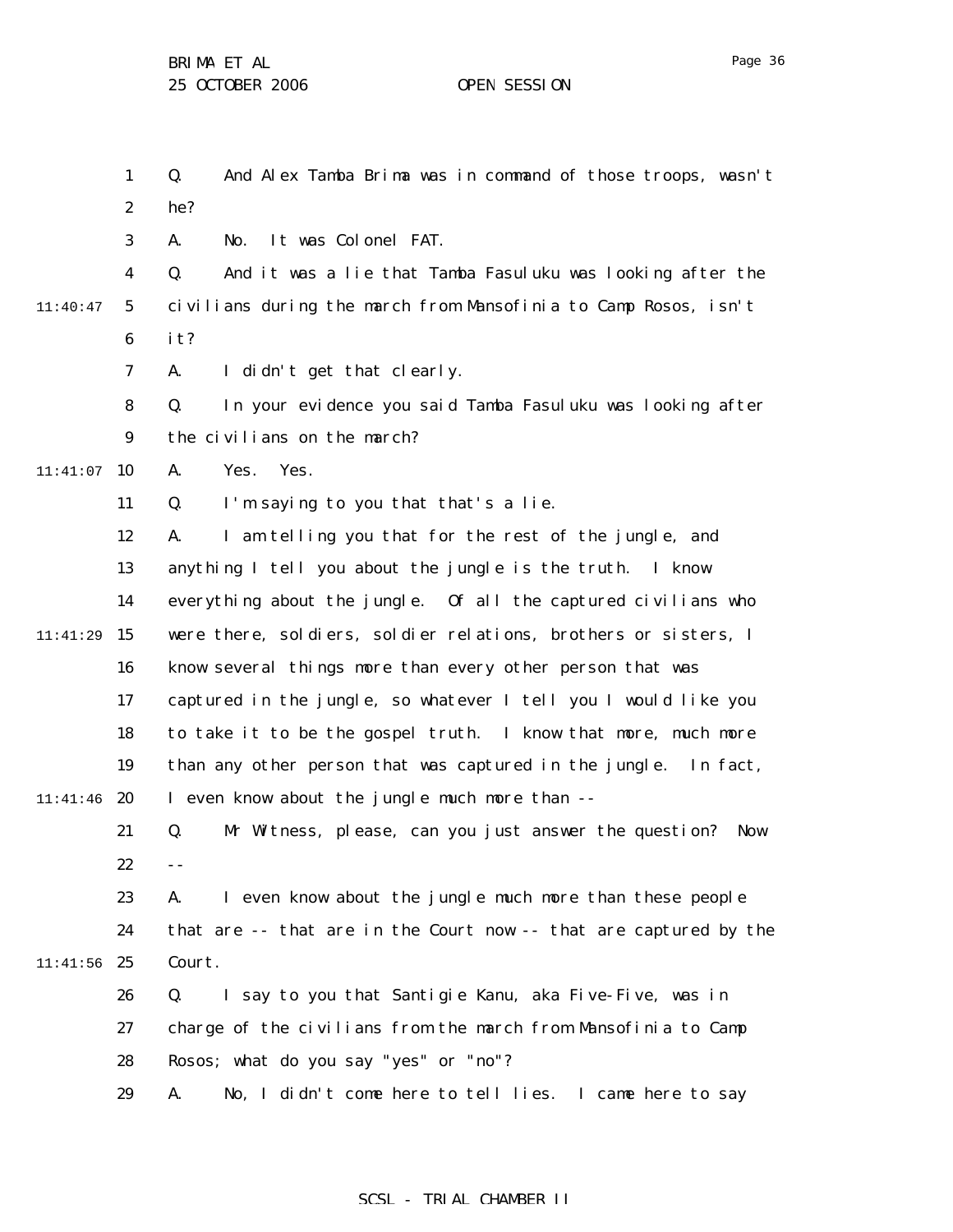Q. And Alex Tamba Brima was in command of those troops, wasn't he?

A. No. It was Colonel FAT.

Q. And it was a lie that Tamba Fasuluku was looking after the civilians during the march from Mansofinia to Camp Rosos, isn't it?

A. I didn't get that clearly.

Q. In your evidence you said Tamba Fasuluku was looking after the civilians on the march?

A. Yes. Yes.

Q. I'm saying to you that that's a lie.

A. I am telling you that for the rest of the jungle, and anything I tell you about the jungle is the truth. I know everything about the jungle. Of all the captured civilians who were there, soldiers, soldier relations, brothers or sisters, I know several things more than every other person that was captured in the jungle, so whatever I tell you I would like you to take it to be the gospel truth. I know that more, much more than any other person that was captured in the jungle. In fact, I even know about the jungle much more than --

Q. Mr Witness, please, can you just answer the question? Now --

A. I even know about the jungle much more than these people that are -- that are in the Court now -- that are captured by the Court.

Q. I say to you that Santigie Kanu, aka Five-Five, was in charge of the civilians from the march from Mansofinia to Camp Rosos; what do you say "yes" or "no"?

A. No, I didn't come here to tell lies. I came here to say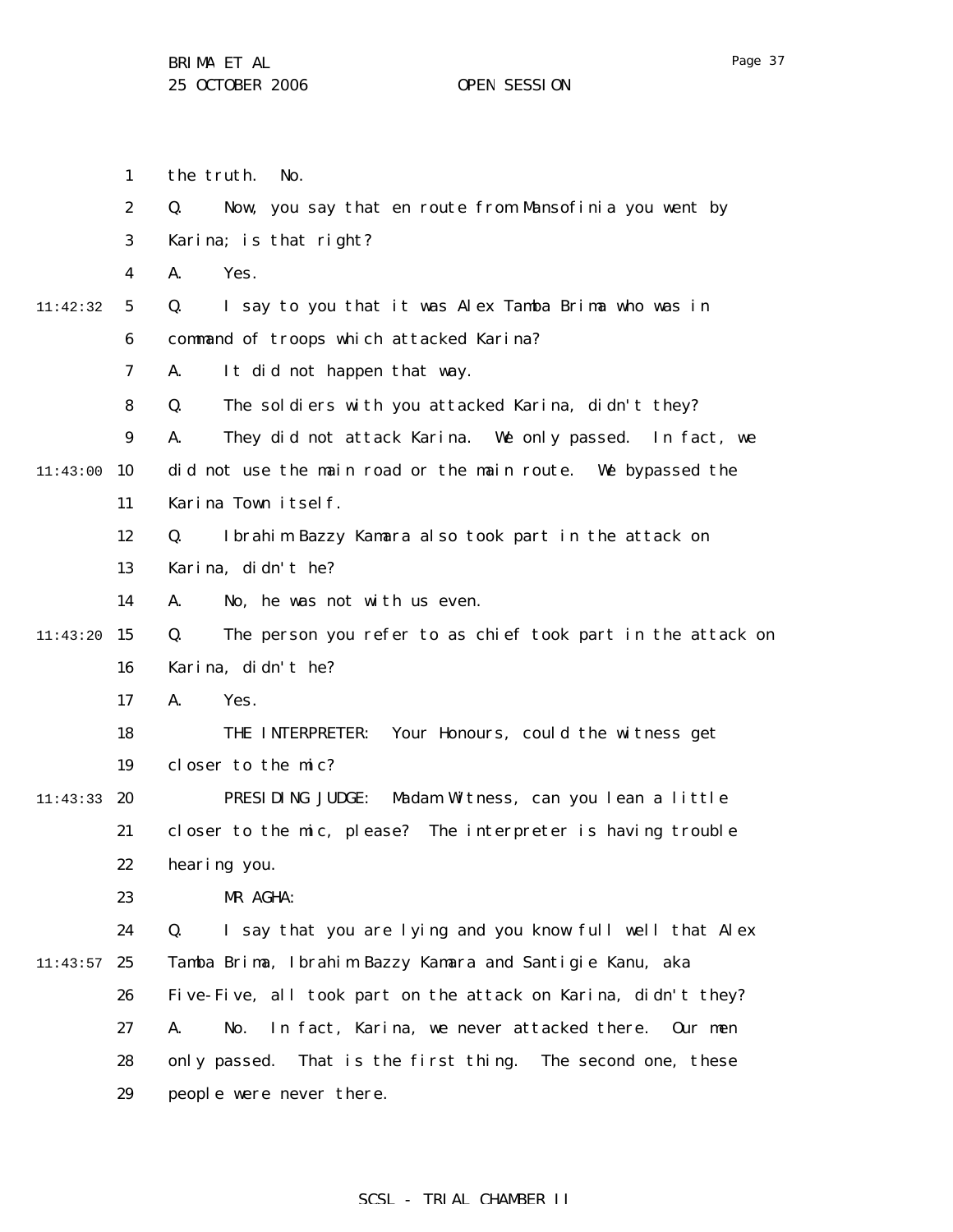the truth. No.

Q. Now, you say that en route from Mansofinia you went by Karina; is that right?

A. Yes.

Q. I say to you that it was Alex Tamba Brima who was in command of troops which attacked Karina?

A. It did not happen that way.

Q. The soldiers with you attacked Karina, didn't they?

A. They did not attack Karina. We only passed. In fact, we did not use the main road or the main route. We bypassed the Karina Town itself.

Q. Ibrahim Bazzy Kamara also took part in the attack on Karina, didn't he?

A. No, he was not with us even.

Q. The person you refer to as chief took part in the attack on Karina, didn't he?

A. Yes.

THE INTERPRETER: Your Honours, could the witness get closer to the mic?

PRESIDING JUDGE: Madam Witness, can you lean a little closer to the mic, please? The interpreter is having trouble hearing you.

MR AGHA:

Q. I say that you are lying and you know full well that Alex Tamba Brima, Ibrahim Bazzy Kamara and Santigie Kanu, aka Five-Five, all took part on the attack on Karina, didn't they?

A. No. In fact, Karina, we never attacked there. Our men only passed. That is the first thing. The second one, these people were never there.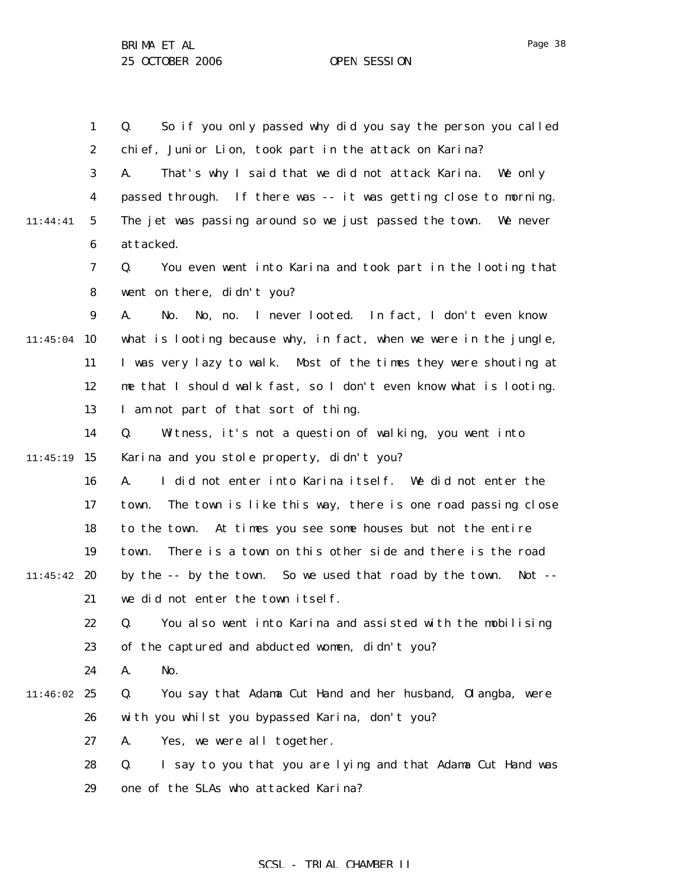Q. So if you only passed why did you say the person you called chief, Junior Lion, took part in the attack on Karina?

A. That's why I said that we did not attack Karina. We only passed through. If there was -- it was getting close to morning. The jet was passing around so we just passed the town. We never attacked.

Q. You even went into Karina and took part in the looting that went on there, didn't you?

A. No. No, no. I never looted. In fact, I don't even know what is looting because why, in fact, when we were in the jungle, I was very lazy to walk. Most of the times they were shouting at me that I should walk fast, so I don't even know what is looting. I am not part of that sort of thing.

Q. Witness, it's not a question of walking, you went into Karina and you stole property, didn't you?

A. I did not enter into Karina itself. We did not enter the town. The town is like this way, there is one road passing close to the town. At times you see some houses but not the entire town. There is a town on this other side and there is the road by the -- by the town. So we used that road by the town. Not -- we did not enter the town itself.

Q. You also went into Karina and assisted with the mobilising of the captured and abducted women, didn't you?

A. No.

Q. You say that Adama Cut Hand and her husband, Olangba, were with you whilst you bypassed Karina, don't you?

A. Yes, we were all together.

Q. I say to you that you are lying and that Adama Cut Hand was one of the SLAs who attacked Karina?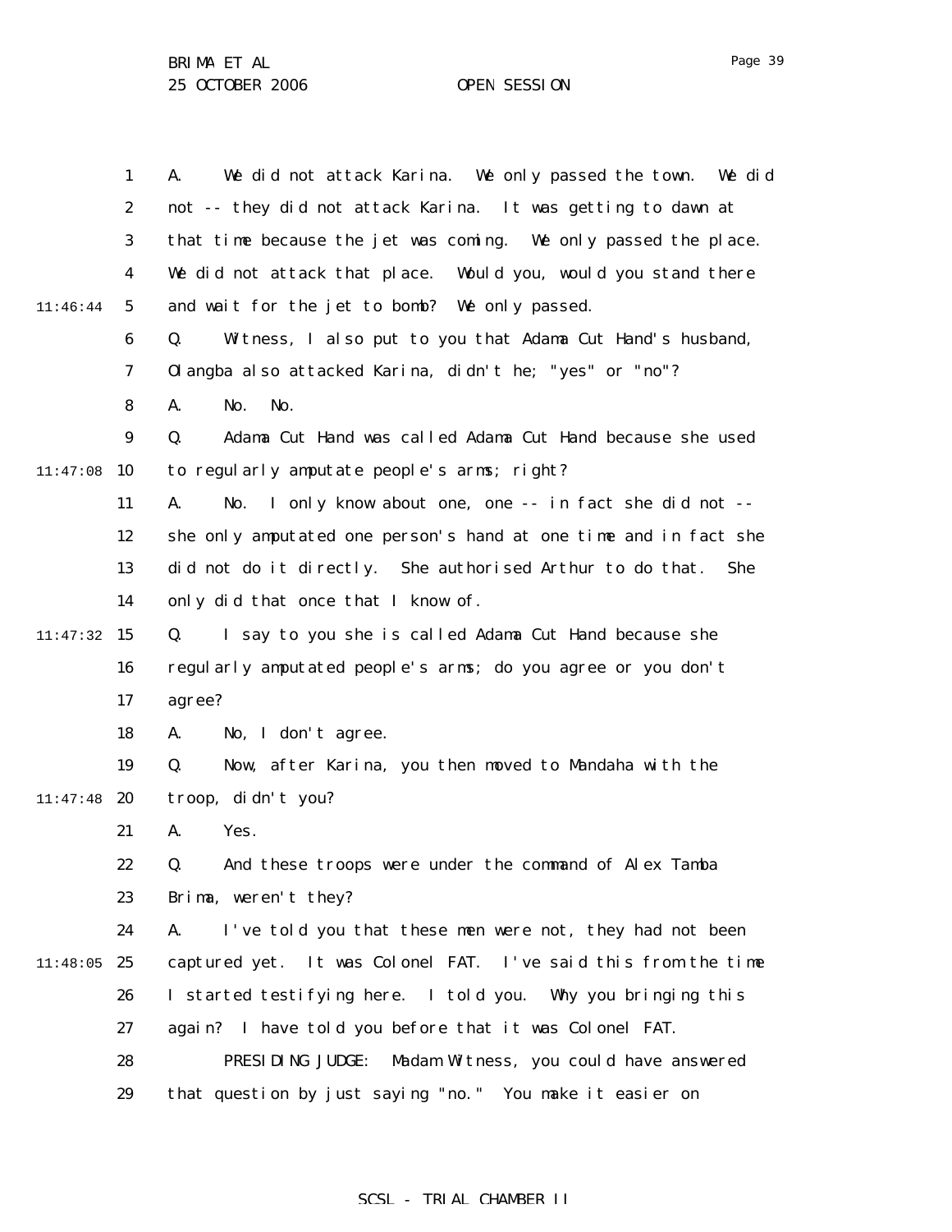A. We did not attack Karina. We only passed the town. We did not -- they did not attack Karina. It was getting to dawn at that time because the jet was coming. We only passed the place. We did not attack that place. Would you, would you stand there and wait for the jet to bomb? We only passed.

Q. Witness, I also put to you that Adama Cut Hand's husband, Olangba also attacked Karina, didn't he; "yes" or "no"?

A. No. No.

Q. Adama Cut Hand was called Adama Cut Hand because she used to regularly amputate people's arms; right?

A. No. I only know about one, one -- in fact she did not -- she only amputated one person's hand at one time and in fact she did not do it directly. She authorised Arthur to do that. She only did that once that I know of.

Q. I say to you she is called Adama Cut Hand because she regularly amputated people's arms; do you agree or you don't agree?

A. No, I don't agree.

Q. Now, after Karina, you then moved to Mandaha with the troop, didn't you?

A. Yes.

Q. And these troops were under the command of Alex Tamba Brima, weren't they?

A. I've told you that these men were not, they had not been captured yet. It was Colonel FAT. I've said this from the time I started testifying here. I told you. Why you bringing this again? I have told you before that it was Colonel FAT.

PRESIDING JUDGE: Madam Witness, you could have answered that question by just saying "no." You make it easier on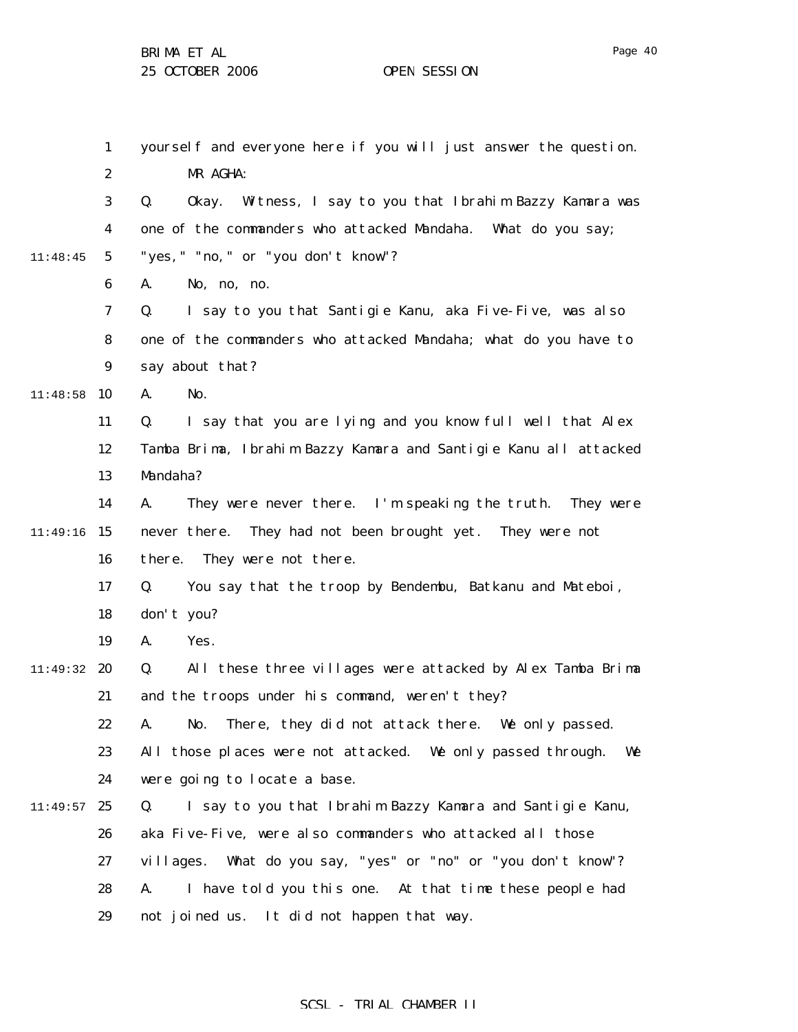yourself and everyone here if you will just answer the question.

MR AGHA:

Q. Okay. Witness, I say to you that Ibrahim Bazzy Kamara was one of the commanders who attacked Mandaha. What do you say; "yes," "no," or "you don't know"?

A. No, no, no.

Q. I say to you that Santigie Kanu, aka Five-Five, was also one of the commanders who attacked Mandaha; what do you have to say about that?

A. No.

Q. I say that you are lying and you know full well that Alex Tamba Brima, Ibrahim Bazzy Kamara and Santigie Kanu all attacked Mandaha?

A. They were never there. I'm speaking the truth. They were never there. They had not been brought yet. They were not there. They were not there.

Q. You say that the troop by Bendembu, Batkanu and Mateboi, don't you?

A. Yes.

Q. All these three villages were attacked by Alex Tamba Brima and the troops under his command, weren't they?

A. No. There, they did not attack there. We only passed. All those places were not attacked. We only passed through. We were going to locate a base.

Q. I say to you that Ibrahim Bazzy Kamara and Santigie Kanu, aka Five-Five, were also commanders who attacked all those villages. What do you say, "yes" or "no" or "you don't know"?

A. I have told you this one. At that time these people had not joined us. It did not happen that way.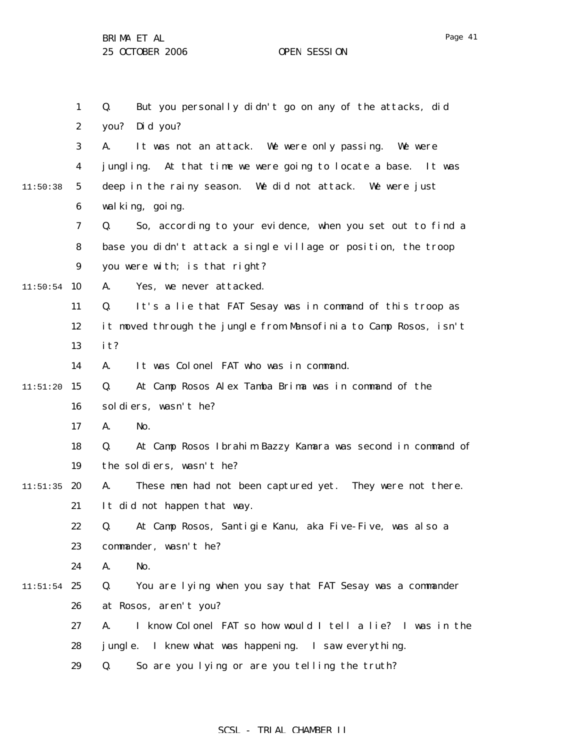Q. But you personally didn't go on any of the attacks, did you? Did you?

A. It was not an attack. We were only passing. We were jungling. At that time we were going to locate a base. It was deep in the rainy season. We did not attack. We were just walking, going.

Q. So, according to your evidence, when you set out to find a base you didn't attack a single village or position, the troop you were with; is that right?

A. Yes, we never attacked.

Q. It's a lie that FAT Sesay was in command of this troop as it moved through the jungle from Mansofinia to Camp Rosos, isn't it?

A. It was Colonel FAT who was in command.

Q. At Camp Rosos Alex Tamba Brima was in command of the soldiers, wasn't he?

A. No.

Q. At Camp Rosos Ibrahim Bazzy Kamara was second in command of the soldiers, wasn't he?

A. These men had not been captured yet. They were not there. It did not happen that way.

Q. At Camp Rosos, Santigie Kanu, aka Five-Five, was also a commander, wasn't he?

A. No.

Q. You are lying when you say that FAT Sesay was a commander at Rosos, aren't you?

A. I know Colonel FAT so how would I tell a lie? I was in the jungle. I knew what was happening. I saw everything.

Q. So are you lying or are you telling the truth?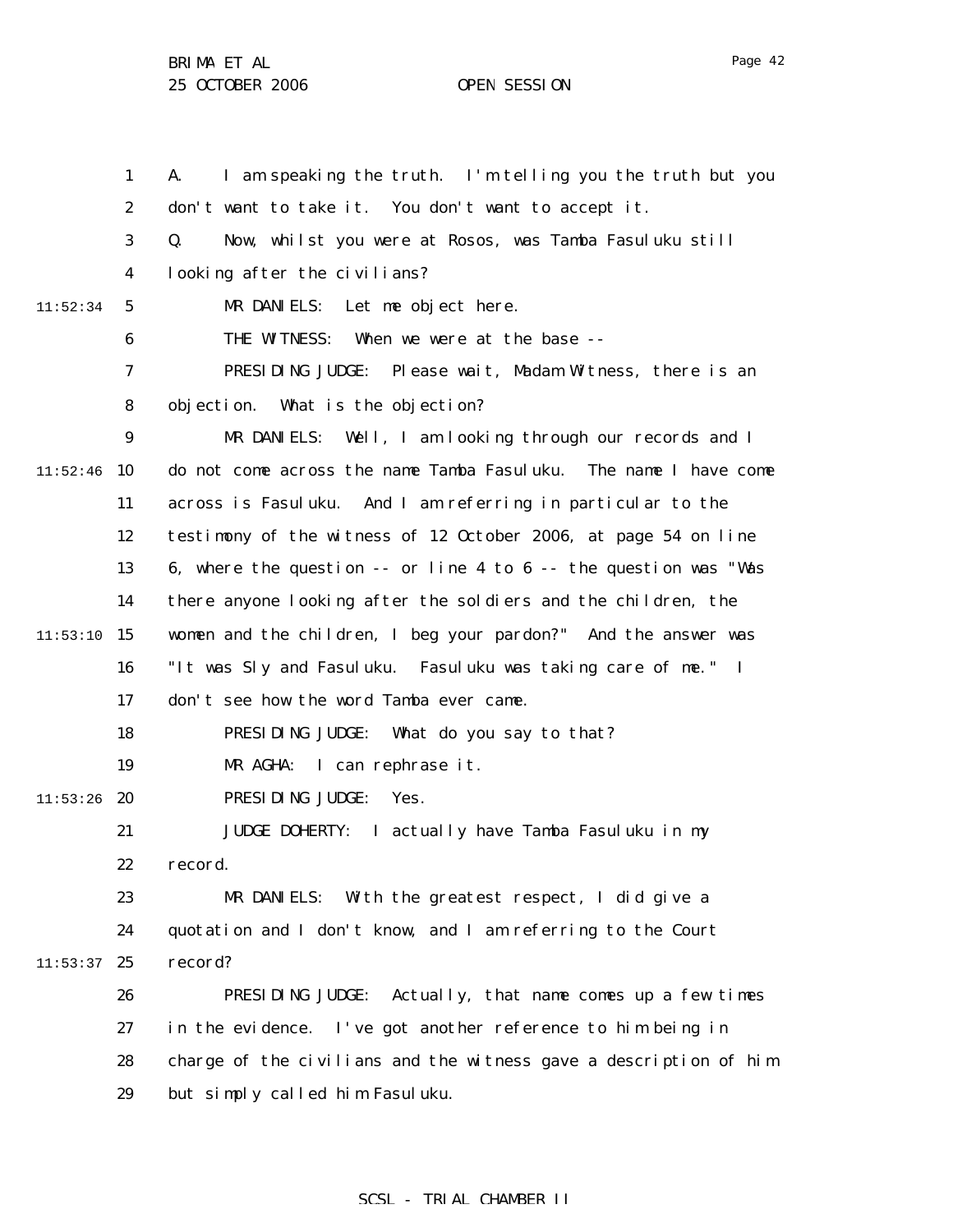A. I am speaking the truth. I'm telling you the truth but you don't want to take it. You don't want to accept it.

Q. Now, whilst you were at Rosos, was Tamba Fasuluku still looking after the civilians?

MR DANIELS: Let me object here.

THE WITNESS: When we were at the base --

PRESIDING JUDGE: Please wait, Madam Witness, there is an objection. What is the objection?

MR DANIELS: Well, I am looking through our records and I do not come across the name Tamba Fasuluku. The name I have come across is Fasuluku. And I am referring in particular to the testimony of the witness of 12 October 2006, at page 54 on line 6, where the question -- or line 4 to 6 -- the question was "Was there anyone looking after the soldiers and the children, the women and the children, I beg your pardon?" And the answer was "It was Sly and Fasuluku. Fasuluku was taking care of me." I don't see how the word Tamba ever came.

PRESIDING JUDGE: What do you say to that?

MR AGHA: I can rephrase it.

PRESIDING JUDGE: Yes.

JUDGE DOHERTY: I actually have Tamba Fasuluku in my record.

MR DANIELS: With the greatest respect, I did give a quotation and I don't know, and I am referring to the Court record?

PRESIDING JUDGE: Actually, that name comes up a few times in the evidence. I've got another reference to him being in charge of the civilians and the witness gave a description of him but simply called him Fasuluku.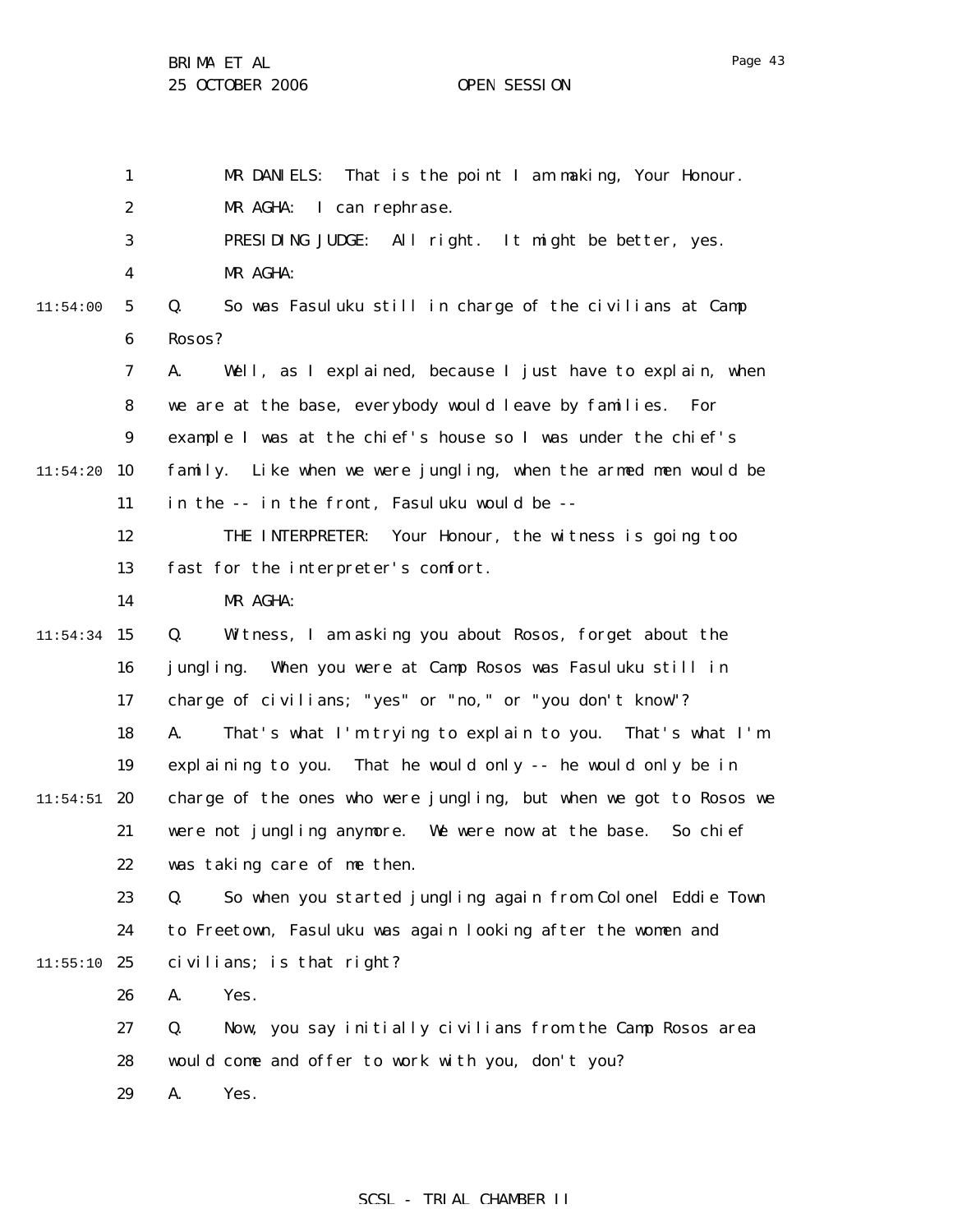MR DANIELS: That is the point I am making, Your Honour.

MR AGHA: I can rephrase.

PRESIDING JUDGE: All right. It might be better, yes.

MR AGHA:

Q. So was Fasuluku still in charge of the civilians at Camp Rosos?

A. Well, as I explained, because I just have to explain, when we are at the base, everybody would leave by families. For example I was at the chief's house so I was under the chief's family. Like when we were jungling, when the armed men would be in the -- in the front, Fasuluku would be --

THE INTERPRETER: Your Honour, the witness is going too fast for the interpreter's comfort.

MR AGHA:

Q. Witness, I am asking you about Rosos, forget about the jungling. When you were at Camp Rosos was Fasuluku still in charge of civilians; "yes" or "no," or "you don't know"?

A. That's what I'm trying to explain to you. That's what I'm explaining to you. That he would only -- he would only be in charge of the ones who were jungling, but when we got to Rosos we were not jungling anymore. We were now at the base. So chief was taking care of me then.

Q. So when you started jungling again from Colonel Eddie Town to Freetown, Fasuluku was again looking after the women and civilians; is that right?

A. Yes.

Q. Now, you say initially civilians from the Camp Rosos area would come and offer to work with you, don't you?

A. Yes.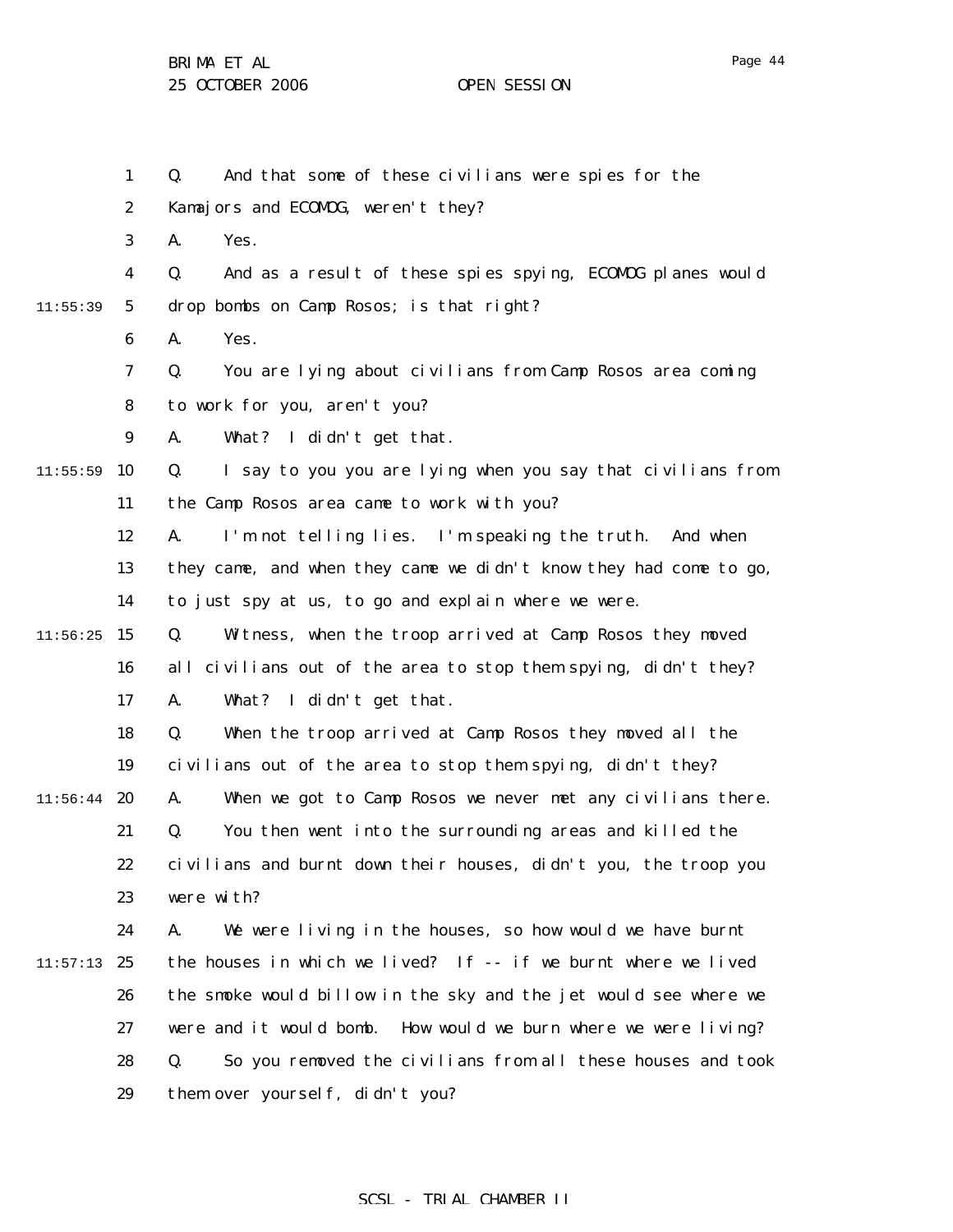Q. And that some of these civilians were spies for the Kamajors and ECOMOG, weren't they?

A. Yes.

Q. And as a result of these spies spying, ECOMOG planes would drop bombs on Camp Rosos; is that right?

A. Yes.

Q. You are lying about civilians from Camp Rosos area coming to work for you, aren't you?

A. What? I didn't get that.

Q. I say to you you are lying when you say that civilians from the Camp Rosos area came to work with you?

A. I'm not telling lies. I'm speaking the truth. And when they came, and when they came we didn't know they had come to go, to just spy at us, to go and explain where we were.

Q. Witness, when the troop arrived at Camp Rosos they moved all civilians out of the area to stop them spying, didn't they?

A. What? I didn't get that.

Q. When the troop arrived at Camp Rosos they moved all the civilians out of the area to stop them spying, didn't they?

A. When we got to Camp Rosos we never met any civilians there.

Q. You then went into the surrounding areas and killed the civilians and burnt down their houses, didn't you, the troop you were with?

A. We were living in the houses, so how would we have burnt the houses in which we lived? If -- if we burnt where we lived the smoke would billow in the sky and the jet would see where we were and it would bomb. How would we burn where we were living?

Q. So you removed the civilians from all these houses and took them over yourself, didn't you?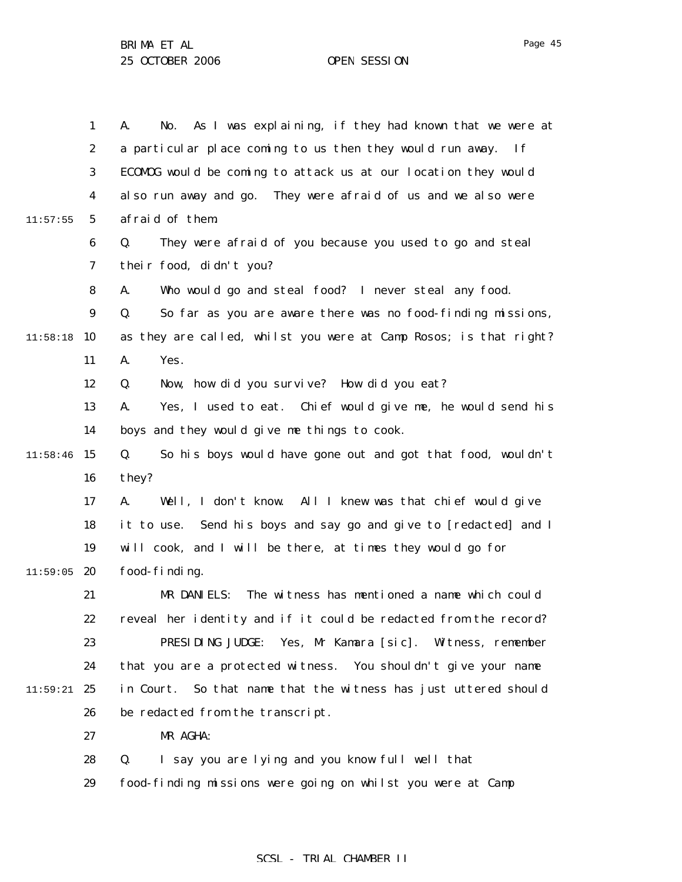A. No. As I was explaining, if they had known that we were at a particular place coming to us then they would run away. If ECOMOG would be coming to attack us at our location they would also run away and go. They were afraid of us and we also were afraid of them.

Q. They were afraid of you because you used to go and steal their food, didn't you?

A. Who would go and steal food? I never steal any food.

Q. So far as you are aware there was no food-finding missions, as they are called, whilst you were at Camp Rosos; is that right?

A. Yes.

Q. Now, how did you survive? How did you eat?

A. Yes, I used to eat. Chief would give me, he would send his boys and they would give me things to cook.

Q. So his boys would have gone out and got that food, wouldn't they?

A. Well, I don't know. All I knew was that chief would give it to use. Send his boys and say go and give to [redacted] and I will cook, and I will be there, at times they would go for food-finding.

MR DANIELS: The witness has mentioned a name which could reveal her identity and if it could be redacted from the record?

PRESIDING JUDGE: Yes, Mr Kamara [sic]. Witness, remember that you are a protected witness. You shouldn't give your name in Court. So that name that the witness has just uttered should be redacted from the transcript.

MR AGHA:

Q. I say you are lying and you know full well that food-finding missions were going on whilst you were at Camp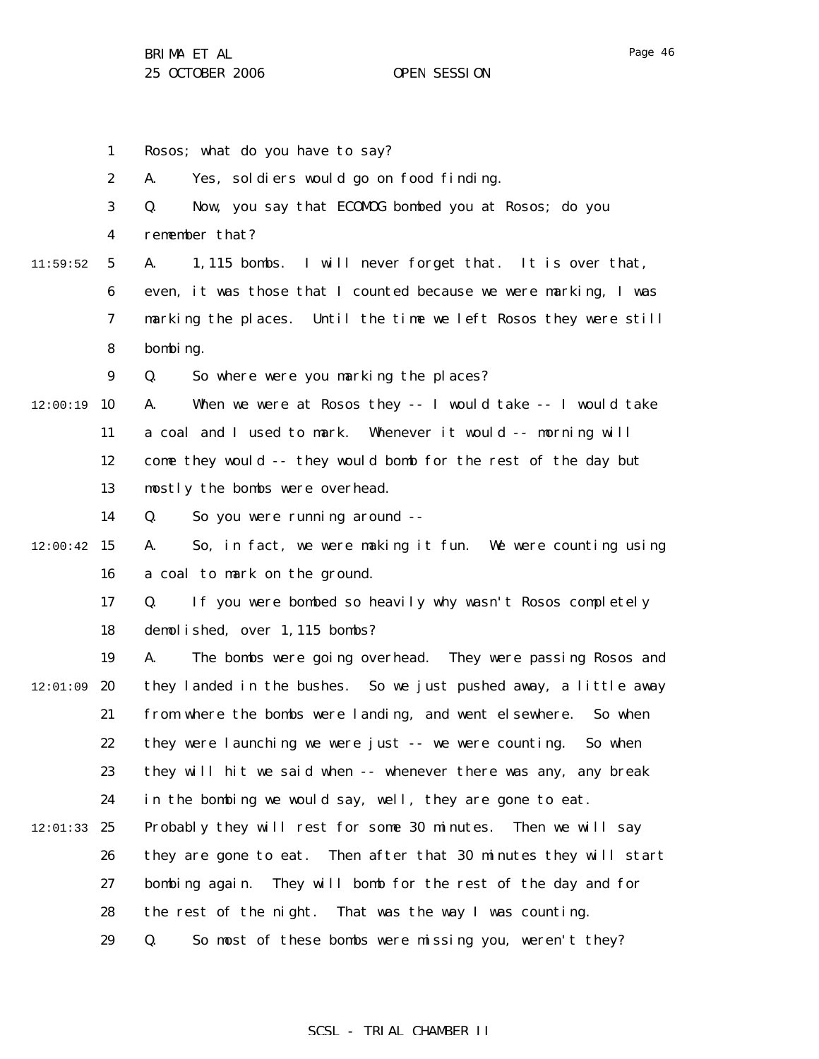Rosos; what do you have to say?

A. Yes, soldiers would go on food finding.

Q. Now, you say that ECOMOG bombed you at Rosos; do you remember that?

A. 1,115 bombs. I will never forget that. It is over that, even, it was those that I counted because we were marking, I was marking the places. Until the time we left Rosos they were still bombing.

Q. So where were you marking the places?

A. When we were at Rosos they -- I would take -- I would take a coal and I used to mark. Whenever it would -- morning will come they would -- they would bomb for the rest of the day but mostly the bombs were overhead.

Q. So you were running around --

A. So, in fact, we were making it fun. We were counting using a coal to mark on the ground.

Q. If you were bombed so heavily why wasn't Rosos completely demolished, over 1,115 bombs?

A. The bombs were going overhead. They were passing Rosos and they landed in the bushes. So we just pushed away, a little away from where the bombs were landing, and went elsewhere. So when they were launching we were just -- we were counting. So when they will hit we said when -- whenever there was any, any break in the bombing we would say, well, they are gone to eat. Probably they will rest for some 30 minutes. Then we will say they are gone to eat. Then after that 30 minutes they will start bombing again. They will bomb for the rest of the day and for the rest of the night. That was the way I was counting.

Q. So most of these bombs were missing you, weren't they?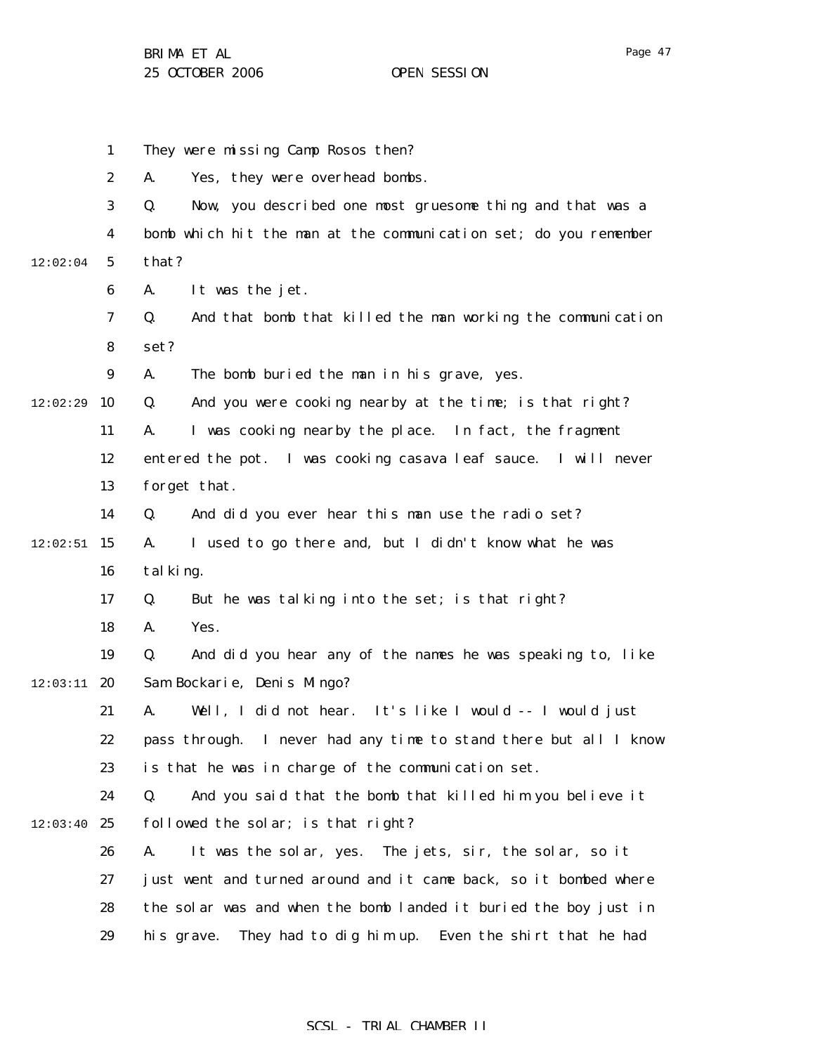They were missing Camp Rosos then?

A. Yes, they were overhead bombs.

Q. Now, you described one most gruesome thing and that was a bomb which hit the man at the communication set; do you remember that?

A. It was the jet.

Q. And that bomb that killed the man working the communication set?

A. The bomb buried the man in his grave, yes.

Q. And you were cooking nearby at the time; is that right?

A. I was cooking nearby the place. In fact, the fragment entered the pot. I was cooking casava leaf sauce. I will never forget that.

Q. And did you ever hear this man use the radio set?

A. I used to go there and, but I didn't know what he was talking.

Q. But he was talking into the set; is that right?

A. Yes.

Q. And did you hear any of the names he was speaking to, like Sam Bockarie, Denis Mingo?

A. Well, I did not hear. It's like I would -- I would just pass through. I never had any time to stand there but all I know is that he was in charge of the communication set.

Q. And you said that the bomb that killed him you believe it followed the solar; is that right?

A. It was the solar, yes. The jets, sir, the solar, so it just went and turned around and it came back, so it bombed where the solar was and when the bomb landed it buried the boy just in his grave. They had to dig him up. Even the shirt that he had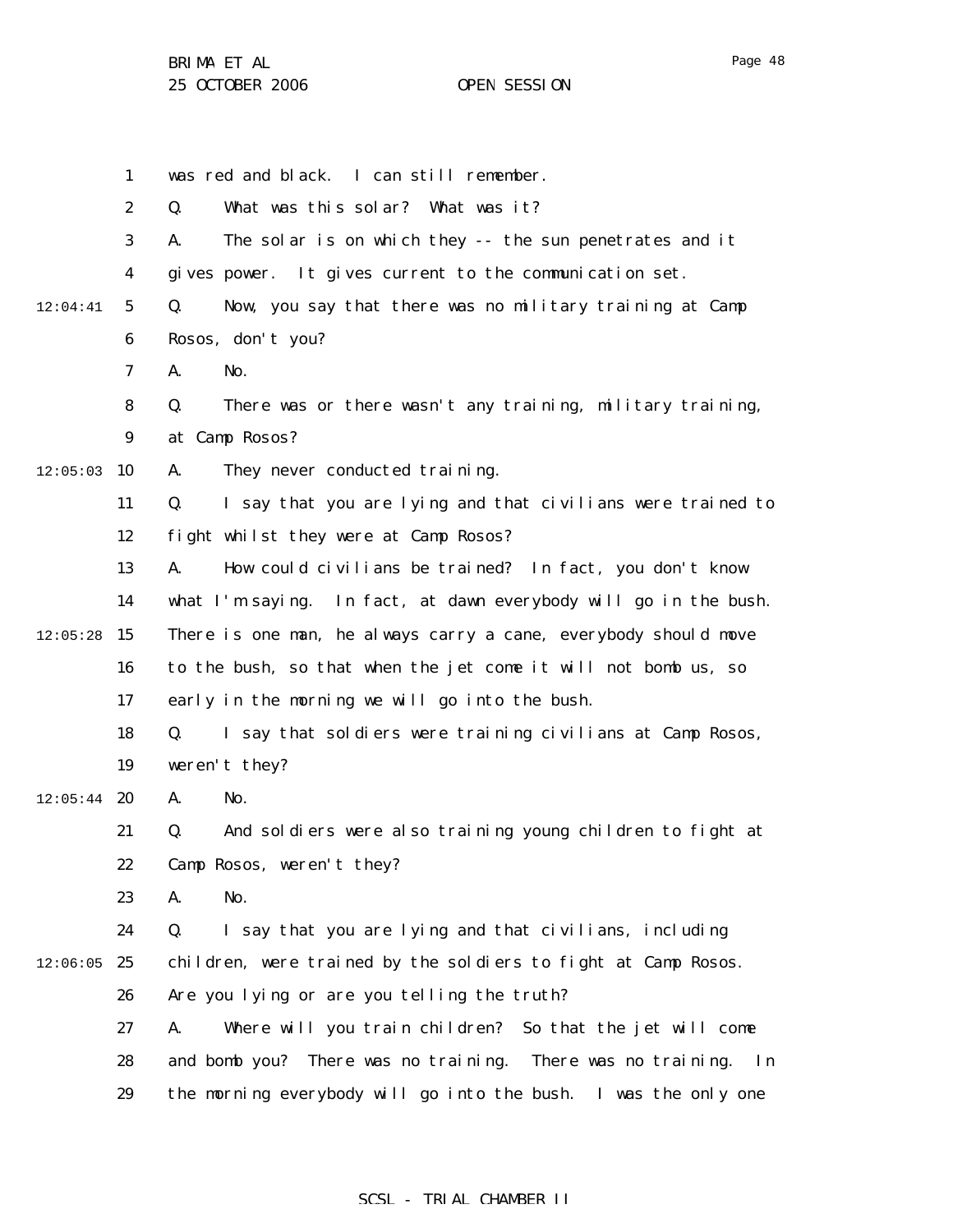was red and black. I can still remember.

Q. What was this solar? What was it?

A. The solar is on which they -- the sun penetrates and it gives power. It gives current to the communication set.

Q. Now, you say that there was no military training at Camp Rosos, don't you?

A. No.

Q. There was or there wasn't any training, military training, at Camp Rosos?

A. They never conducted training.

Q. I say that you are lying and that civilians were trained to fight whilst they were at Camp Rosos?

A. How could civilians be trained? In fact, you don't know what I'm saying. In fact, at dawn everybody will go in the bush. There is one man, he always carry a cane, everybody should move to the bush, so that when the jet come it will not bomb us, so early in the morning we will go into the bush.

Q. I say that soldiers were training civilians at Camp Rosos, weren't they?

A. No.

Q. And soldiers were also training young children to fight at Camp Rosos, weren't they?

A. No.

Q. I say that you are lying and that civilians, including children, were trained by the soldiers to fight at Camp Rosos. Are you lying or are you telling the truth?

A. Where will you train children? So that the jet will come and bomb you? There was no training. There was no training. In the morning everybody will go into the bush. I was the only one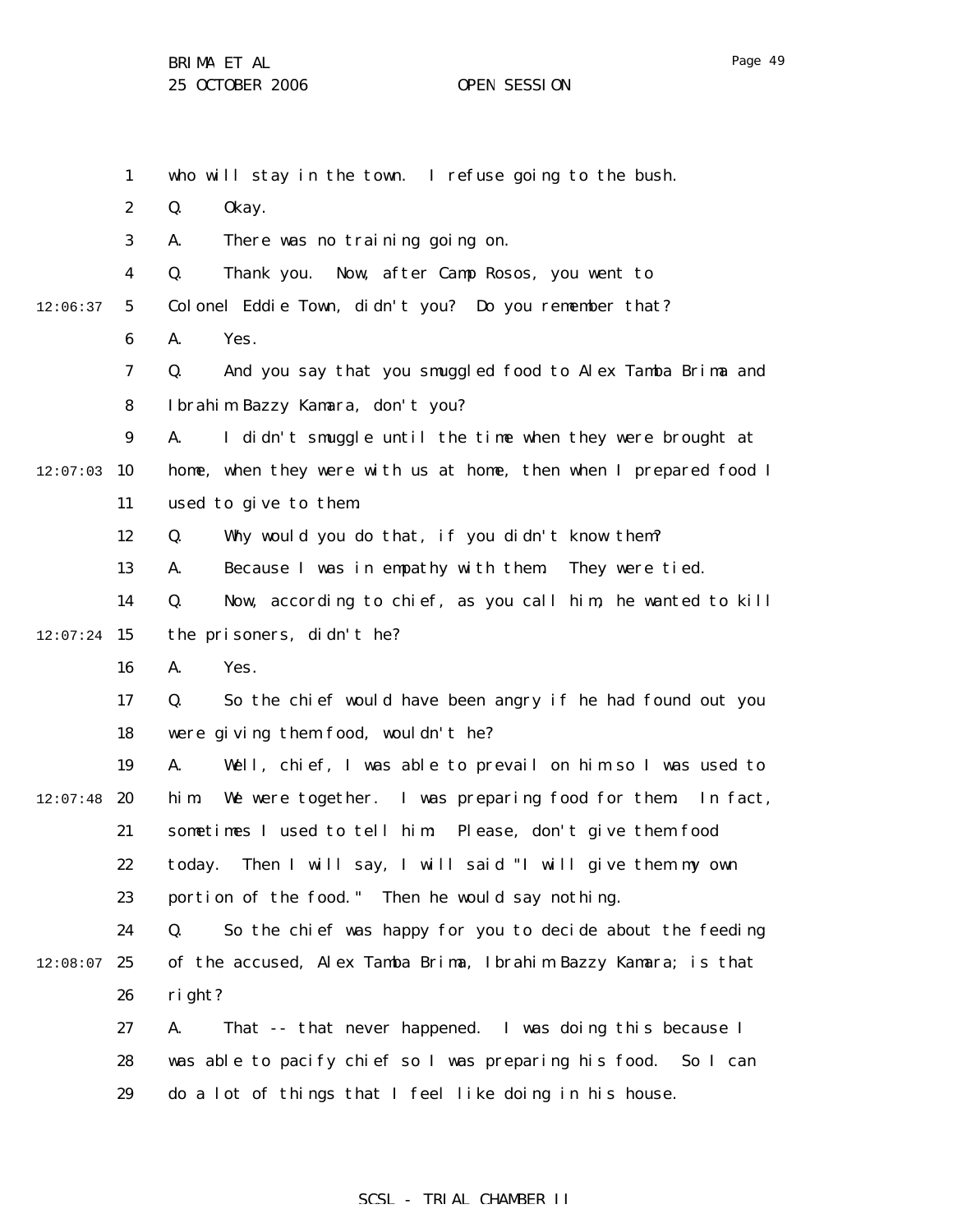who will stay in the town. I refuse going to the bush.

Q. Okay.

A. There was no training going on.

Q. Thank you. Now, after Camp Rosos, you went to Colonel Eddie Town, didn't you? Do you remember that?

A. Yes.

Q. And you say that you smuggled food to Alex Tamba Brima and Ibrahim Bazzy Kamara, don't you?

A. I didn't smuggle until the time when they were brought at home, when they were with us at home, then when I prepared food I used to give to them.

Q. Why would you do that, if you didn't know them?

A. Because I was in empathy with them. They were tied.

Q. Now, according to chief, as you call him, he wanted to kill the prisoners, didn't he?

A. Yes.

Q. So the chief would have been angry if he had found out you were giving them food, wouldn't he?

A. Well, chief, I was able to prevail on him so I was used to him. We were together. I was preparing food for them. In fact, sometimes I used to tell him: Please, don't give them food today. Then I will say, I will said "I will give them my own portion of the food." Then he would say nothing.

Q. So the chief was happy for you to decide about the feeding of the accused, Alex Tamba Brima, Ibrahim Bazzy Kamara; is that right?

A. That -- that never happened. I was doing this because I was able to pacify chief so I was preparing his food. So I can do a lot of things that I feel like doing in his house.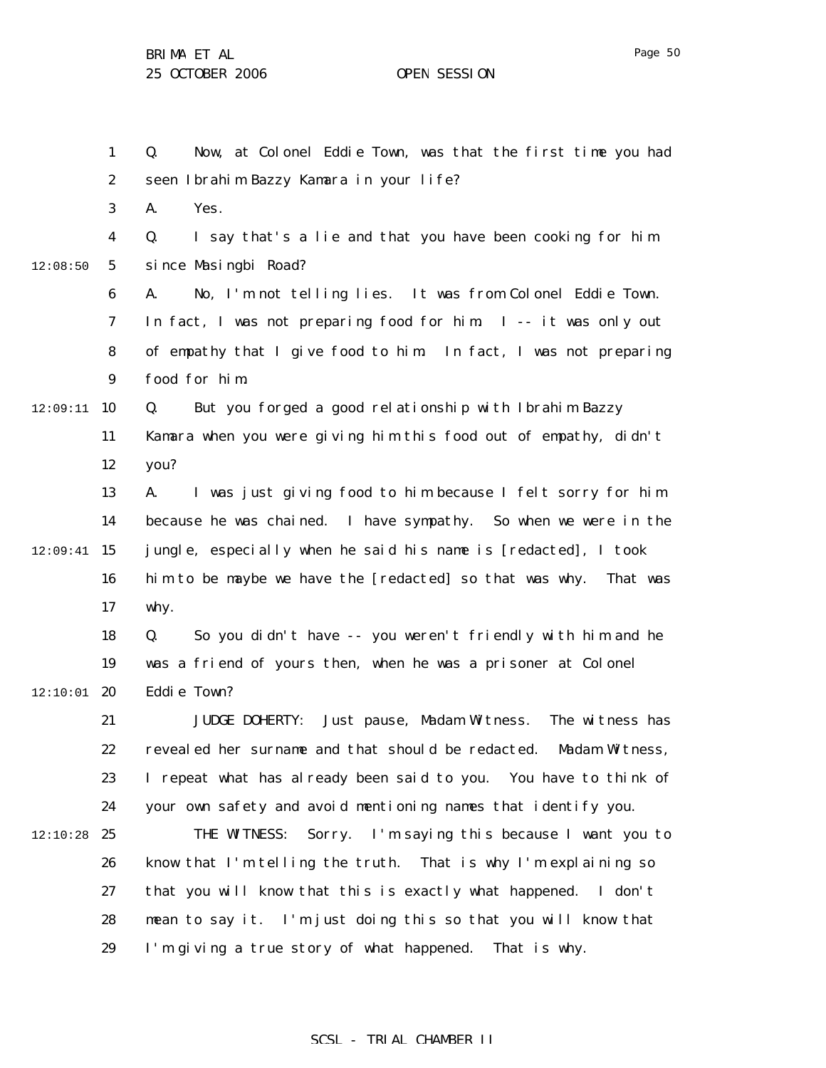Q. Now, at Colonel Eddie Town, was that the first time you had seen Ibrahim Bazzy Kamara in your life?

A. Yes.

Q. I say that's a lie and that you have been cooking for him since Masingbi Road?

A. No, I'm not telling lies. It was from Colonel Eddie Town. In fact, I was not preparing food for him. I -- it was only out of empathy that I give food to him. In fact, I was not preparing food for him.

Q. But you forged a good relationship with Ibrahim Bazzy Kamara when you were giving him this food out of empathy, didn't you?

A. I was just giving food to him because I felt sorry for him because he was chained. I have sympathy. So when we were in the jungle, especially when he said his name is [redacted], I took him to be maybe we have the [redacted] so that was why. That was why.

Q. So you didn't have -- you weren't friendly with him and he was a friend of yours then, when he was a prisoner at Colonel Eddie Town?

JUDGE DOHERTY: Just pause, Madam Witness. The witness has revealed her surname and that should be redacted. Madam Witness, I repeat what has already been said to you. You have to think of your own safety and avoid mentioning names that identify you.

THE WITNESS: Sorry. I'm saying this because I want you to know that I'm telling the truth. That is why I'm explaining so that you will know that this is exactly what happened. I don't mean to say it. I'm just doing this so that you will know that I'm giving a true story of what happened. That is why.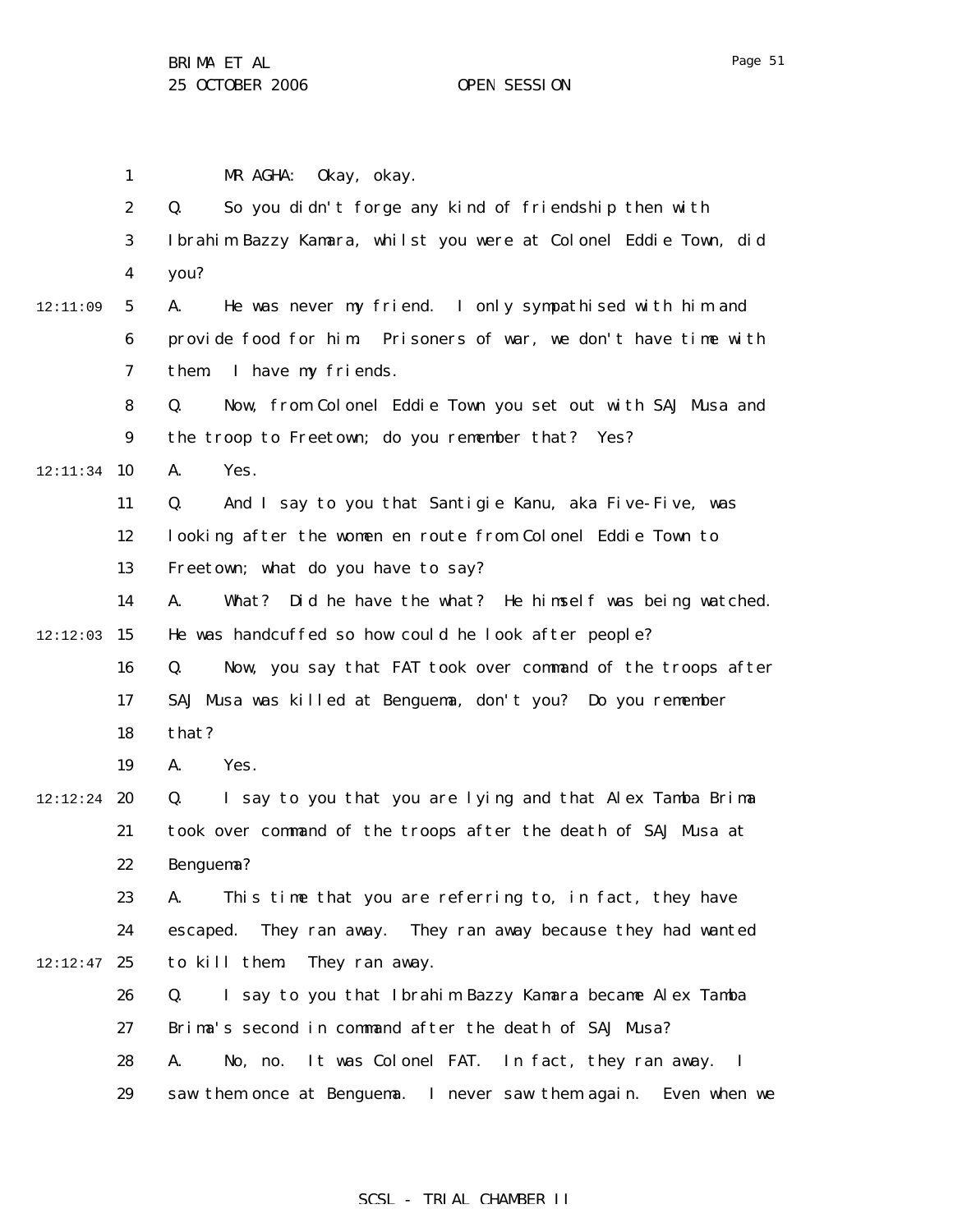MR AGHA: Okay, okay.

Q. So you didn't forge any kind of friendship then with Ibrahim Bazzy Kamara, whilst you were at Colonel Eddie Town, did you?

A. He was never my friend. I only sympathised with him and provide food for him. Prisoners of war, we don't have time with them. I have my friends.

Q. Now, from Colonel Eddie Town you set out with SAJ Musa and the troop to Freetown; do you remember that? Yes?

A. Yes.

Q. And I say to you that Santigie Kanu, aka Five-Five, was looking after the women en route from Colonel Eddie Town to Freetown; what do you have to say?

A. What? Did he have the what? He himself was being watched. He was handcuffed so how could he look after people?

Q. Now, you say that FAT took over command of the troops after SAJ Musa was killed at Benguema, don't you? Do you remember that?

A. Yes.

Q. I say to you that you are lying and that Alex Tamba Brima took over command of the troops after the death of SAJ Musa at Benguema?

A. This time that you are referring to, in fact, they have escaped. They ran away. They ran away because they had wanted to kill them. They ran away.

Q. I say to you that Ibrahim Bazzy Kamara became Alex Tamba Brima's second in command after the death of SAJ Musa?

A. No, no. It was Colonel FAT. In fact, they ran away. I saw them once at Benguema. I never saw them again. Even when we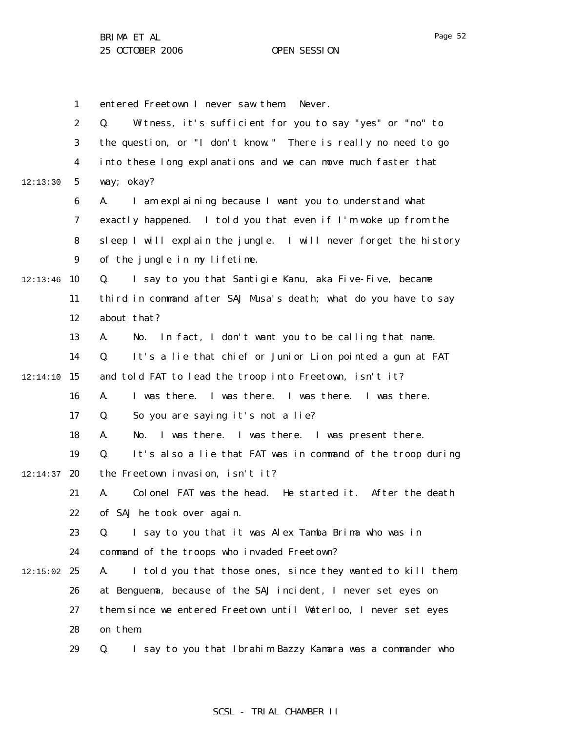entered Freetown I never saw them. Never.

Q. Witness, it's sufficient for you to say "yes" or "no" to the question, or "I don't know." There is really no need to go into these long explanations and we can move much faster that way; okay?

A. I am explaining because I want you to understand what exactly happened. I told you that even if I'm woke up from the sleep I will explain the jungle. I will never forget the history of the jungle in my lifetime.

Q. I say to you that Santigie Kanu, aka Five-Five, became third in command after SAJ Musa's death; what do you have to say about that?

A. No. In fact, I don't want you to be calling that name.

Q. It's a lie that chief or Junior Lion pointed a gun at FAT and told FAT to lead the troop into Freetown, isn't it?

A. I was there. I was there. I was there. I was there.

Q. So you are saying it's not a lie?

A. No. I was there. I was there. I was present there.

Q. It's also a lie that FAT was in command of the troop during the Freetown invasion, isn't it?

A. Colonel FAT was the head. He started it. After the death of SAJ he took over again.

Q. I say to you that it was Alex Tamba Brima who was in command of the troops who invaded Freetown?

A. I told you that those ones, since they wanted to kill them, at Benguema, because of the SAJ incident, I never set eyes on them since we entered Freetown until Waterloo, I never set eyes on them.

Q. I say to you that Ibrahim Bazzy Kamara was a commander who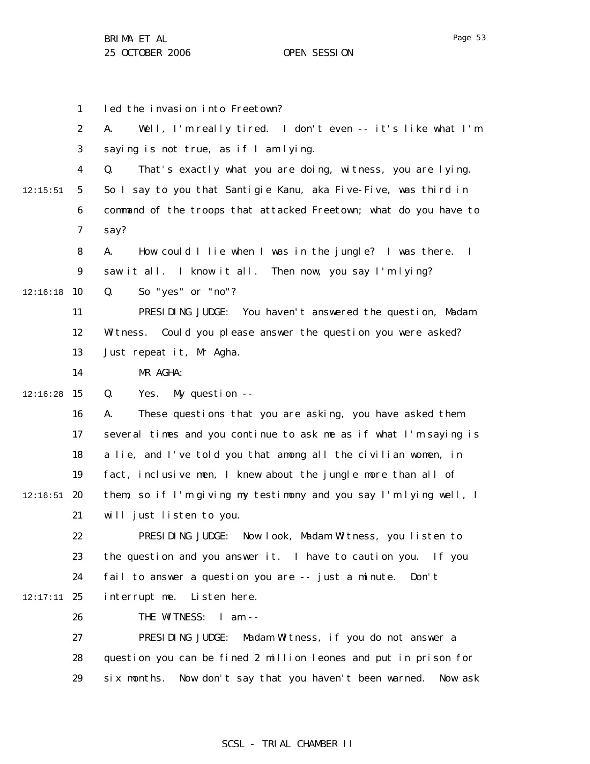led the invasion into Freetown?

A. Well, I'm really tired. I don't even -- it's like what I'm saying is not true, as if I am lying.

Q. That's exactly what you are doing, witness, you are lying. So I say to you that Santigie Kanu, aka Five-Five, was third in command of the troops that attacked Freetown; what do you have to say?

A. How could I lie when I was in the jungle? I was there. I saw it all. I know it all. Then now, you say I'm lying?

Q. So "yes" or "no"?

PRESIDING JUDGE: You haven't answered the question, Madam Witness. Could you please answer the question you were asked? Just repeat it, Mr Agha.

MR AGHA:

Q. Yes. My question --

A. These questions that you are asking, you have asked them several times and you continue to ask me as if what I'm saying is a lie, and I've told you that among all the civilian women, in fact, inclusive men, I knew about the jungle more than all of them, so if I'm giving my testimony and you say I'm lying well, I will just listen to you.

PRESIDING JUDGE: Now look, Madam Witness, you listen to the question and you answer it. I have to caution you. If you fail to answer a question you are -- just a minute. Don't interrupt me. Listen here.

THE WITNESS: I am --

PRESIDING JUDGE: Madam Witness, if you do not answer a question you can be fined 2 million leones and put in prison for six months. Now don't say that you haven't been warned. Now ask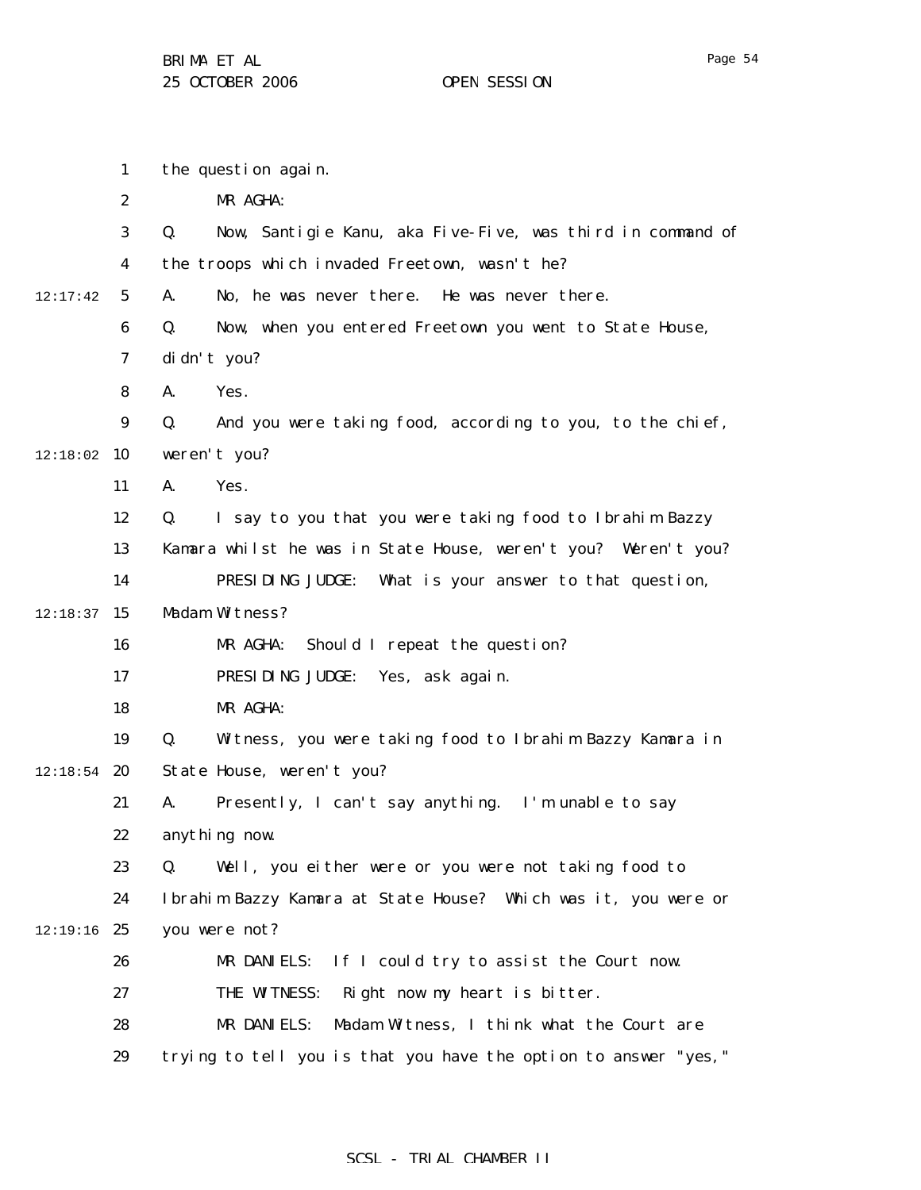the question again.

MR AGHA:

Q. Now, Santigie Kanu, aka Five-Five, was third in command of the troops which invaded Freetown, wasn't he?

A. No, he was never there. He was never there.

Q. Now, when you entered Freetown you went to State House, didn't you?

A. Yes.

Q. And you were taking food, according to you, to the chief, weren't you?

A. Yes.

Q. I say to you that you were taking food to Ibrahim Bazzy Kamara whilst he was in State House, weren't you? Weren't you?

PRESIDING JUDGE: What is your answer to that question, Madam Witness?

MR AGHA: Should I repeat the question?

PRESIDING JUDGE: Yes, ask again.

MR AGHA:

Q. Witness, you were taking food to Ibrahim Bazzy Kamara in State House, weren't you?

A. Presently, I can't say anything. I'm unable to say anything now.

Q. Well, you either were or you were not taking food to Ibrahim Bazzy Kamara at State House? Which was it, you were or you were not?

MR DANIELS: If I could try to assist the Court now.

THE WITNESS: Right now my heart is bitter.

MR DANIELS: Madam Witness, I think what the Court are trying to tell you is that you have the option to answer "yes,"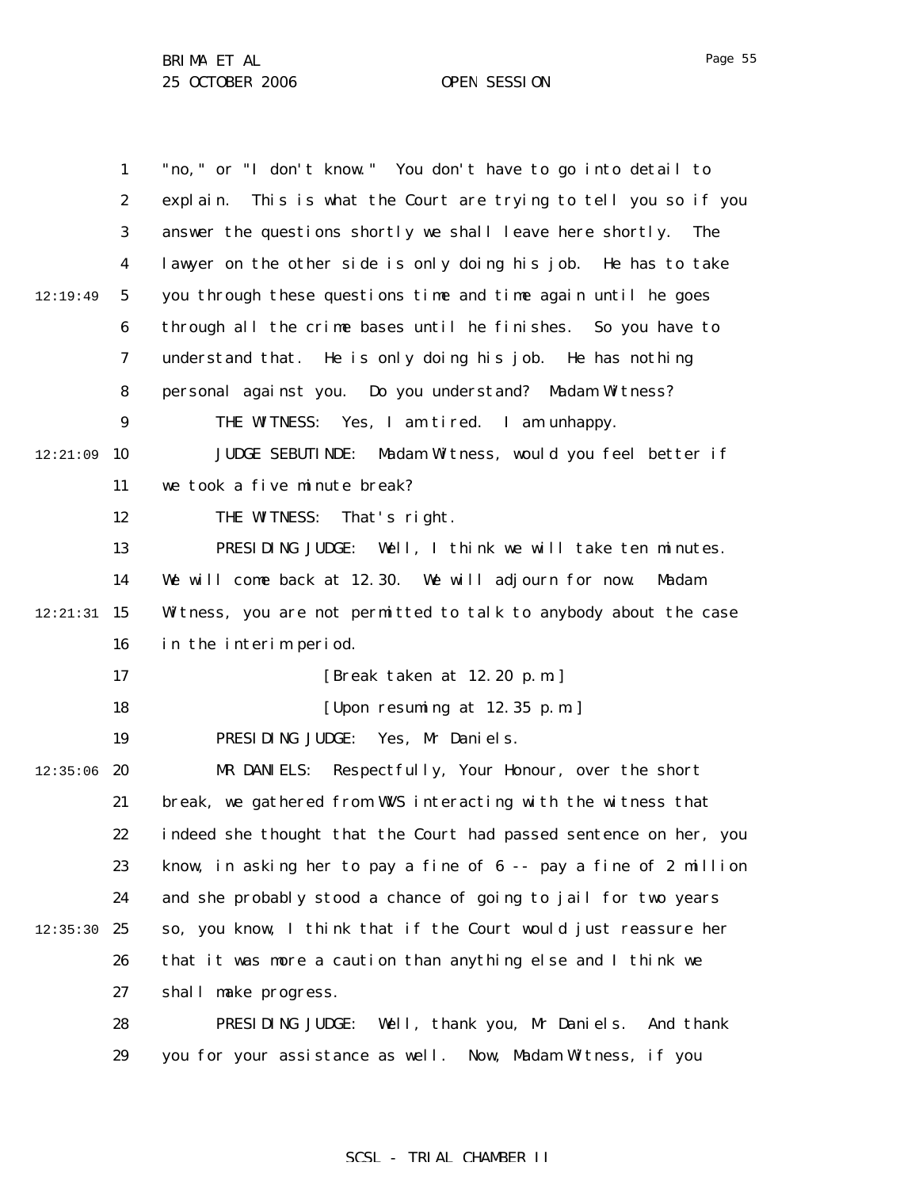"no," or "I don't know." You don't have to go into detail to explain. This is what the Court are trying to tell you so if you answer the questions shortly we shall leave here shortly. The lawyer on the other side is only doing his job. He has to take you through these questions time and time again until he goes through all the crime bases until he finishes. So you have to understand that. He is only doing his job. He has nothing personal against you. Do you understand? Madam Witness?

THE WITNESS: Yes, I am tired. I am unhappy.

JUDGE SEBUTINDE: Madam Witness, would you feel better if we took a five minute break?

THE WITNESS: That's right.

PRESIDING JUDGE: Well, I think we will take ten minutes. We will come back at 12.30. We will adjourn for now. Madam Witness, you are not permitted to talk to anybody about the case in the interim period.

[Break taken at 12.20 p.m.]

[Upon resuming at 12.35 p.m.]

PRESIDING JUDGE: Yes, Mr Daniels.

MR DANIELS: Respectfully, Your Honour, over the short break, we gathered from WVS interacting with the witness that indeed she thought that the Court had passed sentence on her, you know, in asking her to pay a fine of 6 -- pay a fine of 2 million and she probably stood a chance of going to jail for two years so, you know, I think that if the Court would just reassure her that it was more a caution than anything else and I think we shall make progress.

PRESIDING JUDGE: Well, thank you, Mr Daniels. And thank you for your assistance as well. Now, Madam Witness, if you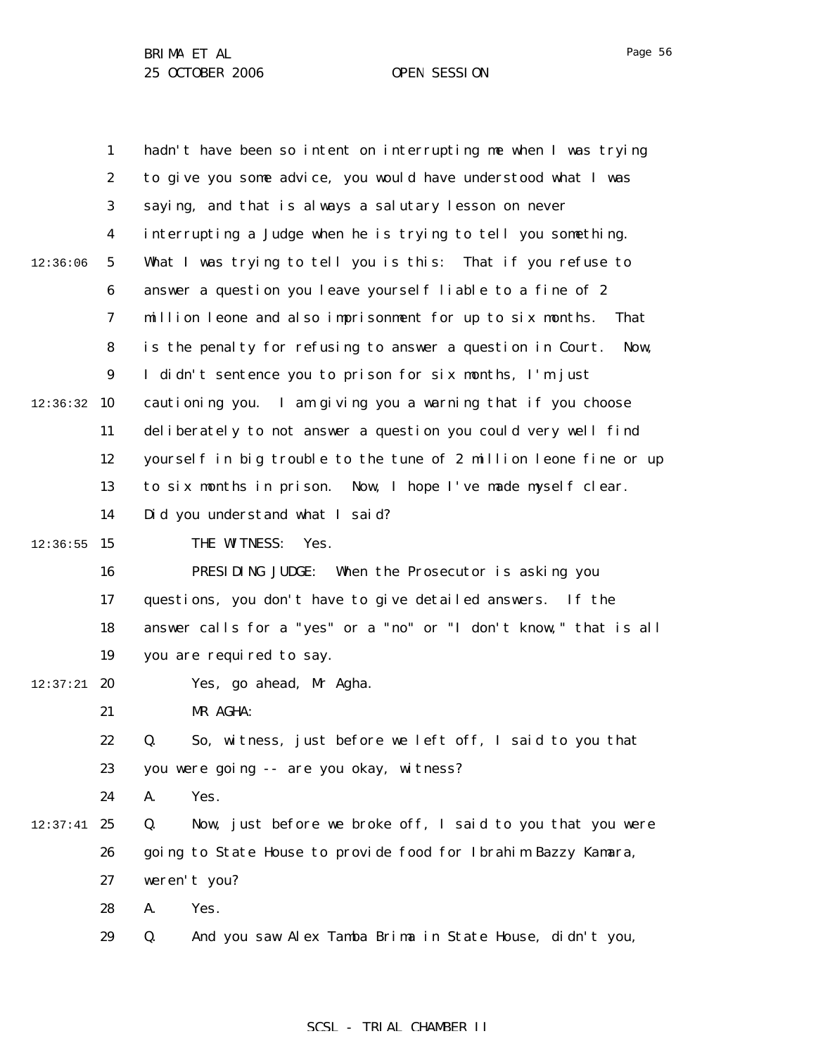hadn't have been so intent on interrupting me when I was trying to give you some advice, you would have understood what I was saying, and that is always a salutary lesson on never interrupting a Judge when he is trying to tell you something. What I was trying to tell you is this: That if you refuse to answer a question you leave yourself liable to a fine of 2 million leone and also imprisonment for up to six months. That is the penalty for refusing to answer a question in Court. Now, I didn't sentence you to prison for six months, I'm just cautioning you. I am giving you a warning that if you choose deliberately to not answer a question you could very well find yourself in big trouble to the tune of 2 million leone fine or up to six months in prison. Now, I hope I've made myself clear. Did you understand what I said?

THE WITNESS: Yes.

PRESIDING JUDGE: When the Prosecutor is asking you questions, you don't have to give detailed answers. If the answer calls for a "yes" or a "no" or "I don't know," that is all you are required to say.

Yes, go ahead, Mr Agha.

MR AGHA:

Q. So, witness, just before we left off, I said to you that you were going -- are you okay, witness?

A. Yes.

Q. Now, just before we broke off, I said to you that you were going to State House to provide food for Ibrahim Bazzy Kamara, weren't you?

A. Yes.

Q. And you saw Alex Tamba Brima in State House, didn't you,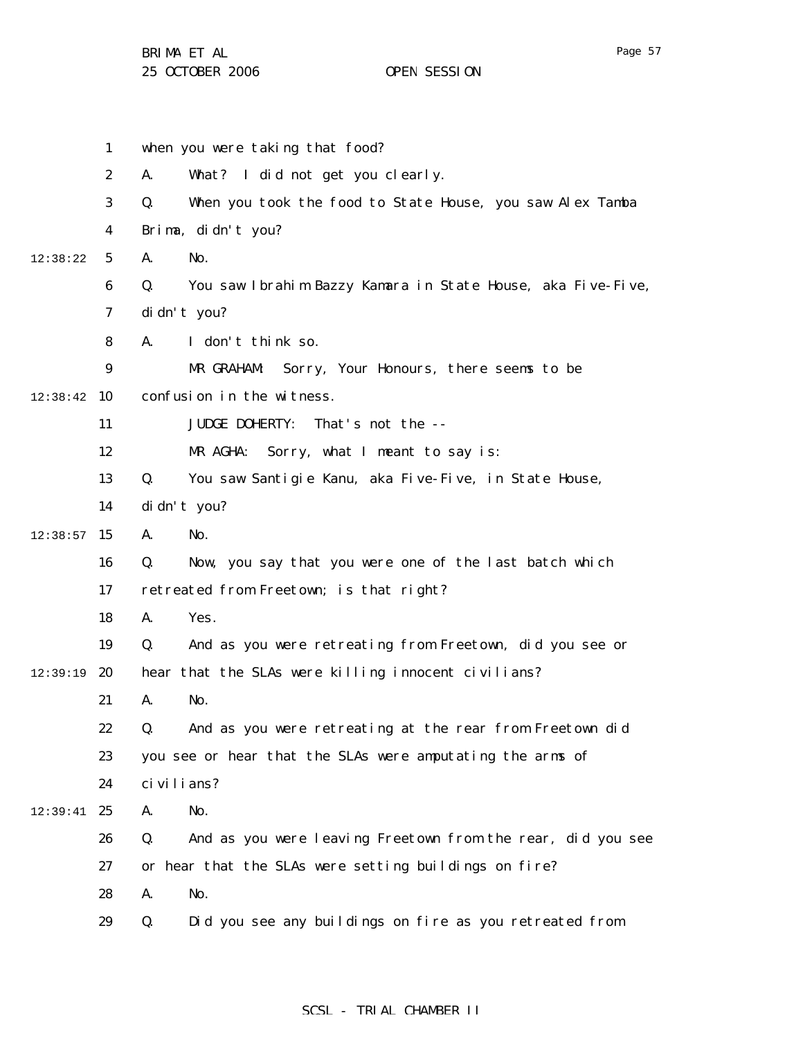when you were taking that food?

A. What? I did not get you clearly.

Q. When you took the food to State House, you saw Alex Tamba Brima, didn't you?

A. No.

Q. You saw Ibrahim Bazzy Kamara in State House, aka Five-Five, didn't you?

A. I don't think so.

MR GRAHAM: Sorry, Your Honours, there seems to be confusion in the witness.

JUDGE DOHERTY: That's not the --

MR AGHA: Sorry, what I meant to say is:

Q. You saw Santigie Kanu, aka Five-Five, in State House, didn't you?

A. No.

Q. Now, you say that you were one of the last batch which retreated from Freetown; is that right?

A. Yes.

Q. And as you were retreating from Freetown, did you see or hear that the SLAs were killing innocent civilians?

A. No.

Q. And as you were retreating at the rear from Freetown did you see or hear that the SLAs were amputating the arms of civilians?

A. No.

Q. And as you were leaving Freetown from the rear, did you see or hear that the SLAs were setting buildings on fire?

A. No.

Q. Did you see any buildings on fire as you retreated from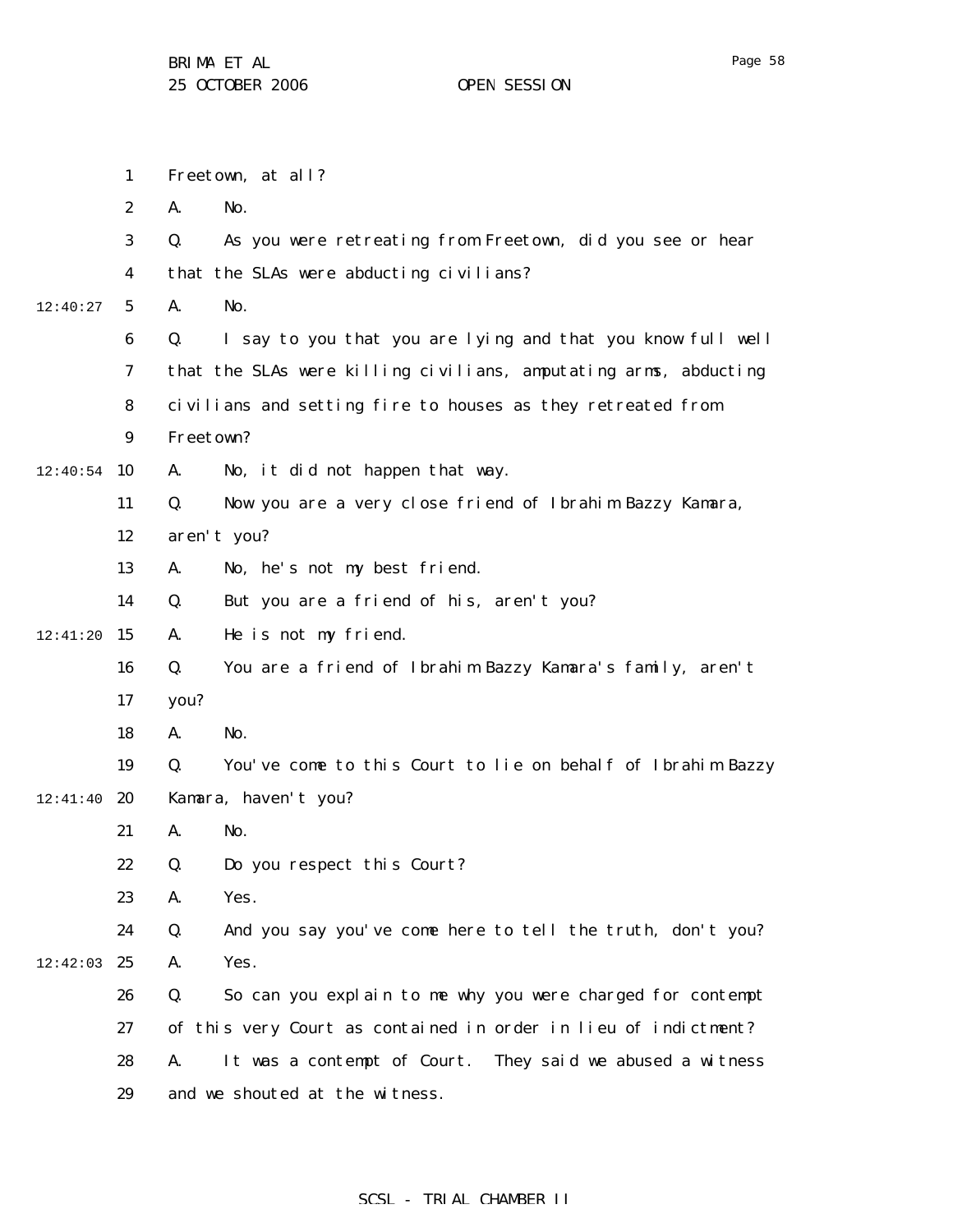Freetown, at all?

A. No.

Q. As you were retreating from Freetown, did you see or hear that the SLAs were abducting civilians?

A. No.

Q. I say to you that you are lying and that you know full well that the SLAs were killing civilians, amputating arms, abducting civilians and setting fire to houses as they retreated from Freetown?

A. No, it did not happen that way.

Q. Now you are a very close friend of Ibrahim Bazzy Kamara, aren't you?

A. No, he's not my best friend.

Q. But you are a friend of his, aren't you?

A. He is not my friend.

Q. You are a friend of Ibrahim Bazzy Kamara's family, aren't you?

A. No.

Q. You've come to this Court to lie on behalf of Ibrahim Bazzy Kamara, haven't you?

A. No.

Q. Do you respect this Court?

A. Yes.

Q. And you say you've come here to tell the truth, don't you?

A. Yes.

Q. So can you explain to me why you were charged for contempt of this very Court as contained in order in lieu of indictment?

A. It was a contempt of Court. They said we abused a witness and we shouted at the witness.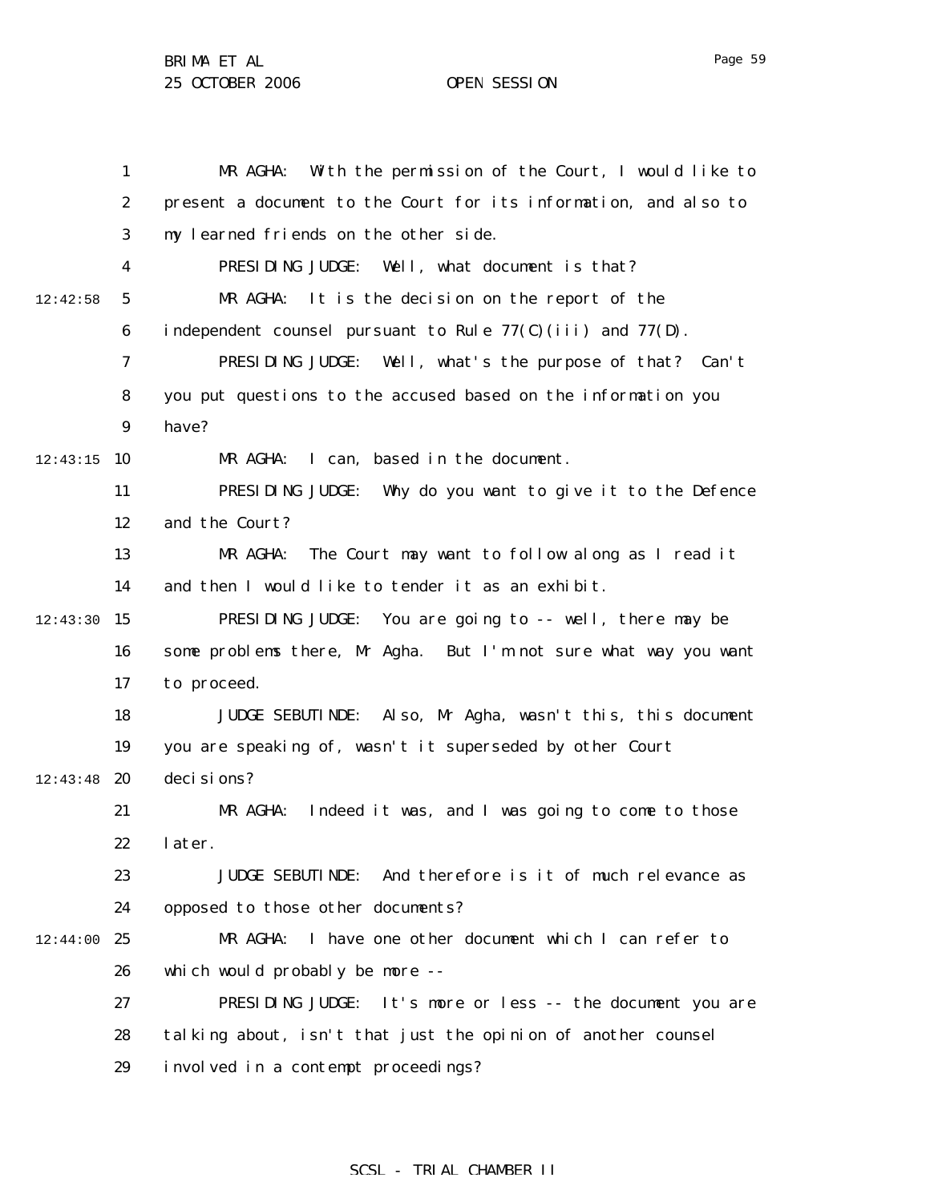MR AGHA: With the permission of the Court, I would like to present a document to the Court for its information, and also to my learned friends on the other side.

PRESIDING JUDGE: Well, what document is that?

MR AGHA: It is the decision on the report of the independent counsel pursuant to Rule 77(C)(iii) and 77(D).

PRESIDING JUDGE: Well, what's the purpose of that? Can't you put questions to the accused based on the information you have?

MR AGHA: I can, based in the document.

PRESIDING JUDGE: Why do you want to give it to the Defence and the Court?

MR AGHA: The Court may want to follow along as I read it and then I would like to tender it as an exhibit.

PRESIDING JUDGE: You are going to -- well, there may be some problems there, Mr Agha. But I'm not sure what way you want to proceed.

JUDGE SEBUTINDE: Also, Mr Agha, wasn't this, this document you are speaking of, wasn't it superseded by other Court decisions?

MR AGHA: Indeed it was, and I was going to come to those later.

JUDGE SEBUTINDE: And therefore is it of much relevance as opposed to those other documents?

MR AGHA: I have one other document which I can refer to which would probably be more --

PRESIDING JUDGE: It's more or less -- the document you are talking about, isn't that just the opinion of another counsel involved in a contempt proceedings?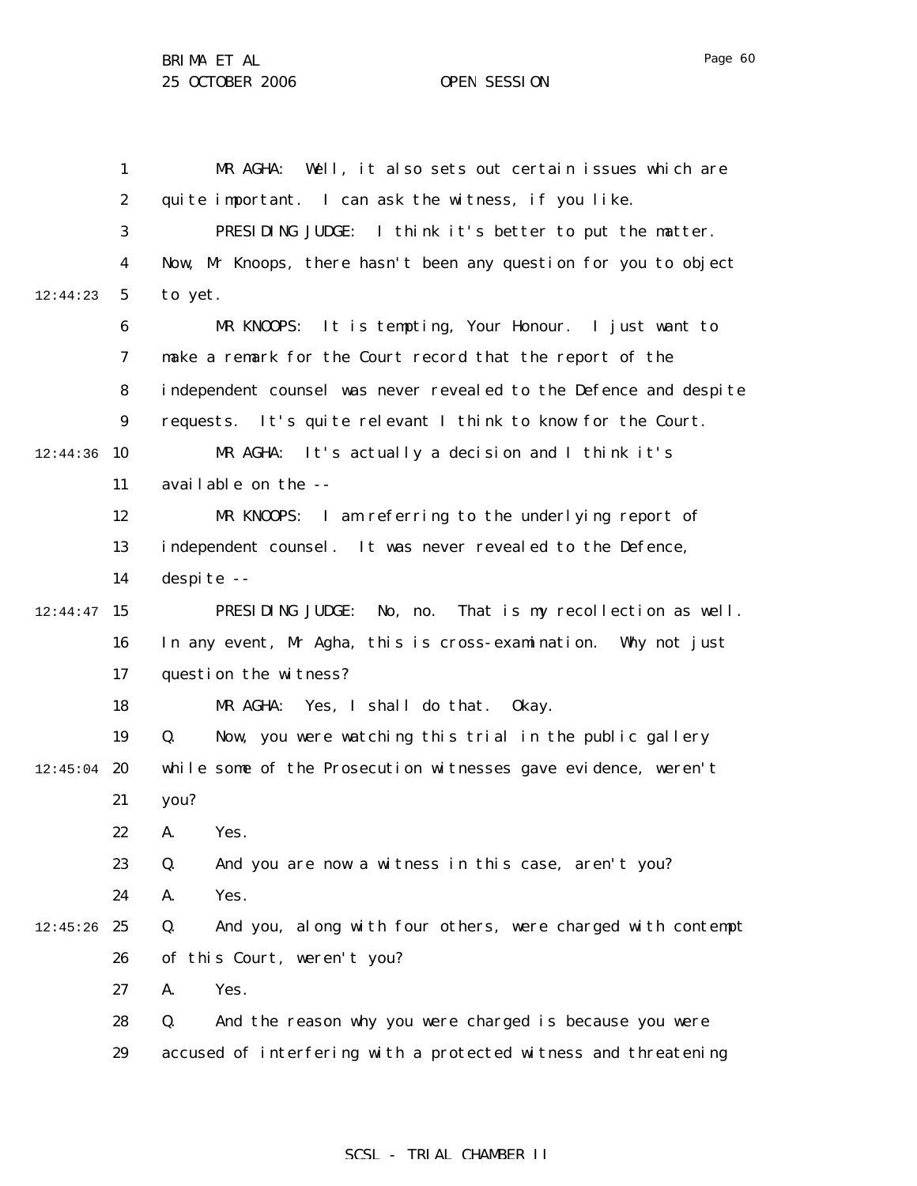MR AGHA: Well, it also sets out certain issues which are quite important. I can ask the witness, if you like.

PRESIDING JUDGE: I think it's better to put the matter. Now, Mr Knoops, there hasn't been any question for you to object to yet.

MR KNOOPS: It is tempting, Your Honour. I just want to make a remark for the Court record that the report of the independent counsel was never revealed to the Defence and despite requests. It's quite relevant I think to know for the Court.

MR AGHA: It's actually a decision and I think it's available on the --

MR KNOOPS: I am referring to the underlying report of independent counsel. It was never revealed to the Defence, despite --

PRESIDING JUDGE: No, no. That is my recollection as well. In any event, Mr Agha, this is cross-examination. Why not just question the witness?

MR AGHA: Yes, I shall do that. Okay.

Q. Now, you were watching this trial in the public gallery while some of the Prosecution witnesses gave evidence, weren't you?

A. Yes.

Q. And you are now a witness in this case, aren't you?

A. Yes.

Q. And you, along with four others, were charged with contempt of this Court, weren't you?

A. Yes.

Q. And the reason why you were charged is because you were accused of interfering with a protected witness and threatening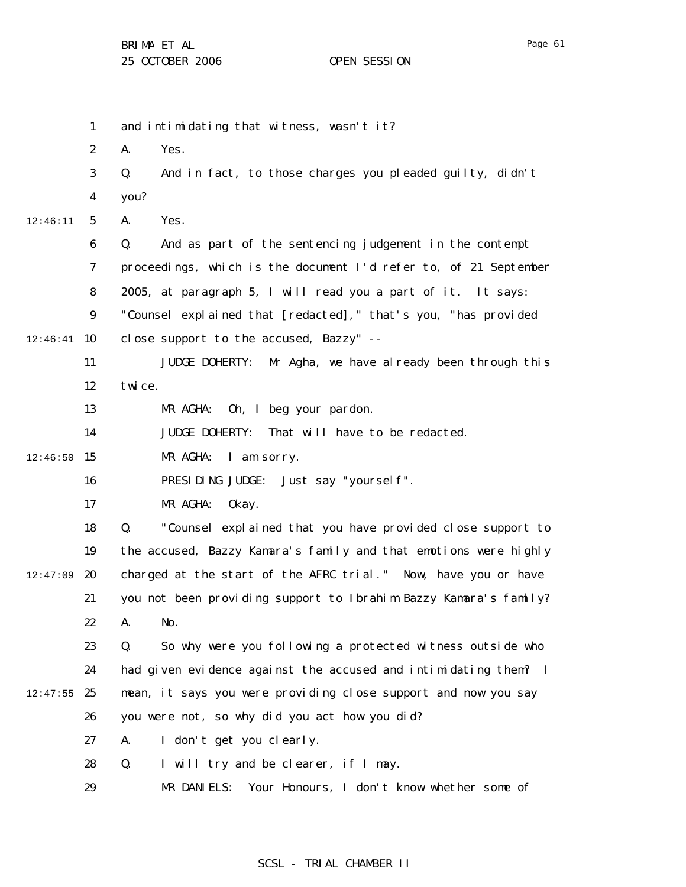and intimidating that witness, wasn't it?

A. Yes.

Q. And in fact, to those charges you pleaded guilty, didn't you?

A. Yes.

Q. And as part of the sentencing judgement in the contempt proceedings, which is the document I'd refer to, of 21 September 2005, at paragraph 5, I will read you a part of it. It says: "Counsel explained that [redacted]," that's you, "has provided close support to the accused, Bazzy" --

JUDGE DOHERTY: Mr Agha, we have already been through this twice.

MR AGHA: Oh, I beg your pardon.

JUDGE DOHERTY: That will have to be redacted.

MR AGHA: I am sorry.

PRESIDING JUDGE: Just say "yourself".

MR AGHA: Okay.

Q. "Counsel explained that you have provided close support to the accused, Bazzy Kamara's family and that emotions were highly charged at the start of the AFRC trial." Now, have you or have you not been providing support to Ibrahim Bazzy Kamara's family?

A. No.

Q. So why were you following a protected witness outside who had given evidence against the accused and intimidating them? I mean, it says you were providing close support and now you say you were not, so why did you act how you did?

A. I don't get you clearly.

Q. I will try and be clearer, if I may.

MR DANIELS: Your Honours, I don't know whether some of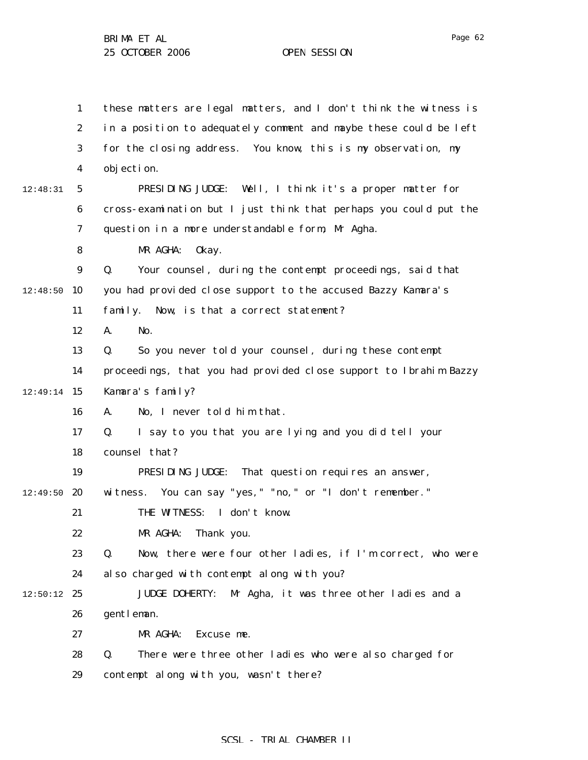these matters are legal matters, and I don't think the witness is in a position to adequately comment and maybe these could be left for the closing address. You know, this is my observation, my objection.

PRESIDING JUDGE: Well, I think it's a proper matter for cross-examination but I just think that perhaps you could put the question in a more understandable form, Mr Agha.

MR AGHA: Okay.

Q. Your counsel, during the contempt proceedings, said that you had provided close support to the accused Bazzy Kamara's family. Now, is that a correct statement?

A. No.

Q. So you never told your counsel, during these contempt proceedings, that you had provided close support to Ibrahim Bazzy Kamara's family?

A. No, I never told him that.

Q. I say to you that you are lying and you did tell your counsel that?

PRESIDING JUDGE: That question requires an answer, witness. You can say "yes," "no," or "I don't remember."

THE WITNESS: I don't know.

MR AGHA: Thank you.

Q. Now, there were four other ladies, if I'm correct, who were also charged with contempt along with you?

JUDGE DOHERTY: Mr Agha, it was three other ladies and a gentleman.

MR AGHA: Excuse me.

Q. There were three other ladies who were also charged for contempt along with you, wasn't there?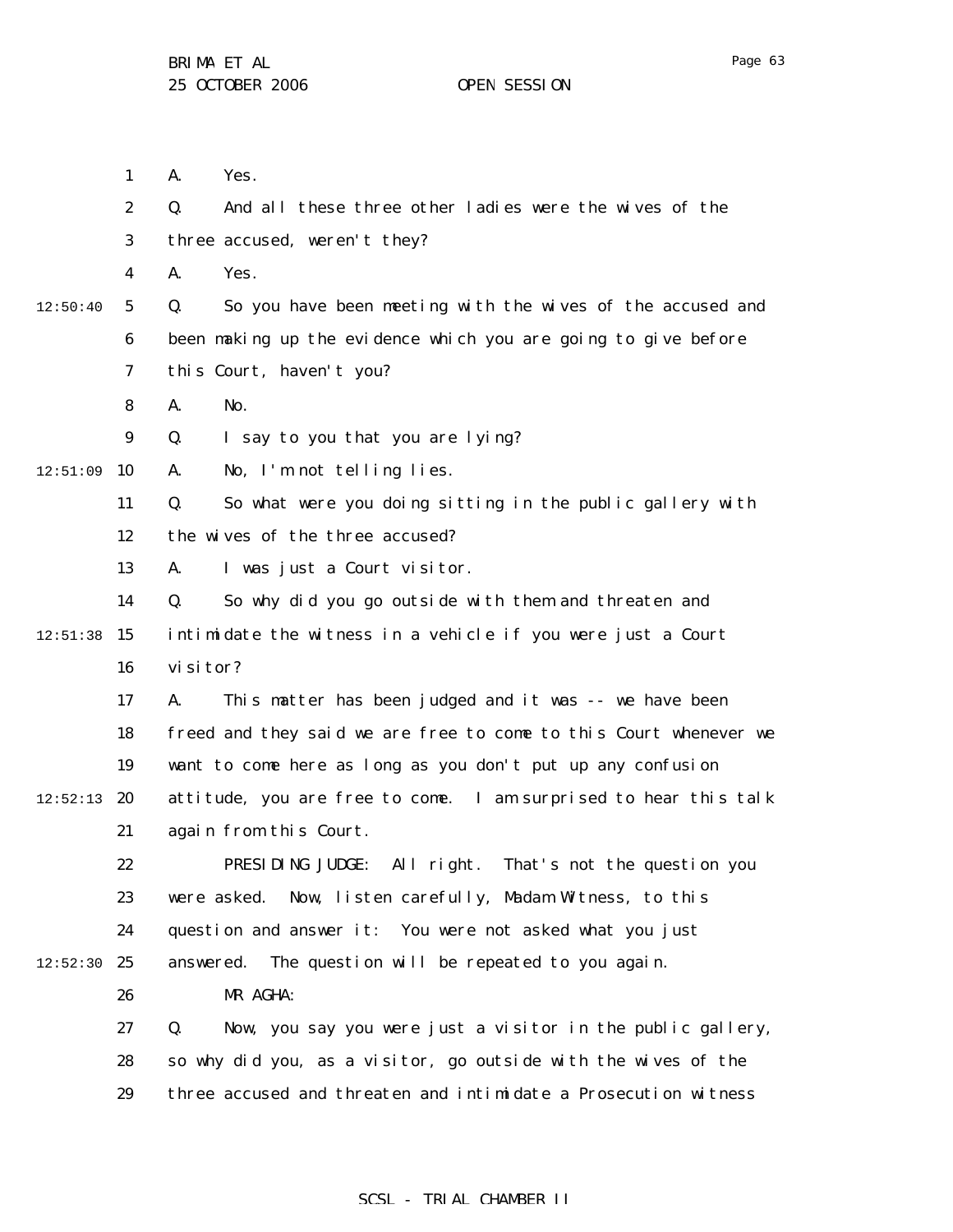A. Yes.

Q. And all these three other ladies were the wives of the three accused, weren't they?

A. Yes.

Q. So you have been meeting with the wives of the accused and been making up the evidence which you are going to give before this Court, haven't you?

A. No.

Q. I say to you that you are lying?

A. No, I'm not telling lies.

Q. So what were you doing sitting in the public gallery with the wives of the three accused?

A. I was just a Court visitor.

Q. So why did you go outside with them and threaten and intimidate the witness in a vehicle if you were just a Court visitor?

A. This matter has been judged and it was -- we have been freed and they said we are free to come to this Court whenever we want to come here as long as you don't put up any confusion attitude, you are free to come. I am surprised to hear this talk again from this Court.

PRESIDING JUDGE: All right. That's not the question you were asked. Now, listen carefully, Madam Witness, to this question and answer it: You were not asked what you just answered. The question will be repeated to you again.

MR AGHA:

Q. Now, you say you were just a visitor in the public gallery, so why did you, as a visitor, go outside with the wives of the three accused and threaten and intimidate a Prosecution witness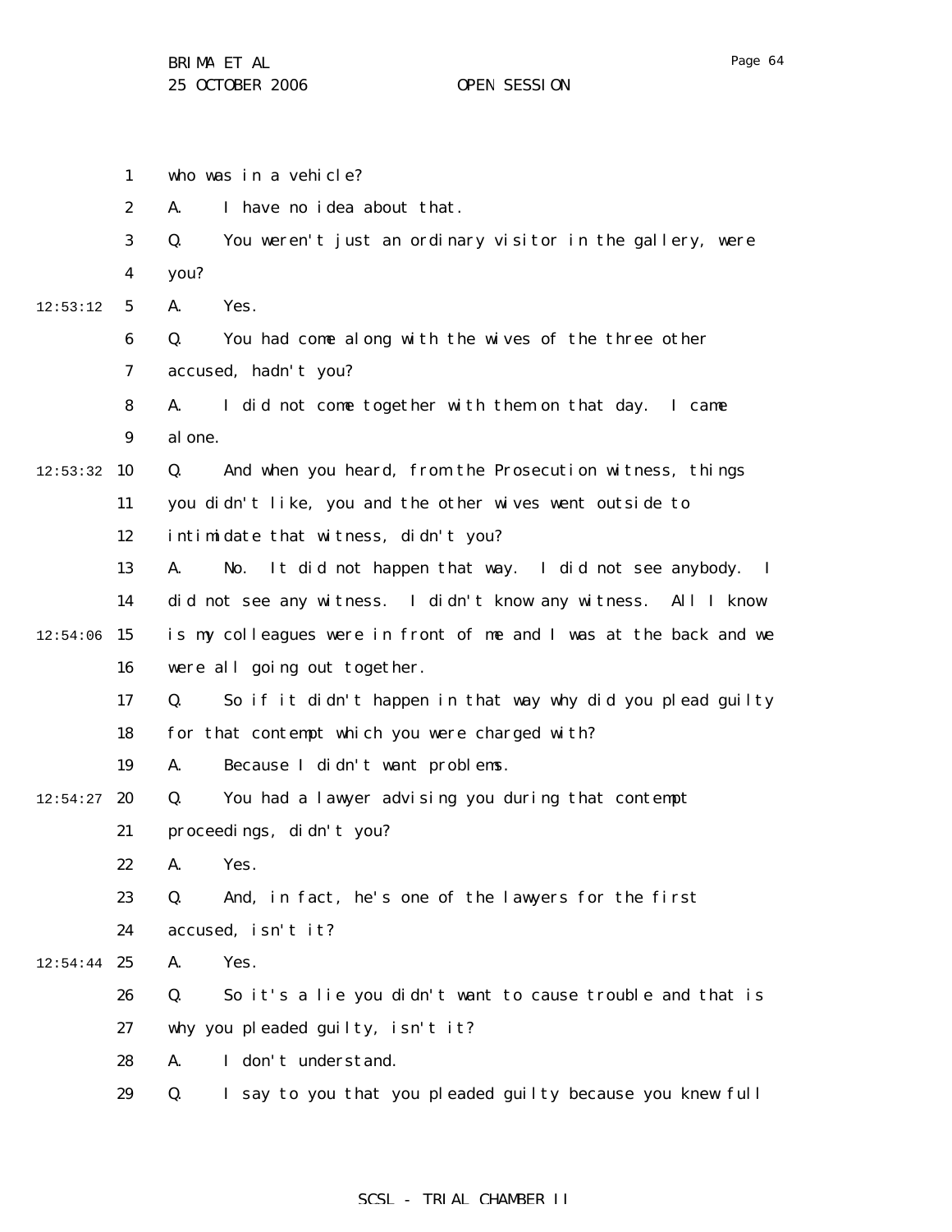who was in a vehicle?

A. I have no idea about that.

Q. You weren't just an ordinary visitor in the gallery, were you?

A. Yes.

Q. You had come along with the wives of the three other accused, hadn't you?

A. I did not come together with them on that day. I came alone.

Q. And when you heard, from the Prosecution witness, things you didn't like, you and the other wives went outside to intimidate that witness, didn't you?

A. No. It did not happen that way. I did not see anybody. I did not see any witness. I didn't know any witness. All I know is my colleagues were in front of me and I was at the back and we were all going out together.

Q. So if it didn't happen in that way why did you plead guilty for that contempt which you were charged with?

A. Because I didn't want problems.

Q. You had a lawyer advising you during that contempt proceedings, didn't you?

A. Yes.

Q. And, in fact, he's one of the lawyers for the first accused, isn't it?

A. Yes.

Q. So it's a lie you didn't want to cause trouble and that is why you pleaded guilty, isn't it?

A. I don't understand.

Q. I say to you that you pleaded guilty because you knew full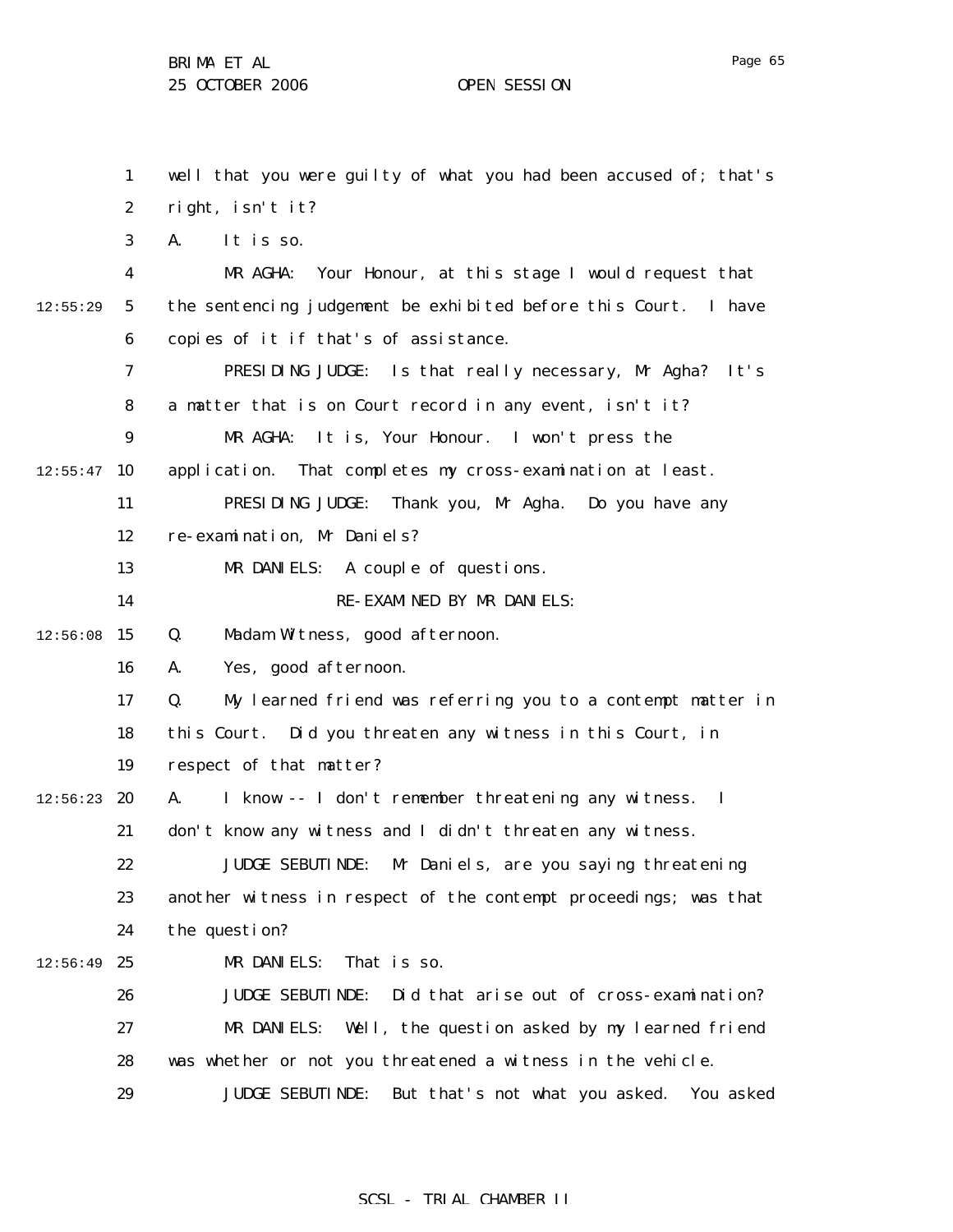well that you were guilty of what you had been accused of; that's right, isn't it?

A. It is so.

MR AGHA: Your Honour, at this stage I would request that the sentencing judgement be exhibited before this Court. I have copies of it if that's of assistance.

PRESIDING JUDGE: Is that really necessary, Mr Agha? It's a matter that is on Court record in any event, isn't it?

MR AGHA: It is, Your Honour. I won't press the application. That completes my cross-examination at least.

PRESIDING JUDGE: Thank you, Mr Agha. Do you have any re-examination, Mr Daniels?

MR DANIELS: A couple of questions.

RE-EXAMINED BY MR DANIELS:

Q. Madam Witness, good afternoon.

A. Yes, good afternoon.

Q. My learned friend was referring you to a contempt matter in this Court. Did you threaten any witness in this Court, in respect of that matter?

A. I know -- I don't remember threatening any witness. I don't know any witness and I didn't threaten any witness.

JUDGE SEBUTINDE: Mr Daniels, are you saying threatening another witness in respect of the contempt proceedings; was that the question?

MR DANIELS: That is so.

JUDGE SEBUTINDE: Did that arise out of cross-examination?

MR DANIELS: Well, the question asked by my learned friend was whether or not you threatened a witness in the vehicle.

JUDGE SEBUTINDE: But that's not what you asked. You asked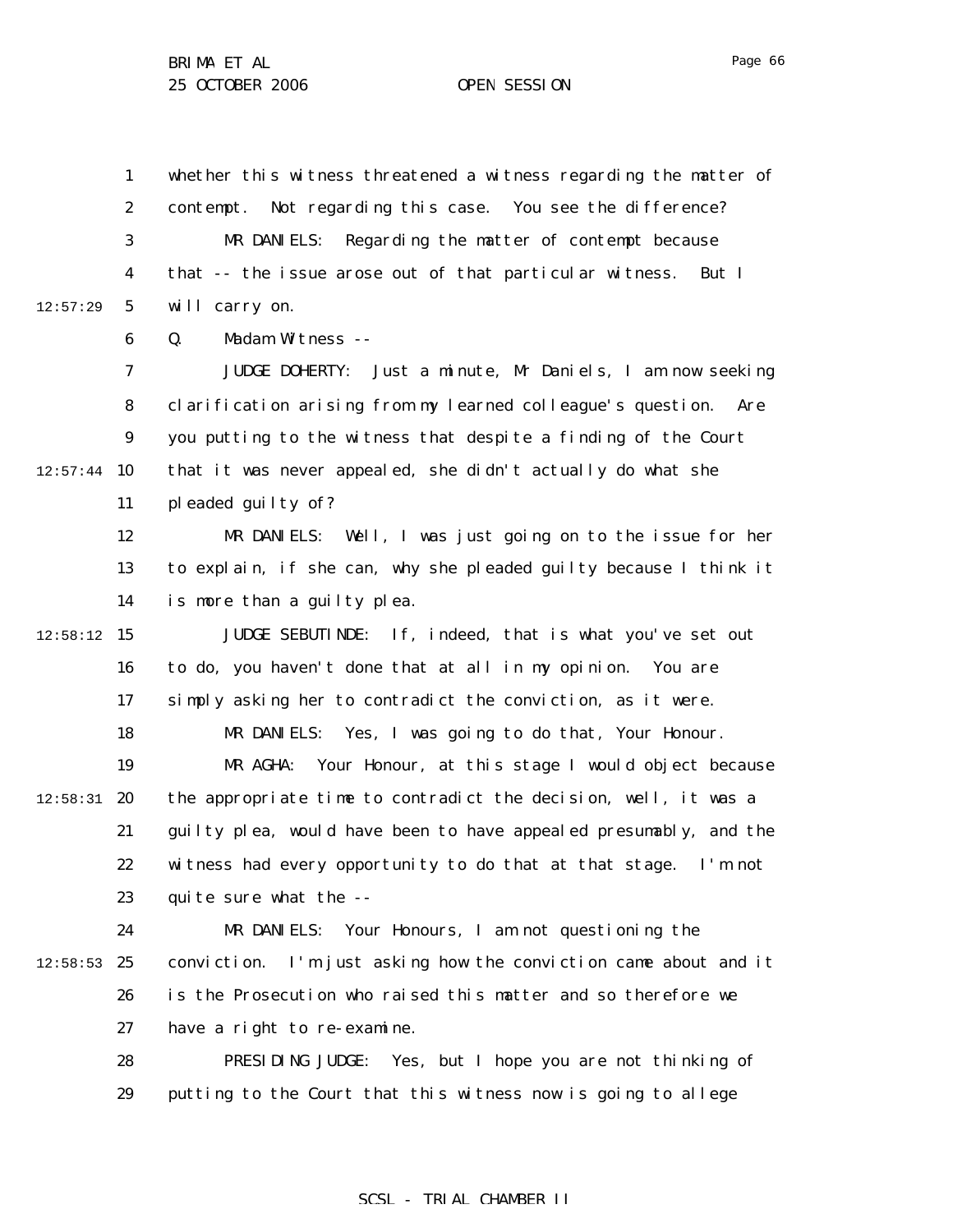whether this witness threatened a witness regarding the matter of contempt. Not regarding this case. You see the difference?

MR DANIELS: Regarding the matter of contempt because that -- the issue arose out of that particular witness. But I will carry on.

Q. Madam Witness --

JUDGE DOHERTY: Just a minute, Mr Daniels, I am now seeking clarification arising from my learned colleague's question. Are you putting to the witness that despite a finding of the Court that it was never appealed, she didn't actually do what she pleaded guilty of?

MR DANIELS: Well, I was just going on to the issue for her to explain, if she can, why she pleaded guilty because I think it is more than a guilty plea.

JUDGE SEBUTINDE: If, indeed, that is what you've set out to do, you haven't done that at all in my opinion. You are simply asking her to contradict the conviction, as it were.

MR DANIELS: Yes, I was going to do that, Your Honour.

MR AGHA: Your Honour, at this stage I would object because the appropriate time to contradict the decision, well, it was a guilty plea, would have been to have appealed presumably, and the witness had every opportunity to do that at that stage. I'm not quite sure what the --

MR DANIELS: Your Honours, I am not questioning the conviction. I'm just asking how the conviction came about and it is the Prosecution who raised this matter and so therefore we have a right to re-examine.

PRESIDING JUDGE: Yes, but I hope you are not thinking of putting to the Court that this witness now is going to allege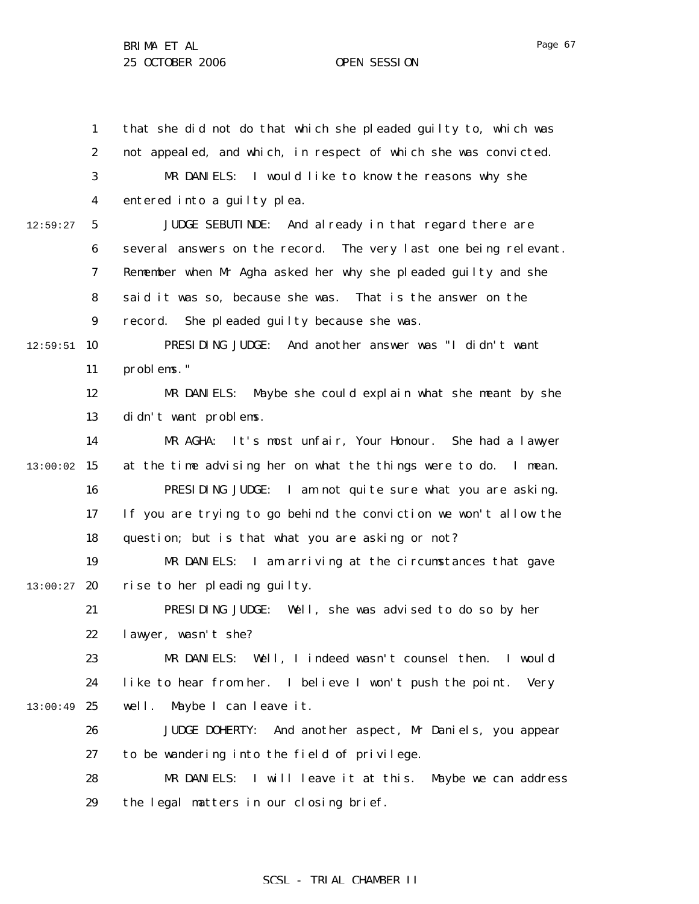that she did not do that which she pleaded guilty to, which was not appealed, and which, in respect of which she was convicted.

MR DANIELS: I would like to know the reasons why she entered into a guilty plea.

JUDGE SEBUTINDE: And already in that regard there are several answers on the record. The very last one being relevant. Remember when Mr Agha asked her why she pleaded guilty and she said it was so, because she was. That is the answer on the record. She pleaded guilty because she was.

PRESIDING JUDGE: And another answer was "I didn't want problems."

MR DANIELS: Maybe she could explain what she meant by she didn't want problems.

MR AGHA: It's most unfair, Your Honour. She had a lawyer at the time advising her on what the things were to do. I mean.

PRESIDING JUDGE: I am not quite sure what you are asking. If you are trying to go behind the conviction we won't allow the question; but is that what you are asking or not?

MR DANIELS: I am arriving at the circumstances that gave rise to her pleading guilty.

PRESIDING JUDGE: Well, she was advised to do so by her lawyer, wasn't she?

MR DANIELS: Well, I indeed wasn't counsel then. I would like to hear from her. I believe I won't push the point. Very well. Maybe I can leave it.

JUDGE DOHERTY: And another aspect, Mr Daniels, you appear to be wandering into the field of privilege.

MR DANIELS: I will leave it at this. Maybe we can address the legal matters in our closing brief.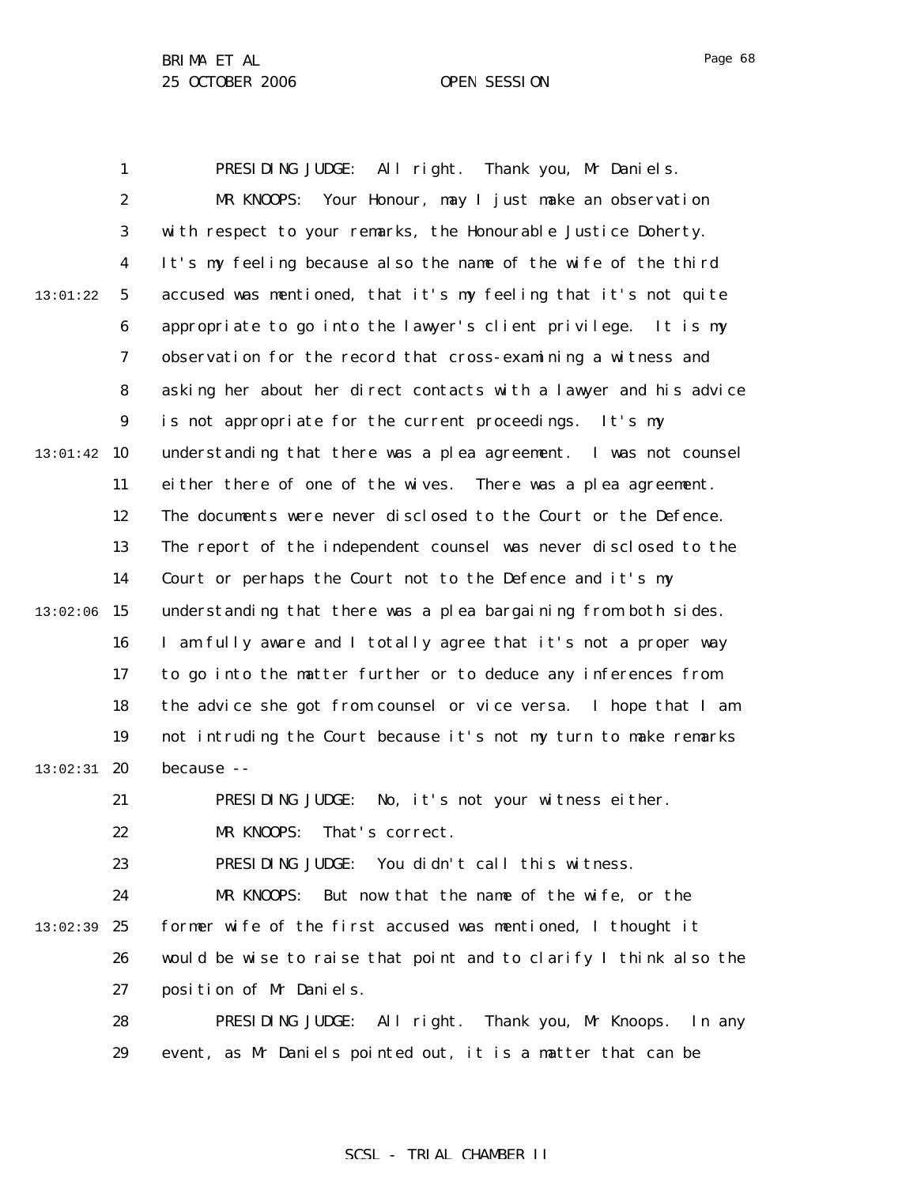PRESIDING JUDGE: All right. Thank you, Mr Daniels.

MR KNOOPS: Your Honour, may I just make an observation with respect to your remarks, the Honourable Justice Doherty. It's my feeling because also the name of the wife of the third accused was mentioned, that it's my feeling that it's not quite appropriate to go into the lawyer's client privilege. It is my observation for the record that cross-examining a witness and asking her about her direct contacts with a lawyer and his advice is not appropriate for the current proceedings. It's my understanding that there was a plea agreement. I was not counsel either there of one of the wives. There was a plea agreement. The documents were never disclosed to the Court or the Defence. The report of the independent counsel was never disclosed to the Court or perhaps the Court not to the Defence and it's my understanding that there was a plea bargaining from both sides. I am fully aware and I totally agree that it's not a proper way to go into the matter further or to deduce any inferences from the advice she got from counsel or vice versa. I hope that I am not intruding the Court because it's not my turn to make remarks because --

PRESIDING JUDGE: No, it's not your witness either.

MR KNOOPS: That's correct.

PRESIDING JUDGE: You didn't call this witness.

MR KNOOPS: But now that the name of the wife, or the former wife of the first accused was mentioned, I thought it would be wise to raise that point and to clarify I think also the position of Mr Daniels.

PRESIDING JUDGE: All right. Thank you, Mr Knoops. In any event, as Mr Daniels pointed out, it is a matter that can be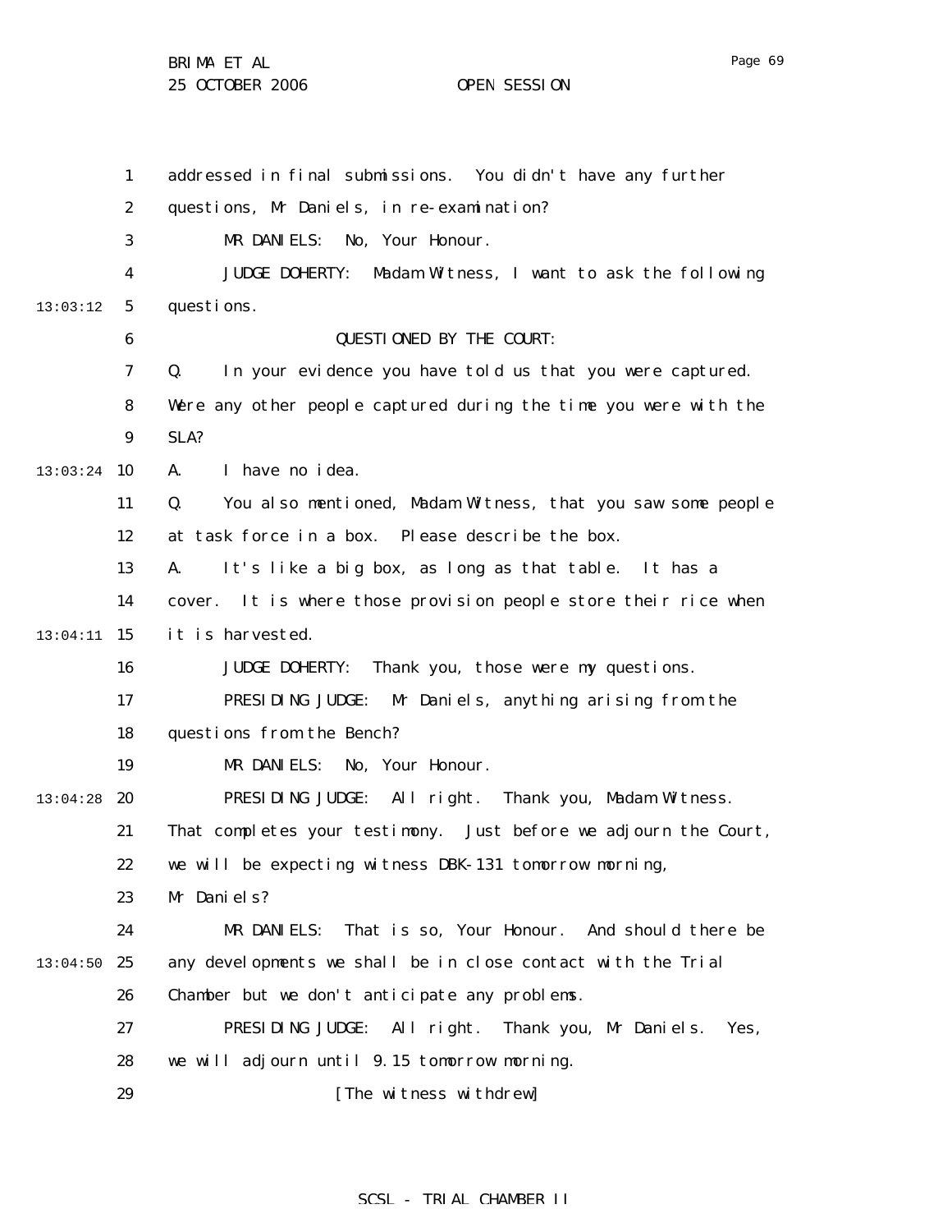addressed in final submissions. You didn't have any further questions, Mr Daniels, in re-examination?

MR DANIELS: No, Your Honour.

JUDGE DOHERTY: Madam Witness, I want to ask the following questions.

QUESTIONED BY THE COURT:

Q. In your evidence you have told us that you were captured. Were any other people captured during the time you were with the SLA?

A. I have no idea.

Q. You also mentioned, Madam Witness, that you saw some people at task force in a box. Please describe the box.

A. It's like a big box, as long as that table. It has a cover. It is where those provision people store their rice when it is harvested.

JUDGE DOHERTY: Thank you, those were my questions.

PRESIDING JUDGE: Mr Daniels, anything arising from the questions from the Bench?

MR DANIELS: No, Your Honour.

PRESIDING JUDGE: All right. Thank you, Madam Witness. That completes your testimony. Just before we adjourn the Court, we will be expecting witness DBK-131 tomorrow morning, Mr Daniels?

MR DANIELS: That is so, Your Honour. And should there be any developments we shall be in close contact with the Trial Chamber but we don't anticipate any problems.

PRESIDING JUDGE: All right. Thank you, Mr Daniels. Yes, we will adjourn until 9.15 tomorrow morning.

[The witness withdrew]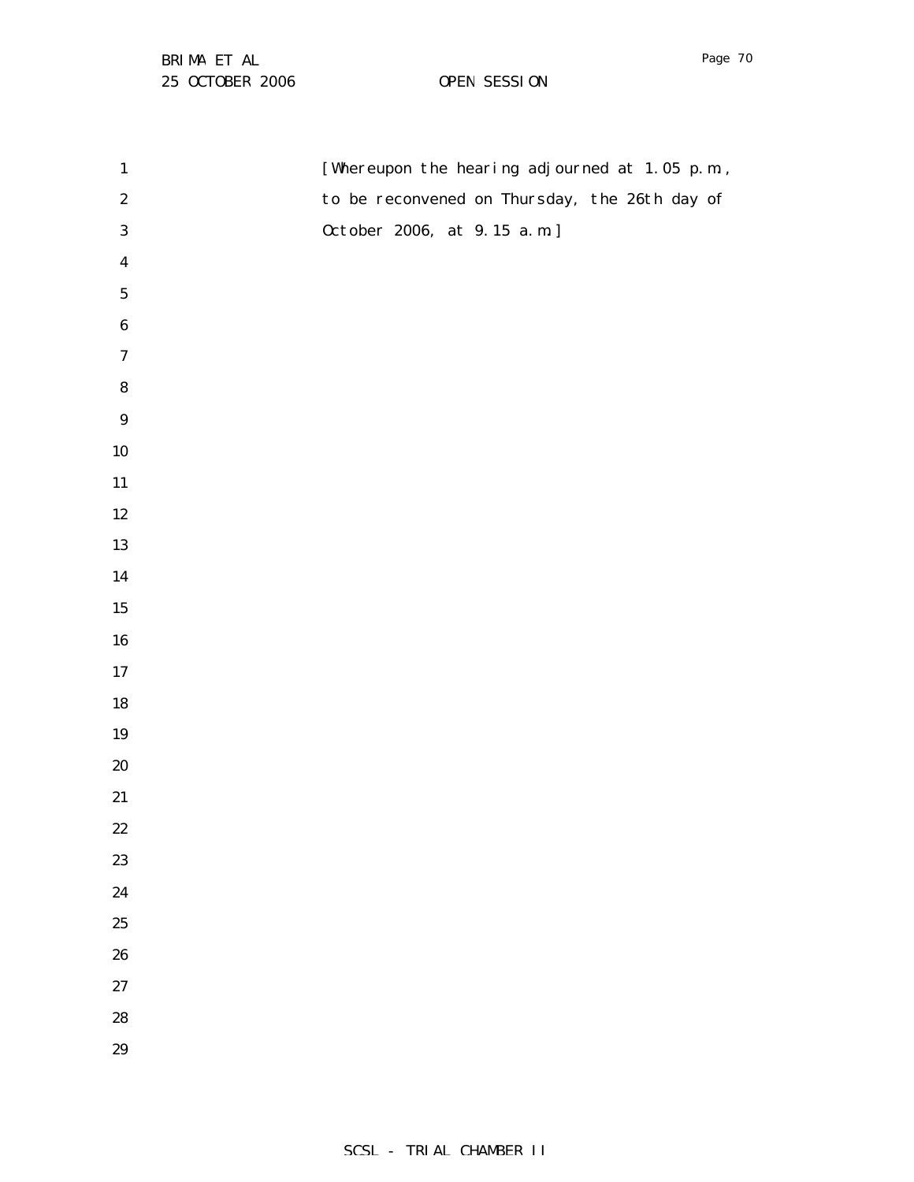[Whereupon the hearing adjourned at 1.05 p.m.,
to be reconvened on Thursday, the 26th day of
October 2006, at 9.15 a.m.]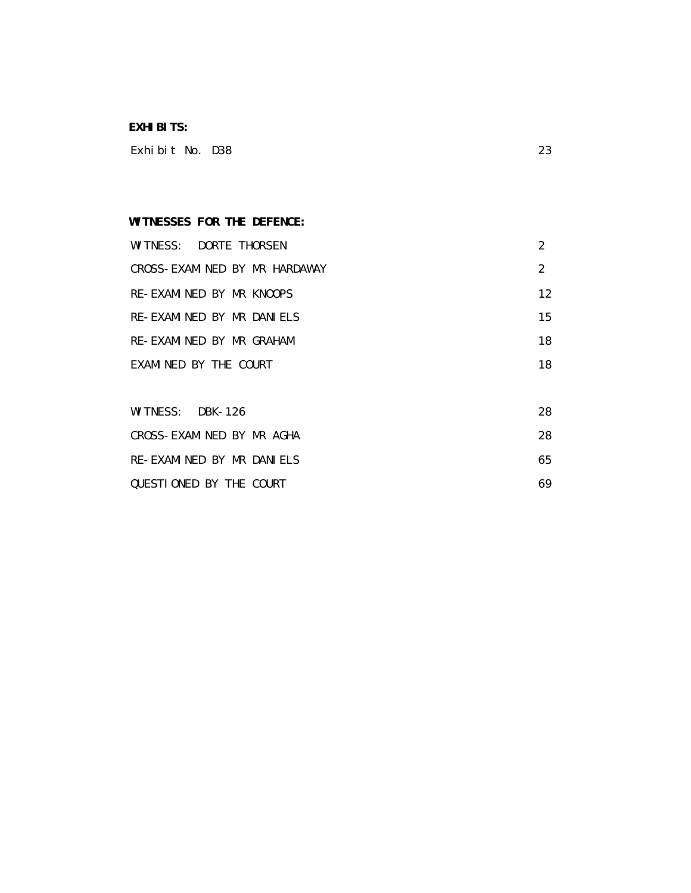**EXHIBITS:**

| | |
|---|---|
| Exhibit No. D38 | 23 |

**WITNESSES FOR THE DEFENCE:**

| | |
|---|---|
| WITNESS: DORTE THORSEN | 2 |
| CROSS-EXAMINED BY MR HARDAWAY | 2 |
| RE-EXAMINED BY MR KNOOPS | 12 |
| RE-EXAMINED BY MR DANIELS | 15 |
| RE-EXAMINED BY MR GRAHAM | 18 |
| EXAMINED BY THE COURT | 18 |
| | |
| WITNESS: DBK-126 | 28 |
| CROSS-EXAMINED BY MR AGHA | 28 |
| RE-EXAMINED BY MR DANIELS | 65 |
| QUESTIONED BY THE COURT | 69 |